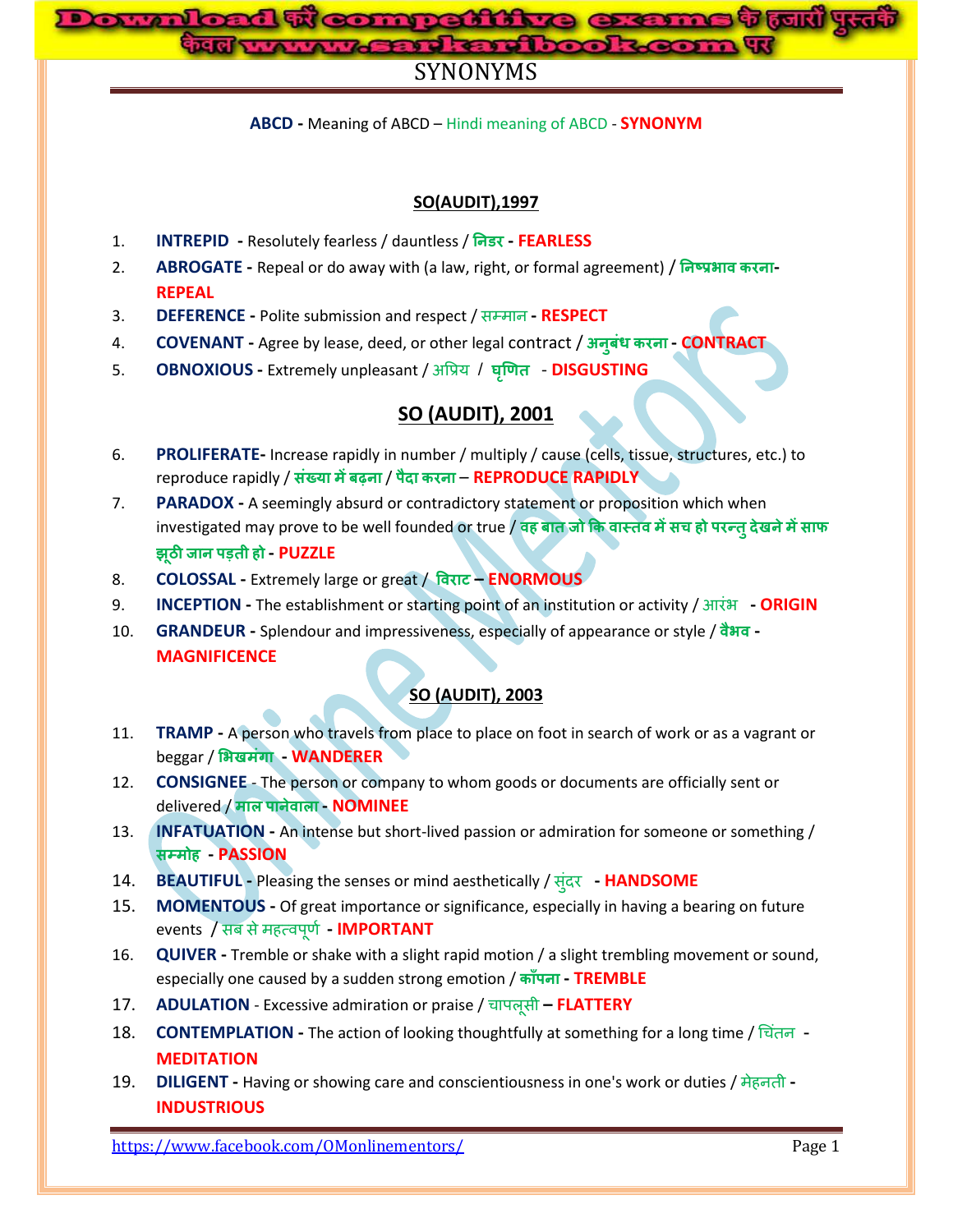# SYNONYMS

**ABCD** - Meaning of ABCD – Hindi meaning of ABCD - **SYNONYM**

## SO(AUDIT),1997

1. **INTREPID** - Resolutely fearless / dauntless / **निडर** - **FEARLESS**
2. **ABROGATE** - Repeal or do away with (a law, right, or formal agreement) / **निष्प्रभाव करना**- **REPEAL**
3. **DEFERENCE** - Polite submission and respect / सम्मान - **RESPECT**
4. **COVENANT** - Agree by lease, deed, or other legal contract / **अनुबंध करना** - **CONTRACT**
5. **OBNOXIOUS** - Extremely unpleasant / अप्रिय / **घृणित** - **DISGUSTING**

## SO (AUDIT), 2001

6. **PROLIFERATE**- Increase rapidly in number / multiply / cause (cells, tissue, structures, etc.) to reproduce rapidly / **संख्या में बढ़ना** / **पैदा करना** – **REPRODUCE RAPIDLY**
7. **PARADOX** - A seemingly absurd or contradictory statement or proposition which when investigated may prove to be well founded or true / **वह बात जो कि वास्तव में सच हो परन्तु देखने में साफ झूठी जान पड़ती हो** - **PUZZLE**
8. **COLOSSAL** - Extremely large or great / **विराट** – **ENORMOUS**
9. **INCEPTION** - The establishment or starting point of an institution or activity / आरंभ - **ORIGIN**
10. **GRANDEUR** - Splendour and impressiveness, especially of appearance or style / **वैभव** - **MAGNIFICENCE**

## SO (AUDIT), 2003

11. **TRAMP** - A person who travels from place to place on foot in search of work or as a vagrant or beggar / **भिखमंगा** - **WANDERER**
12. **CONSIGNEE** - The person or company to whom goods or documents are officially sent or delivered / **माल पानेवाला** - **NOMINEE**
13. **INFATUATION** - An intense but short-lived passion or admiration for someone or something / **सम्मोह** - **PASSION**
14. **BEAUTIFUL** - Pleasing the senses or mind aesthetically / सुंदर - **HANDSOME**
15. **MOMENTOUS** - Of great importance or significance, especially in having a bearing on future events / सब से महत्वपूर्ण - **IMPORTANT**
16. **QUIVER** - Tremble or shake with a slight rapid motion / a slight trembling movement or sound, especially one caused by a sudden strong emotion / **काँपना** - **TREMBLE**
17. **ADULATION** - Excessive admiration or praise / चापलूसी – **FLATTERY**
18. **CONTEMPLATION** - The action of looking thoughtfully at something for a long time / चिंतन - **MEDITATION**
19. **DILIGENT** - Having or showing care and conscientiousness in one's work or duties / मेहनती - **INDUSTRIOUS**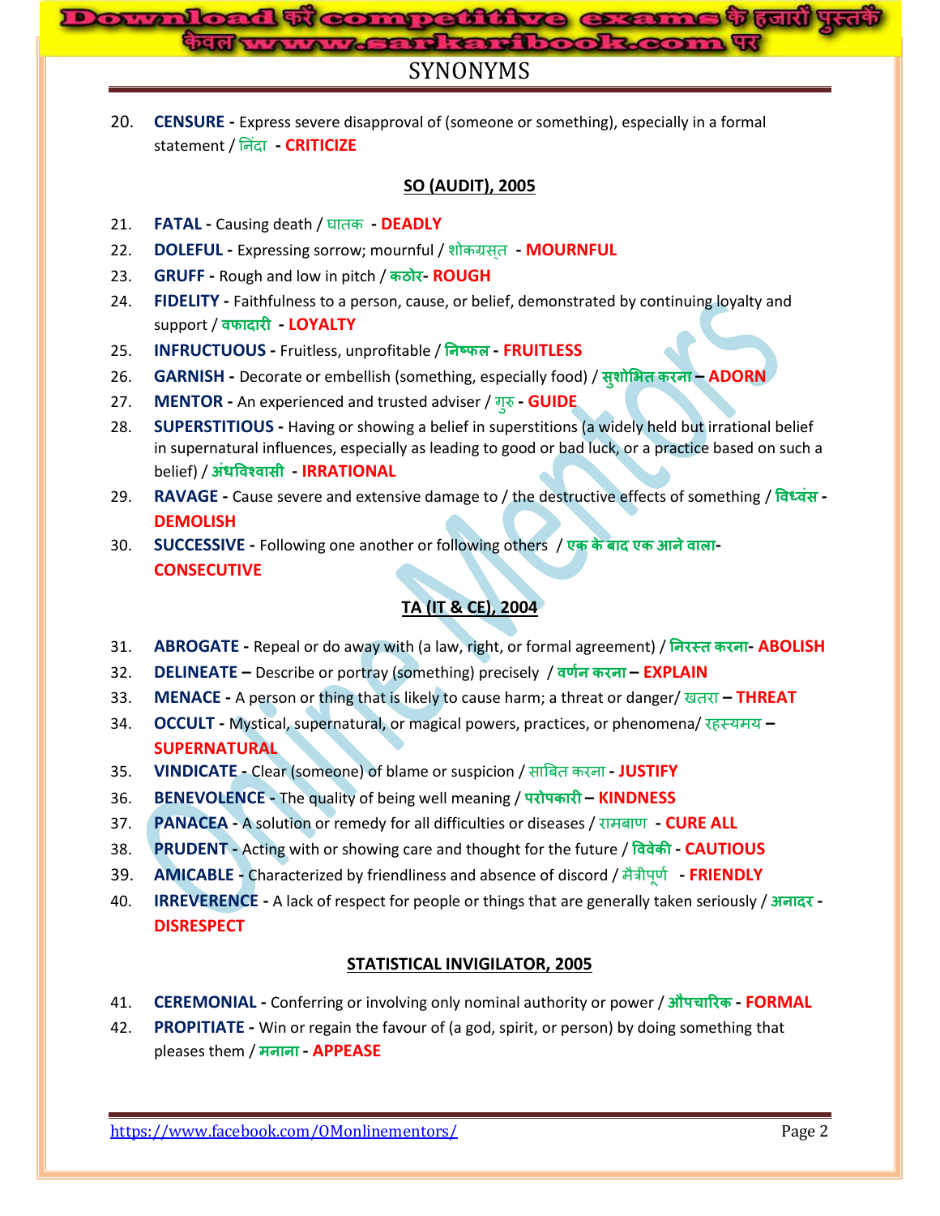# SYNONYMS

20. **CENSURE -** Express severe disapproval of (someone or something), especially in a formal statement / निंदा **- CRITICIZE**

## SO (AUDIT), 2005

21. **FATAL -** Causing death / घातक **- DEADLY**
22. **DOLEFUL -** Expressing sorrow; mournful / शोकग्रस्त **- MOURNFUL**
23. **GRUFF -** Rough and low in pitch / **कठोर- ROUGH**
24. **FIDELITY -** Faithfulness to a person, cause, or belief, demonstrated by continuing loyalty and support / **वफादारी - LOYALTY**
25. **INFRUCTUOUS -** Fruitless, unprofitable / **निष्फल - FRUITLESS**
26. **GARNISH -** Decorate or embellish (something, especially food) / **सुशोभित करना – ADORN**
27. **MENTOR -** An experienced and trusted adviser / गुरु **- GUIDE**
28. **SUPERSTITIOUS -** Having or showing a belief in superstitions (a widely held but irrational belief in supernatural influences, especially as leading to good or bad luck, or a practice based on such a belief) / **अंधविश्वासी - IRRATIONAL**
29. **RAVAGE -** Cause severe and extensive damage to / the destructive effects of something / **विध्वंस - DEMOLISH**
30. **SUCCESSIVE -** Following one another or following others / **एक के बाद एक आने वाला- CONSECUTIVE**

## TA (IT & CE), 2004

31. **ABROGATE -** Repeal or do away with (a law, right, or formal agreement) / **निरस्त करना- ABOLISH**
32. **DELINEATE –** Describe or portray (something) precisely / **वर्णन करना – EXPLAIN**
33. **MENACE -** A person or thing that is likely to cause harm; a threat or danger/ खतरा **– THREAT**
34. **OCCULT -** Mystical, supernatural, or magical powers, practices, or phenomena/ रहस्यमय **– SUPERNATURAL**
35. **VINDICATE -** Clear (someone) of blame or suspicion / साबित करना **- JUSTIFY**
36. **BENEVOLENCE -** The quality of being well meaning / **परोपकारी – KINDNESS**
37. **PANACEA -** A solution or remedy for all difficulties or diseases / रामबाण **- CURE ALL**
38. **PRUDENT -** Acting with or showing care and thought for the future / **विवेकी - CAUTIOUS**
39. **AMICABLE -** Characterized by friendliness and absence of discord / मैत्रीपूर्ण **- FRIENDLY**
40. **IRREVERENCE -** A lack of respect for people or things that are generally taken seriously / **अनादर - DISRESPECT**

## STATISTICAL INVIGILATOR, 2005

41. **CEREMONIAL -** Conferring or involving only nominal authority or power / **औपचारिक - FORMAL**
42. **PROPITIATE -** Win or regain the favour of (a god, spirit, or person) by doing something that pleases them / **मनाना - APPEASE**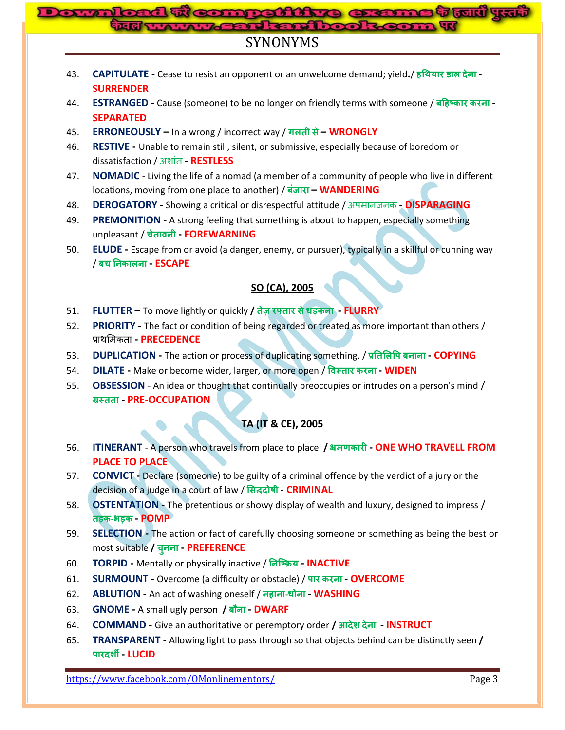# SYNONYMS

43. **CAPITULATE -** Cease to resist an opponent or an unwelcome demand; yield./ हथियार डाल देना - **SURRENDER**
44. **ESTRANGED -** Cause (someone) to be no longer on friendly terms with someone / बहिष्कार करना - **SEPARATED**
45. **ERRONEOUSLY –** In a wrong / incorrect way / गलती से – **WRONGLY**
46. **RESTIVE -** Unable to remain still, silent, or submissive, especially because of boredom or dissatisfaction / अशांत - **RESTLESS**
47. **NOMADIC** - Living the life of a nomad (a member of a community of people who live in different locations, moving from one place to another) / बंजारा – **WANDERING**
48. **DEROGATORY -** Showing a critical or disrespectful attitude / अपमानजनक - **DISPARAGING**
49. **PREMONITION -** A strong feeling that something is about to happen, especially something unpleasant / चेतावनी - **FOREWARNING**
50. **ELUDE -** Escape from or avoid (a danger, enemy, or pursuer), typically in a skillful or cunning way / बच निकालना - **ESCAPE**

## SO (CA), 2005

51. **FLUTTER –** To move lightly or quickly / तेज़ रफ्तार से धड़कना - **FLURRY**
52. **PRIORITY -** The fact or condition of being regarded or treated as more important than others / प्राथमिकता - **PRECEDENCE**
53. **DUPLICATION -** The action or process of duplicating something. / प्रतिलिपि बनाना - **COPYING**
54. **DILATE -** Make or become wider, larger, or more open / विस्तार करना - **WIDEN**
55. **OBSESSION** - An idea or thought that continually preoccupies or intrudes on a person's mind / ग्रस्तता - **PRE-OCCUPATION**

## TA (IT & CE), 2005

56. **ITINERANT** - A person who travels from place to place / भ्रमणकारी - **ONE WHO TRAVELL FROM PLACE TO PLACE**
57. **CONVICT -** Declare (someone) to be guilty of a criminal offence by the verdict of a jury or the decision of a judge in a court of law / सिद्धदोषी - **CRIMINAL**
58. **OSTENTATION -** The pretentious or showy display of wealth and luxury, designed to impress / तड़क-भड़क - **POMP**
59. **SELECTION -** The action or fact of carefully choosing someone or something as being the best or most suitable / चुनना - **PREFERENCE**
60. **TORPID -** Mentally or physically inactive / निष्क्रिय - **INACTIVE**
61. **SURMOUNT -** Overcome (a difficulty or obstacle) / पार करना - **OVERCOME**
62. **ABLUTION -** An act of washing oneself / नहाना-धोना - **WASHING**
63. **GNOME -** A small ugly person / बौना - **DWARF**
64. **COMMAND -** Give an authoritative or peremptory order / आदेश देना - **INSTRUCT**
65. **TRANSPARENT -** Allowing light to pass through so that objects behind can be distinctly seen / पारदर्शी - **LUCID**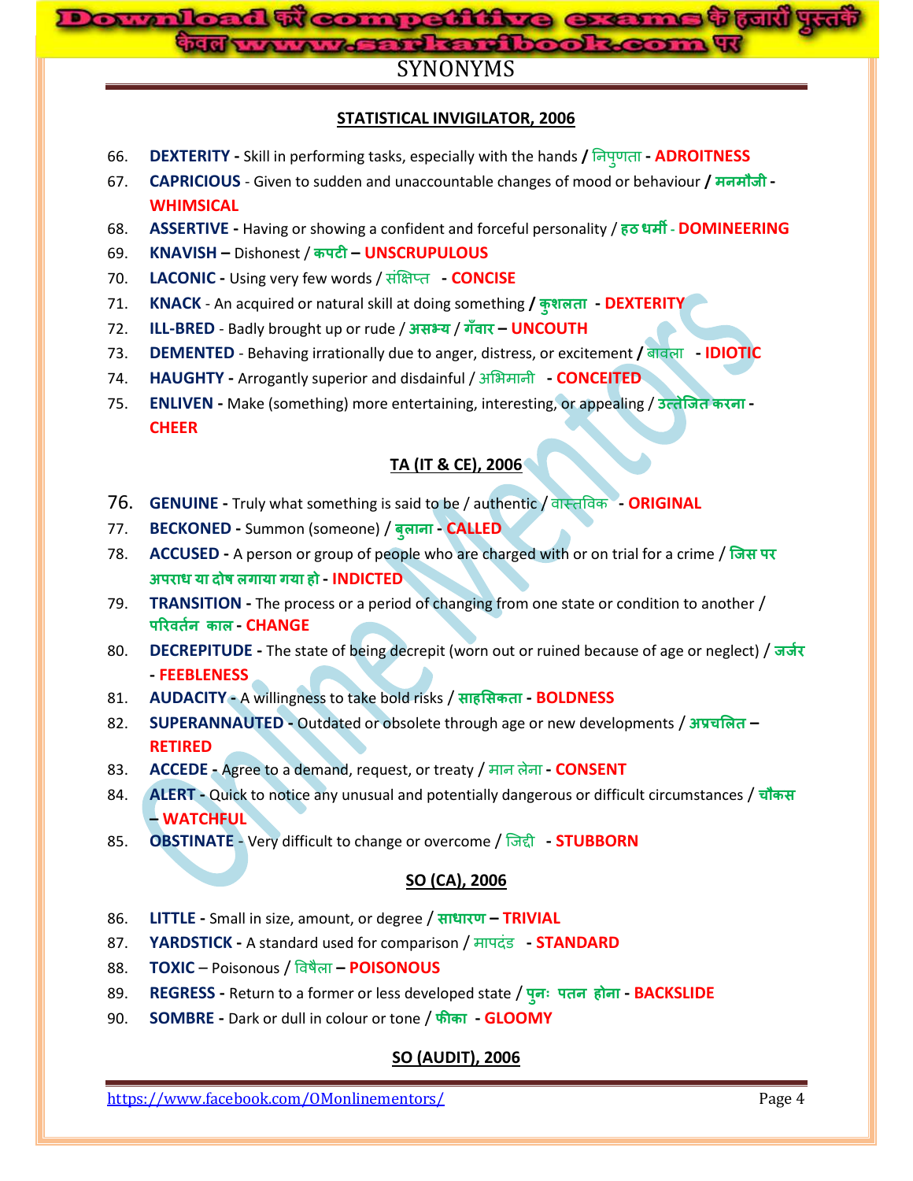# SYNONYMS

## STATISTICAL INVIGILATOR, 2006

66. **DEXTERITY -** Skill in performing tasks, especially with the hands **/** निपुणता **- ADROITNESS**
67. **CAPRICIOUS** - Given to sudden and unaccountable changes of mood or behaviour **/ मनमौजी - WHIMSICAL**
68. **ASSERTIVE -** Having or showing a confident and forceful personality / **हठ धर्मी - DOMINEERING**
69. **KNAVISH –** Dishonest / **कपटी – UNSCRUPULOUS**
70. **LACONIC -** Using very few words / संक्षिप्त **- CONCISE**
71. **KNACK** - An acquired or natural skill at doing something **/ कुशलता - DEXTERITY**
72. **ILL-BRED** - Badly brought up or rude / **असभ्य** / **गँवार – UNCOUTH**
73. **DEMENTED** - Behaving irrationally due to anger, distress, or excitement **/** बावला **- IDIOTIC**
74. **HAUGHTY -** Arrogantly superior and disdainful / अभिमानी **- CONCEITED**
75. **ENLIVEN -** Make (something) more entertaining, interesting, or appealing / **उत्तेजित करना - CHEER**

## TA (IT & CE), 2006

76. **GENUINE -** Truly what something is said to be / authentic / वास्तविक **- ORIGINAL**
77. **BECKONED -** Summon (someone) / **बुलाना - CALLED**
78. **ACCUSED -** A person or group of people who are charged with or on trial for a crime / **जिस पर अपराध या दोष लगाया गया हो - INDICTED**
79. **TRANSITION -** The process or a period of changing from one state or condition to another / **परिवर्तन काल - CHANGE**
80. **DECREPITUDE -** The state of being decrepit (worn out or ruined because of age or neglect) / **जर्जर - FEEBLENESS**
81. **AUDACITY -** A willingness to take bold risks / **साहसिकता - BOLDNESS**
82. **SUPERANNAUTED -** Outdated or obsolete through age or new developments / **अप्रचलित – RETIRED**
83. **ACCEDE -** Agree to a demand, request, or treaty / मान लेना **- CONSENT**
84. **ALERT -** Quick to notice any unusual and potentially dangerous or difficult circumstances / **चौकस – WATCHFUL**
85. **OBSTINATE** - Very difficult to change or overcome / जिद्दी **- STUBBORN**

## SO (CA), 2006

86. **LITTLE -** Small in size, amount, or degree / **साधारण – TRIVIAL**
87. **YARDSTICK -** A standard used for comparison / मापदंड **- STANDARD**
88. **TOXIC** – Poisonous / विषैला **– POISONOUS**
89. **REGRESS -** Return to a former or less developed state / **पुनः पतन होना - BACKSLIDE**
90. **SOMBRE -** Dark or dull in colour or tone / **फीका - GLOOMY**

## SO (AUDIT), 2006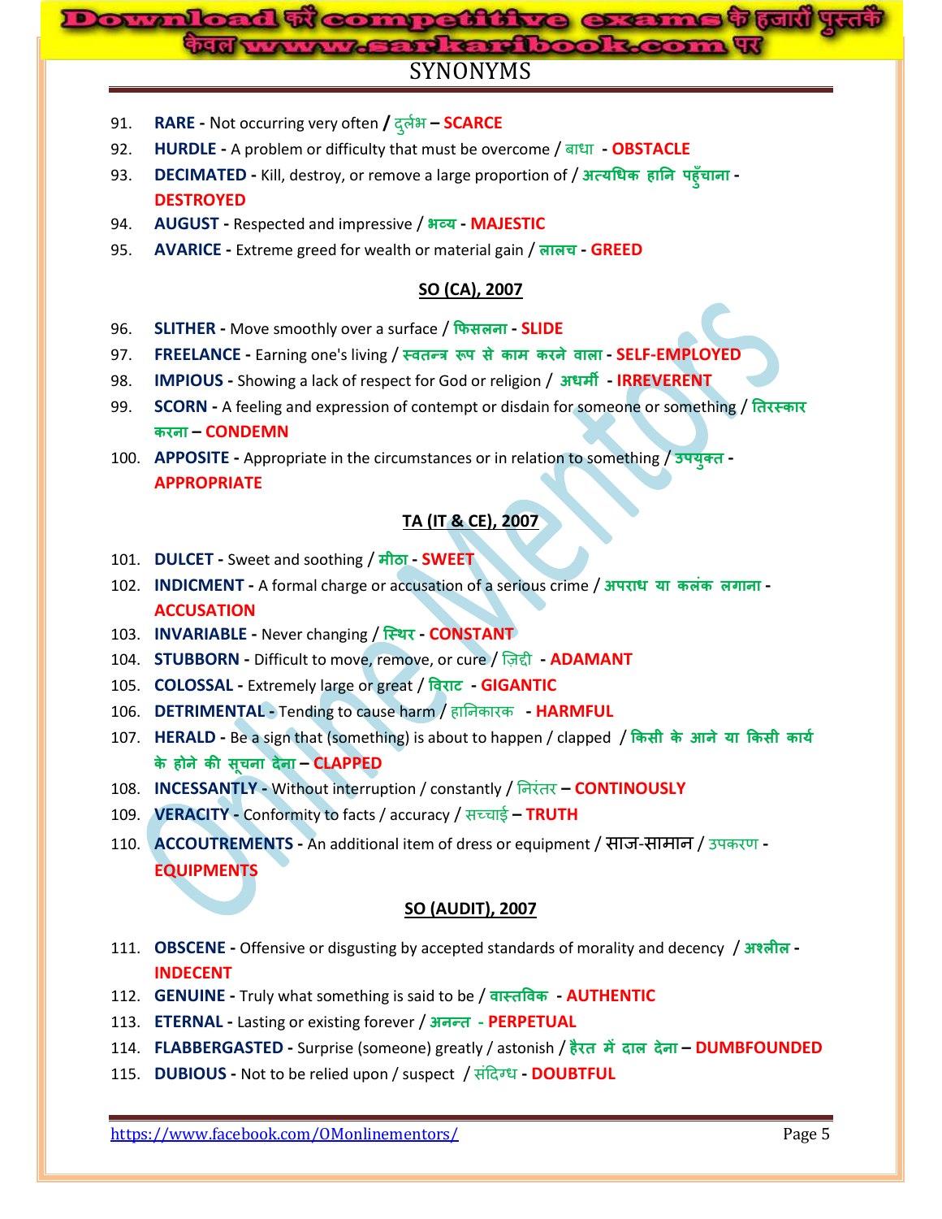# SYNONYMS

91. **RARE -** Not occurring very often **/** दुर्लभ **– SCARCE**
92. **HURDLE -** A problem or difficulty that must be overcome / बाधा **- OBSTACLE**
93. **DECIMATED -** Kill, destroy, or remove a large proportion of / **अत्यधिक हानि पहुँचाना - DESTROYED**
94. **AUGUST -** Respected and impressive / **भव्य - MAJESTIC**
95. **AVARICE -** Extreme greed for wealth or material gain / **लालच - GREED**

## SO (CA), 2007

96. **SLITHER -** Move smoothly over a surface / **फिसलना - SLIDE**
97. **FREELANCE -** Earning one's living / **स्वतन्त्र रूप से काम करने वाला - SELF-EMPLOYED**
98. **IMPIOUS -** Showing a lack of respect for God or religion / **अधर्मी - IRREVERENT**
99. **SCORN -** A feeling and expression of contempt or disdain for someone or something / **तिरस्कार करना – CONDEMN**
100. **APPOSITE -** Appropriate in the circumstances or in relation to something / **उपयुक्त - APPROPRIATE**

## TA (IT & CE), 2007

101. **DULCET -** Sweet and soothing / **मीठा - SWEET**
102. **INDICMENT -** A formal charge or accusation of a serious crime / **अपराध या कलंक लगाना - ACCUSATION**
103. **INVARIABLE -** Never changing / **स्थिर - CONSTANT**
104. **STUBBORN -** Difficult to move, remove, or cure / ज़िद्दी **- ADAMANT**
105. **COLOSSAL -** Extremely large or great / **विराट - GIGANTIC**
106. **DETRIMENTAL -** Tending to cause harm / हानिकारक **- HARMFUL**
107. **HERALD -** Be a sign that (something) is about to happen / clapped / **किसी के आने या किसी कार्य के होने की सूचना देना – CLAPPED**
108. **INCESSANTLY -** Without interruption / constantly / निरंतर **– CONTINOUSLY**
109. **VERACITY -** Conformity to facts / accuracy / सच्चाई **– TRUTH**
110. **ACCOUTREMENTS -** An additional item of dress or equipment / साज-सामान / उपकरण **- EQUIPMENTS**

## SO (AUDIT), 2007

111. **OBSCENE -** Offensive or disgusting by accepted standards of morality and decency / **अश्लील - INDECENT**
112. **GENUINE -** Truly what something is said to be / **वास्तविक - AUTHENTIC**
113. **ETERNAL -** Lasting or existing forever / **अनन्त - PERPETUAL**
114. **FLABBERGASTED -** Surprise (someone) greatly / astonish / **हैरत में दाल देना – DUMBFOUNDED**
115. **DUBIOUS -** Not to be relied upon / suspect / संदिग्ध **- DOUBTFUL**

https://www.facebook.com/OMonlinementors/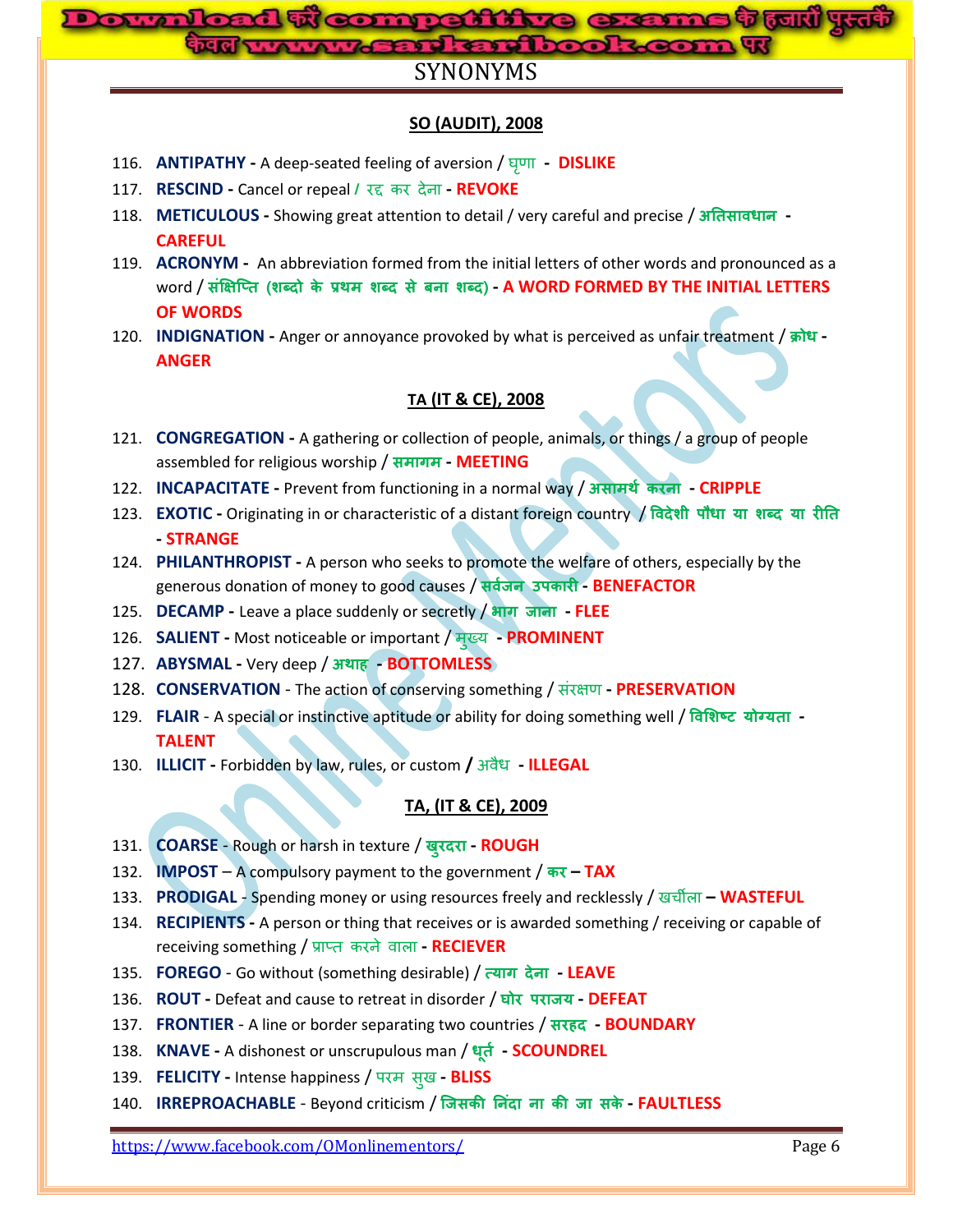# SYNONYMS

## SO (AUDIT), 2008

116. **ANTIPATHY -** A deep-seated feeling of aversion / घृणा - **DISLIKE**
117. **RESCIND -** Cancel or repeal / रद्द कर देना - **REVOKE**
118. **METICULOUS -** Showing great attention to detail / very careful and precise / **अतिसावधान** - **CAREFUL**
119. **ACRONYM -** An abbreviation formed from the initial letters of other words and pronounced as a word / **संक्षिप्ति (शब्दो के प्रथम शब्द से बना शब्द)** - **A WORD FORMED BY THE INITIAL LETTERS OF WORDS**
120. **INDIGNATION -** Anger or annoyance provoked by what is perceived as unfair treatment / **क्रोध** - **ANGER**

## TA (IT & CE), 2008

121. **CONGREGATION -** A gathering or collection of people, animals, or things / a group of people assembled for religious worship / **समागम** - **MEETING**
122. **INCAPACITATE -** Prevent from functioning in a normal way / **असामर्थ करना** - **CRIPPLE**
123. **EXOTIC -** Originating in or characteristic of a distant foreign country / **विदेशी पौधा या शब्द या रीति** - **STRANGE**
124. **PHILANTHROPIST -** A person who seeks to promote the welfare of others, especially by the generous donation of money to good causes / **सर्वजन उपकारी** - **BENEFACTOR**
125. **DECAMP -** Leave a place suddenly or secretly / **भाग जाना** - **FLEE**
126. **SALIENT -** Most noticeable or important / मुख्य - **PROMINENT**
127. **ABYSMAL -** Very deep / **अथाह** - **BOTTOMLESS**
128. **CONSERVATION** - The action of conserving something / संरक्षण - **PRESERVATION**
129. **FLAIR** - A special or instinctive aptitude or ability for doing something well / **विशिष्ट योग्यता** - **TALENT**
130. **ILLICIT -** Forbidden by law, rules, or custom / अवैध - **ILLEGAL**

## TA, (IT & CE), 2009

131. **COARSE** - Rough or harsh in texture / **खुरदरा** - **ROUGH**
132. **IMPOST** – A compulsory payment to the government / **कर** – **TAX**
133. **PRODIGAL** - Spending money or using resources freely and recklessly / खर्चीला – **WASTEFUL**
134. **RECIPIENTS -** A person or thing that receives or is awarded something / receiving or capable of receiving something / प्राप्त करने वाला - **RECIEVER**
135. **FOREGO** - Go without (something desirable) / **त्याग देना** - **LEAVE**
136. **ROUT -** Defeat and cause to retreat in disorder / **घोर पराजय** - **DEFEAT**
137. **FRONTIER** - A line or border separating two countries / **सरहद** - **BOUNDARY**
138. **KNAVE -** A dishonest or unscrupulous man / **धूर्त** - **SCOUNDREL**
139. **FELICITY -** Intense happiness / परम सुख - **BLISS**
140. **IRREPROACHABLE** - Beyond criticism / **जिसकी निंदा ना की जा सके** - **FAULTLESS**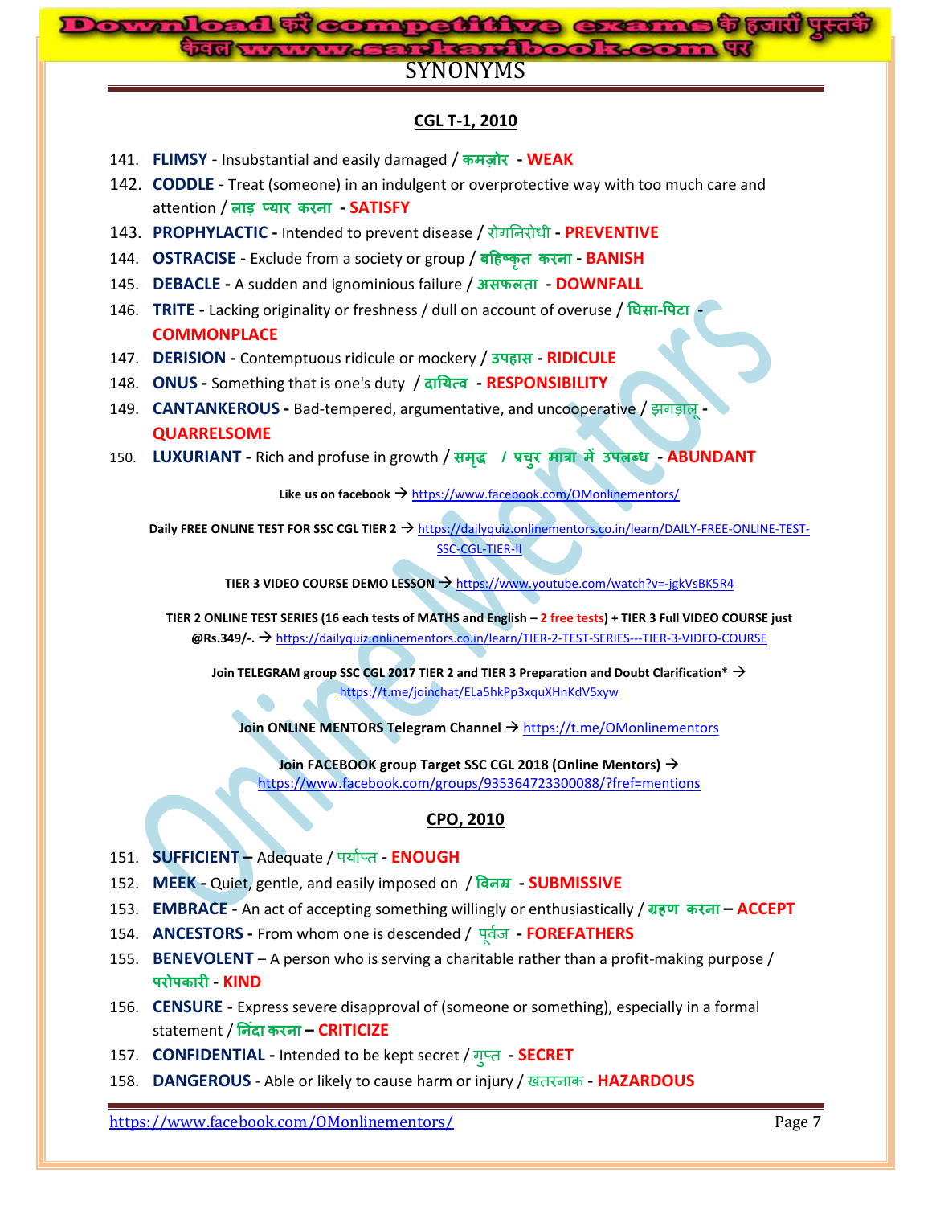# SYNONYMS

## CGL T-1, 2010

141. **FLIMSY** - Insubstantial and easily damaged / **कमज़ोर** - **WEAK**
142. **CODDLE** - Treat (someone) in an indulgent or overprotective way with too much care and attention / **लाड़ प्यार करना** - **SATISFY**
143. **PROPHYLACTIC** - Intended to prevent disease / रोगनिरोधी - **PREVENTIVE**
144. **OSTRACISE** - Exclude from a society or group / **बहिष्कृत करना** - **BANISH**
145. **DEBACLE** - A sudden and ignominious failure / **असफलता** - **DOWNFALL**
146. **TRITE** - Lacking originality or freshness / dull on account of overuse / **घिसा-पिटा** - **COMMONPLACE**
147. **DERISION** - Contemptuous ridicule or mockery / **उपहास** - **RIDICULE**
148. **ONUS** - Something that is one's duty / **दायित्व** - **RESPONSIBILITY**
149. **CANTANKEROUS** - Bad-tempered, argumentative, and uncooperative / झगड़ालू - **QUARRELSOME**
150. **LUXURIANT** - Rich and profuse in growth / **समृद्ध / प्रचुर मात्रा में उपलब्ध** - **ABUNDANT**

**Like us on facebook →** https://www.facebook.com/OMonlinementors/

**Daily FREE ONLINE TEST FOR SSC CGL TIER 2 →** https://dailyquiz.onlinementors.co.in/learn/DAILY-FREE-ONLINE-TEST-SSC-CGL-TIER-II

**TIER 3 VIDEO COURSE DEMO LESSON →** https://www.youtube.com/watch?v=-jgkVsBK5R4

**TIER 2 ONLINE TEST SERIES (16 each tests of MATHS and English – 2 free tests) + TIER 3 Full VIDEO COURSE just @Rs.349/-. →** https://dailyquiz.onlinementors.co.in/learn/TIER-2-TEST-SERIES---TIER-3-VIDEO-COURSE

**Join TELEGRAM group SSC CGL 2017 TIER 2 and TIER 3 Preparation and Doubt Clarification* →** https://t.me/joinchat/ELa5hkPp3xquXHnKdV5xyw

**Join ONLINE MENTORS Telegram Channel →** https://t.me/OMonlinementors

**Join FACEBOOK group Target SSC CGL 2018 (Online Mentors) →** https://www.facebook.com/groups/935364723300088/?fref=mentions

## CPO, 2010

151. **SUFFICIENT** – Adequate / पर्याप्त - **ENOUGH**
152. **MEEK** - Quiet, gentle, and easily imposed on / **विनम्र** - **SUBMISSIVE**
153. **EMBRACE** - An act of accepting something willingly or enthusiastically / **ग्रहण करना** – **ACCEPT**
154. **ANCESTORS** - From whom one is descended / पूर्वज - **FOREFATHERS**
155. **BENEVOLENT** – A person who is serving a charitable rather than a profit-making purpose / **परोपकारी** - **KIND**
156. **CENSURE** - Express severe disapproval of (someone or something), especially in a formal statement / **निंदा करना** – **CRITICIZE**
157. **CONFIDENTIAL** - Intended to be kept secret / गुप्त - **SECRET**
158. **DANGEROUS** - Able or likely to cause harm or injury / खतरनाक - **HAZARDOUS**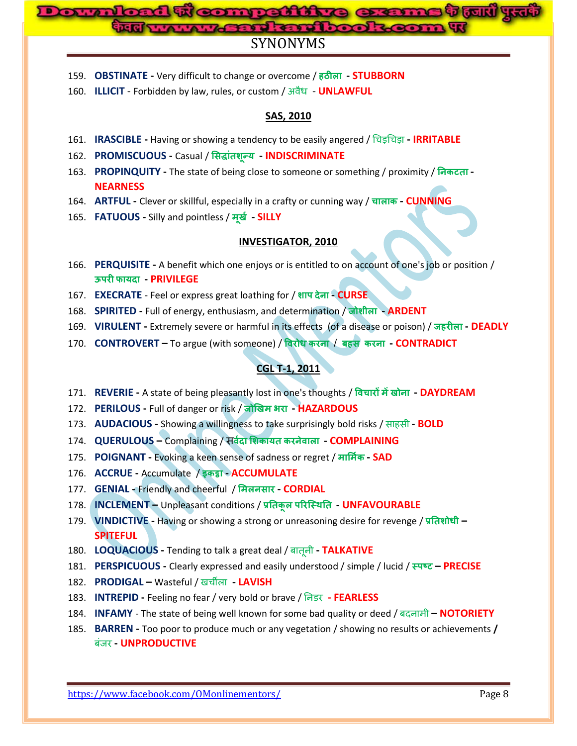# SYNONYMS

159. **OBSTINATE -** Very difficult to change or overcome / **हठीला** **- STUBBORN**
160. **ILLICIT** - Forbidden by law, rules, or custom / अवैध **- UNLAWFUL**

## SAS, 2010

161. **IRASCIBLE -** Having or showing a tendency to be easily angered / चिड़चिड़ा **- IRRITABLE**
162. **PROMISCUOUS -** Casual / **सिद्धांतशून्य** **- INDISCRIMINATE**
163. **PROPINQUITY -** The state of being close to someone or something / proximity / **निकटता - NEARNESS**
164. **ARTFUL -** Clever or skillful, especially in a crafty or cunning way / **चालाक - CUNNING**
165. **FATUOUS -** Silly and pointless / **मूर्ख** **- SILLY**

## INVESTIGATOR, 2010

166. **PERQUISITE -** A benefit which one enjoys or is entitled to on account of one's job or position / **ऊपरी फायदा** **- PRIVILEGE**
167. **EXECRATE** - Feel or express great loathing for / **शाप देना - CURSE**
168. **SPIRITED -** Full of energy, enthusiasm, and determination / **जोशीला** **- ARDENT**
169. **VIRULENT -** Extremely severe or harmful in its effects (of a disease or poison) / **जहरीला - DEADLY**
170. **CONTROVERT –** To argue (with someone) / **विरोध करना** / **बहस करना** **- CONTRADICT**

## CGL T-1, 2011

171. **REVERIE -** A state of being pleasantly lost in one's thoughts / **विचारों में खोना** **- DAYDREAM**
172. **PERILOUS -** Full of danger or risk / **जोखिम भरा** **- HAZARDOUS**
173. **AUDACIOUS -** Showing a willingness to take surprisingly bold risks / साहसी **- BOLD**
174. **QUERULOUS –** Complaining / **सर्वदा शिकायत करनेवाला** **- COMPLAINING**
175. **POIGNANT -** Evoking a keen sense of sadness or regret / **मार्मिक - SAD**
176. **ACCRUE -** Accumulate / **इकट्ठा - ACCUMULATE**
177. **GENIAL -** Friendly and cheerful / **मिलनसार - CORDIAL**
178. **INCLEMENT –** Unpleasant conditions / **प्रतिकूल परिस्थिति** **- UNFAVOURABLE**
179. **VINDICTIVE -** Having or showing a strong or unreasoning desire for revenge / **प्रतिशोधी – SPITEFUL**
180. **LOQUACIOUS -** Tending to talk a great deal / बातूनी **- TALKATIVE**
181. **PERSPICUOUS -** Clearly expressed and easily understood / simple / lucid / **स्पष्ट – PRECISE**
182. **PRODIGAL –** Wasteful / खर्चीला **- LAVISH**
183. **INTREPID -** Feeling no fear / very bold or brave / निडर **- FEARLESS**
184. **INFAMY** - The state of being well known for some bad quality or deed / बदनामी **– NOTORIETY**
185. **BARREN -** Too poor to produce much or any vegetation / showing no results or achievements **/** बंजर **- UNPRODUCTIVE**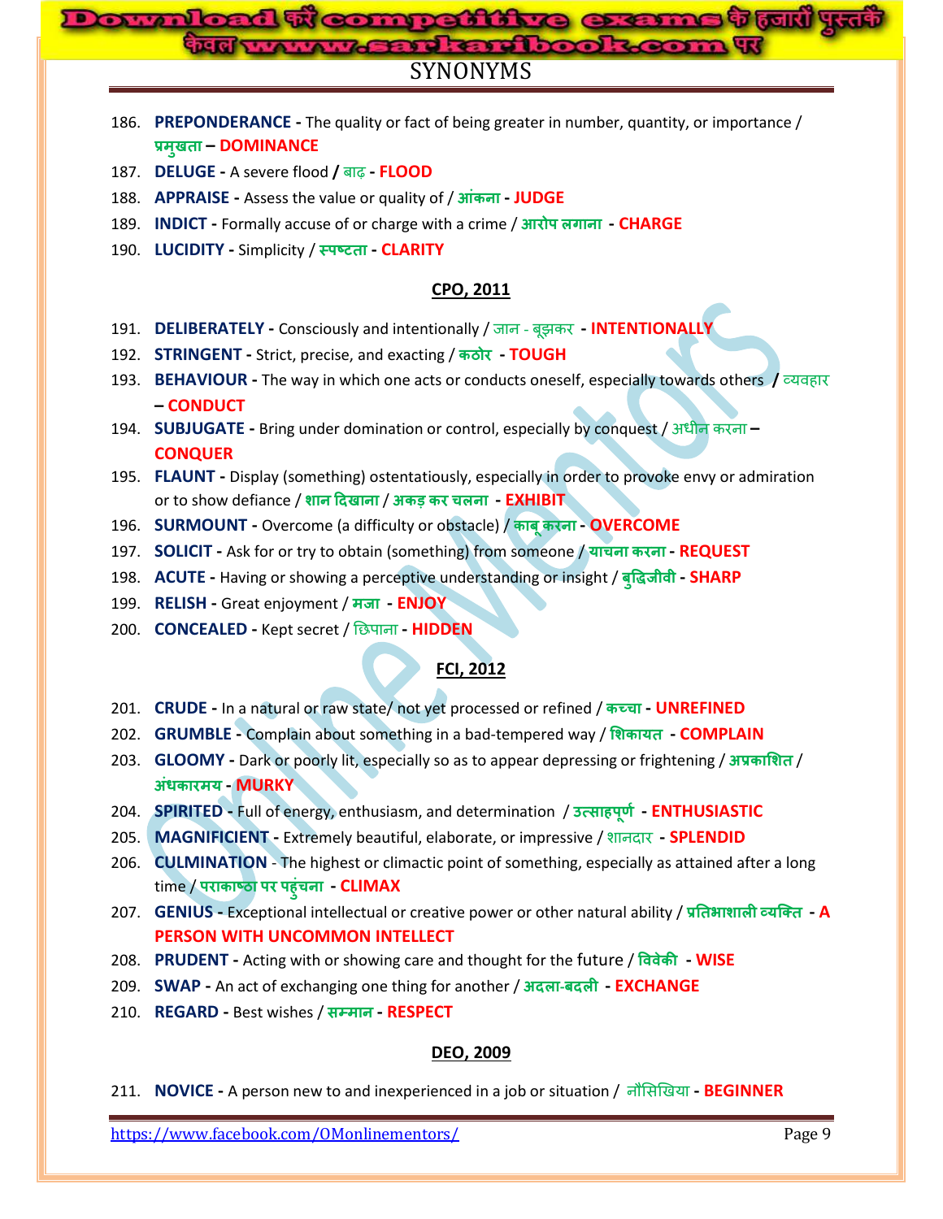# SYNONYMS

186. **PREPONDERANCE -** The quality or fact of being greater in number, quantity, or importance / **प्रमुखता – DOMINANCE**
187. **DELUGE -** A severe flood **/** बाढ़ **- FLOOD**
188. **APPRAISE -** Assess the value or quality of / **आंकना - JUDGE**
189. **INDICT -** Formally accuse of or charge with a crime / **आरोप लगाना - CHARGE**
190. **LUCIDITY -** Simplicity / **स्पष्टता - CLARITY**

## CPO, 2011

191. **DELIBERATELY -** Consciously and intentionally / जान - बूझकर **- INTENTIONALLY**
192. **STRINGENT -** Strict, precise, and exacting / **कठोर - TOUGH**
193. **BEHAVIOUR -** The way in which one acts or conducts oneself, especially towards others **/** व्यवहार **– CONDUCT**
194. **SUBJUGATE -** Bring under domination or control, especially by conquest / अधीन करना **– CONQUER**
195. **FLAUNT -** Display (something) ostentatiously, especially in order to provoke envy or admiration or to show defiance / **शान दिखाना** / **अकड़ कर चलना - EXHIBIT**
196. **SURMOUNT -** Overcome (a difficulty or obstacle) / **काबू करना - OVERCOME**
197. **SOLICIT -** Ask for or try to obtain (something) from someone / **याचना करना - REQUEST**
198. **ACUTE -** Having or showing a perceptive understanding or insight / **बुद्धिजीवी - SHARP**
199. **RELISH -** Great enjoyment / **मजा - ENJOY**
200. **CONCEALED -** Kept secret / छिपाना **- HIDDEN**

## FCI, 2012

201. **CRUDE -** In a natural or raw state/ not yet processed or refined / **कच्चा - UNREFINED**
202. **GRUMBLE -** Complain about something in a bad-tempered way / **शिकायत - COMPLAIN**
203. **GLOOMY -** Dark or poorly lit, especially so as to appear depressing or frightening / **अप्रकाशित** / **अंधकारमय - MURKY**
204. **SPIRITED -** Full of energy, enthusiasm, and determination / **उत्साहपूर्ण - ENTHUSIASTIC**
205. **MAGNIFICIENT -** Extremely beautiful, elaborate, or impressive / शानदार **- SPLENDID**
206. **CULMINATION -** The highest or climactic point of something, especially as attained after a long time / **पराकाष्ठा पर पहुंचना - CLIMAX**
207. **GENIUS -** Exceptional intellectual or creative power or other natural ability / **प्रतिभाशाली व्यक्ति - A PERSON WITH UNCOMMON INTELLECT**
208. **PRUDENT -** Acting with or showing care and thought for the future / **विवेकी - WISE**
209. **SWAP -** An act of exchanging one thing for another / **अदला-बदली - EXCHANGE**
210. **REGARD -** Best wishes / **सम्मान - RESPECT**

## DEO, 2009

211. **NOVICE -** A person new to and inexperienced in a job or situation / नौसिखिया **- BEGINNER**

https://www.facebook.com/OMonlinementors/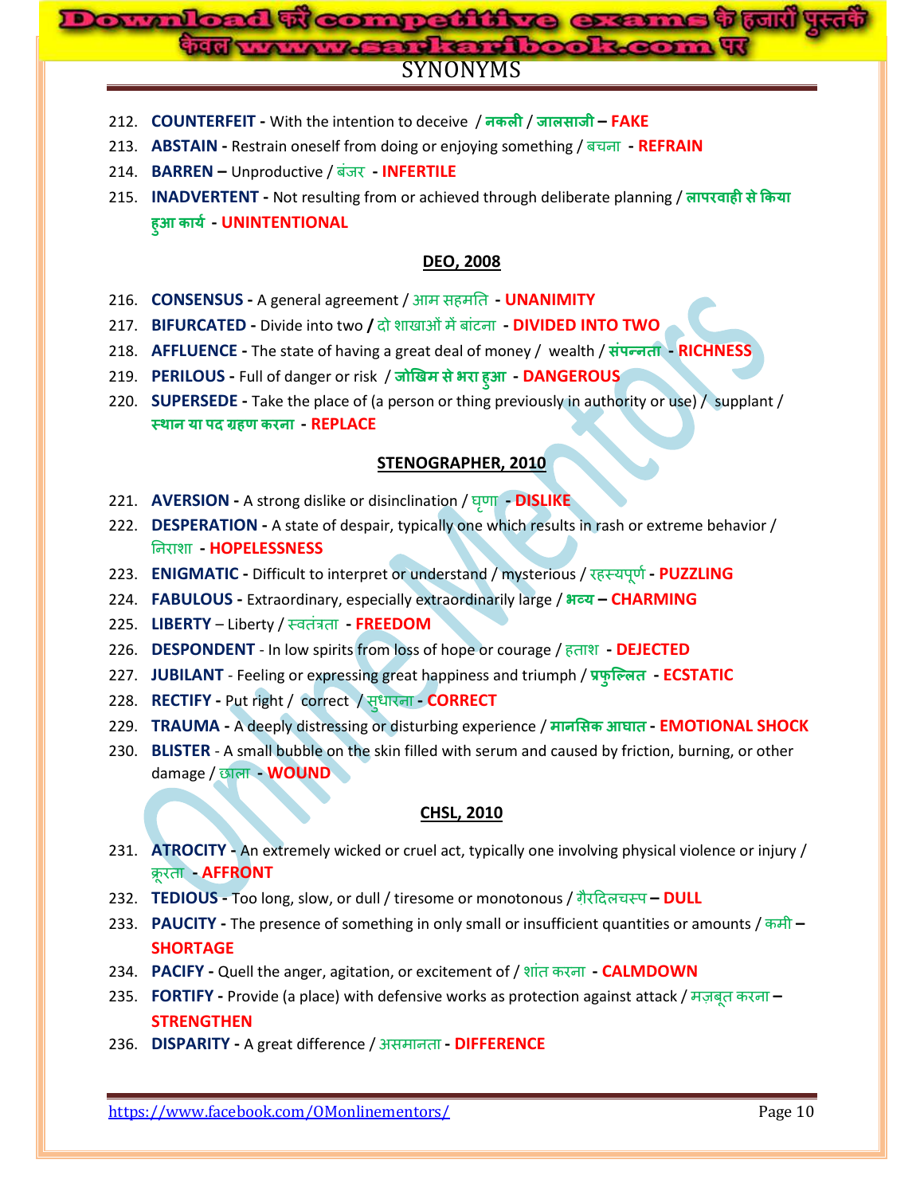# SYNONYMS

212. **COUNTERFEIT -** With the intention to deceive / **नकली / जालसाजी – FAKE**
213. **ABSTAIN -** Restrain oneself from doing or enjoying something / बचना **- REFRAIN**
214. **BARREN –** Unproductive / बंजर **- INFERTILE**
215. **INADVERTENT -** Not resulting from or achieved through deliberate planning / **लापरवाही से किया हुआ कार्य - UNINTENTIONAL**

## DEO, 2008

216. **CONSENSUS -** A general agreement / आम सहमति **- UNANIMITY**
217. **BIFURCATED -** Divide into two **/** दो शाखाओं में बांटना **- DIVIDED INTO TWO**
218. **AFFLUENCE -** The state of having a great deal of money / wealth / **संपन्नता - RICHNESS**
219. **PERILOUS -** Full of danger or risk / **जोखिम से भरा हुआ - DANGEROUS**
220. **SUPERSEDE -** Take the place of (a person or thing previously in authority or use) / supplant / **स्थान या पद ग्रहण करना - REPLACE**

## STENOGRAPHER, 2010

221. **AVERSION -** A strong dislike or disinclination / घृणा **- DISLIKE**
222. **DESPERATION -** A state of despair, typically one which results in rash or extreme behavior / निराशा **- HOPELESSNESS**
223. **ENIGMATIC -** Difficult to interpret or understand / mysterious / रहस्यपूर्ण **- PUZZLING**
224. **FABULOUS -** Extraordinary, especially extraordinarily large / **भव्य – CHARMING**
225. **LIBERTY** – Liberty / स्वतंत्रता **- FREEDOM**
226. **DESPONDENT** - In low spirits from loss of hope or courage / हताश **- DEJECTED**
227. **JUBILANT** - Feeling or expressing great happiness and triumph / **प्रफुल्लित - ECSTATIC**
228. **RECTIFY -** Put right / correct / सुधारना **- CORRECT**
229. **TRAUMA -** A deeply distressing or disturbing experience / **मानसिक आघात - EMOTIONAL SHOCK**
230. **BLISTER** - A small bubble on the skin filled with serum and caused by friction, burning, or other damage / छाला **- WOUND**

## CHSL, 2010

231. **ATROCITY -** An extremely wicked or cruel act, typically one involving physical violence or injury / क्रूरता **- AFFRONT**
232. **TEDIOUS -** Too long, slow, or dull / tiresome or monotonous / गैरदिलचस्प **– DULL**
233. **PAUCITY -** The presence of something in only small or insufficient quantities or amounts / कमी **– SHORTAGE**
234. **PACIFY -** Quell the anger, agitation, or excitement of / शांत करना **- CALMDOWN**
235. **FORTIFY -** Provide (a place) with defensive works as protection against attack / मज़बूत करना **– STRENGTHEN**
236. **DISPARITY -** A great difference / असमानता **- DIFFERENCE**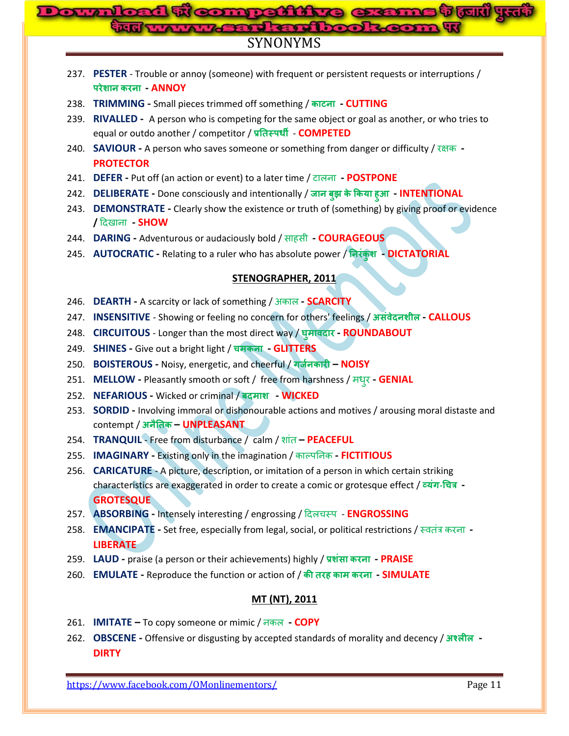# SYNONYMS

237. **PESTER** - Trouble or annoy (someone) with frequent or persistent requests or interruptions / **परेशान करना** - **ANNOY**
238. **TRIMMING** - Small pieces trimmed off something / **काटना** - **CUTTING**
239. **RIVALLED** - A person who is competing for the same object or goal as another, or who tries to equal or outdo another / competitor / **प्रतिस्पर्धी** - **COMPETED**
240. **SAVIOUR** - A person who saves someone or something from danger or difficulty / रक्षक - **PROTECTOR**
241. **DEFER** - Put off (an action or event) to a later time / टालना - **POSTPONE**
242. **DELIBERATE** - Done consciously and intentionally / **जान बुझ के किया हुआ** - **INTENTIONAL**
243. **DEMONSTRATE** - Clearly show the existence or truth of (something) by giving proof or evidence / दिखाना - **SHOW**
244. **DARING** - Adventurous or audaciously bold / साहसी - **COURAGEOUS**
245. **AUTOCRATIC** - Relating to a ruler who has absolute power / **निरंकुश** - **DICTATORIAL**

**STENOGRAPHER, 2011**

246. **DEARTH** - A scarcity or lack of something / अकाल - **SCARCITY**
247. **INSENSITIVE** - Showing or feeling no concern for others' feelings / **असंवेदनशील** - **CALLOUS**
248. **CIRCUITOUS** - Longer than the most direct way / **घुमावदार** - **ROUNDABOUT**
249. **SHINES** - Give out a bright light / **चमकना** - **GLITTERS**
250. **BOISTEROUS** - Noisy, energetic, and cheerful / **गर्जनकारी** – **NOISY**
251. **MELLOW** - Pleasantly smooth or soft / free from harshness / मधुर - **GENIAL**
252. **NEFARIOUS** - Wicked or criminal / **बदमाश** - **WICKED**
253. **SORDID** - Involving immoral or dishonourable actions and motives / arousing moral distaste and contempt / **अनैतिक** – **UNPLEASANT**
254. **TRANQUIL** - Free from disturbance / calm / शांत – **PEACEFUL**
255. **IMAGINARY** - Existing only in the imagination / काल्पनिक - **FICTITIOUS**
256. **CARICATURE** - A picture, description, or imitation of a person in which certain striking characteristics are exaggerated in order to create a comic or grotesque effect / **व्यंग-चित्र** - **GROTESQUE**
257. **ABSORBING** - Intensely interesting / engrossing / दिलचस्प - **ENGROSSING**
258. **EMANCIPATE** - Set free, especially from legal, social, or political restrictions / स्वतंत्र करना - **LIBERATE**
259. **LAUD** - praise (a person or their achievements) highly / **प्रशंसा करना** - **PRAISE**
260. **EMULATE** - Reproduce the function or action of / **की तरह काम करना** - **SIMULATE**

**MT (NT), 2011**

261. **IMITATE** – To copy someone or mimic / नकल - **COPY**
262. **OBSCENE** - Offensive or disgusting by accepted standards of morality and decency / **अश्लील** - **DIRTY**

https://www.facebook.com/OMonlinementors/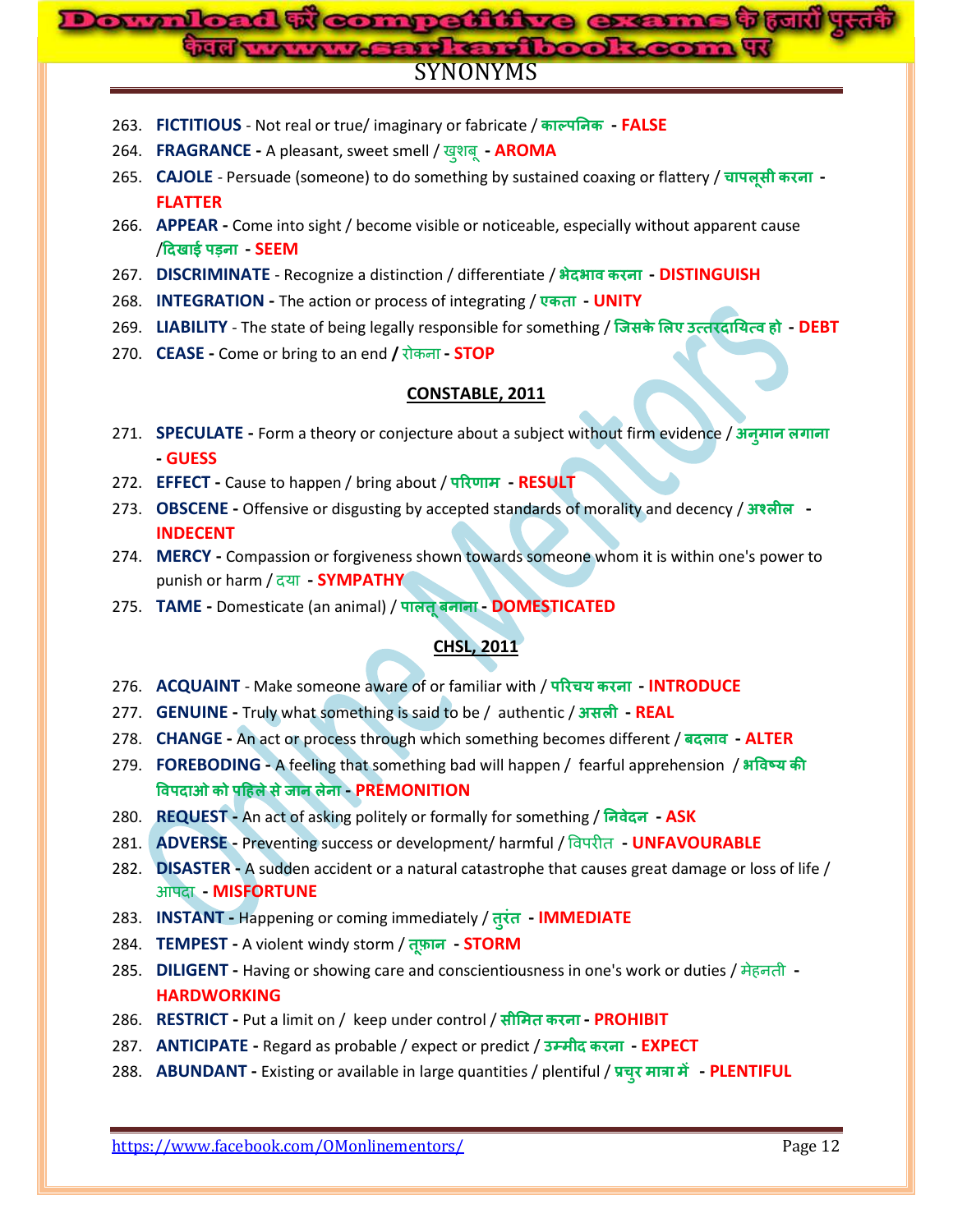SYNONYMS

263. **FICTITIOUS** - Not real or true/ imaginary or fabricate / **काल्पनिक** - **FALSE**
264. **FRAGRANCE** - A pleasant, sweet smell / खुशबू - **AROMA**
265. **CAJOLE** - Persuade (someone) to do something by sustained coaxing or flattery / **चापलूसी करना** - **FLATTER**
266. **APPEAR** - Come into sight / become visible or noticeable, especially without apparent cause /**दिखाई पड़ना** - **SEEM**
267. **DISCRIMINATE** - Recognize a distinction / differentiate / **भेदभाव करना** - **DISTINGUISH**
268. **INTEGRATION** - The action or process of integrating / **एकता** - **UNITY**
269. **LIABILITY** - The state of being legally responsible for something / **जिसके लिए उत्तरदायित्व हो** - **DEBT**
270. **CEASE** - Come or bring to an end **/** रोकना - **STOP**

**CONSTABLE, 2011**

271. **SPECULATE** - Form a theory or conjecture about a subject without firm evidence / **अनुमान लगाना** - **GUESS**
272. **EFFECT** - Cause to happen / bring about / **परिणाम** - **RESULT**
273. **OBSCENE** - Offensive or disgusting by accepted standards of morality and decency / **अश्लील** - **INDECENT**
274. **MERCY** - Compassion or forgiveness shown towards someone whom it is within one's power to punish or harm / दया - **SYMPATHY**
275. **TAME** - Domesticate (an animal) / **पालतू बनाना** - **DOMESTICATED**

**CHSL, 2011**

276. **ACQUAINT** - Make someone aware of or familiar with / **परिचय करना** - **INTRODUCE**
277. **GENUINE** - Truly what something is said to be / authentic / **असली** - **REAL**
278. **CHANGE** - An act or process through which something becomes different / **बदलाव** - **ALTER**
279. **FOREBODING** - A feeling that something bad will happen / fearful apprehension / **भविष्य की विपदाओ को पहिले से जान लेना** - **PREMONITION**
280. **REQUEST** - An act of asking politely or formally for something / **निवेदन** - **ASK**
281. **ADVERSE** - Preventing success or development/ harmful / विपरीत - **UNFAVOURABLE**
282. **DISASTER** - A sudden accident or a natural catastrophe that causes great damage or loss of life / आपदा - **MISFORTUNE**
283. **INSTANT** - Happening or coming immediately / **तुरंत** - **IMMEDIATE**
284. **TEMPEST** - A violent windy storm / **तूफ़ान** - **STORM**
285. **DILIGENT** - Having or showing care and conscientiousness in one's work or duties / मेहनती - **HARDWORKING**
286. **RESTRICT** - Put a limit on / keep under control / **सीमित करना** - **PROHIBIT**
287. **ANTICIPATE** - Regard as probable / expect or predict / **उम्मीद करना** - **EXPECT**
288. **ABUNDANT** - Existing or available in large quantities / plentiful / **प्रचुर मात्रा में** - **PLENTIFUL**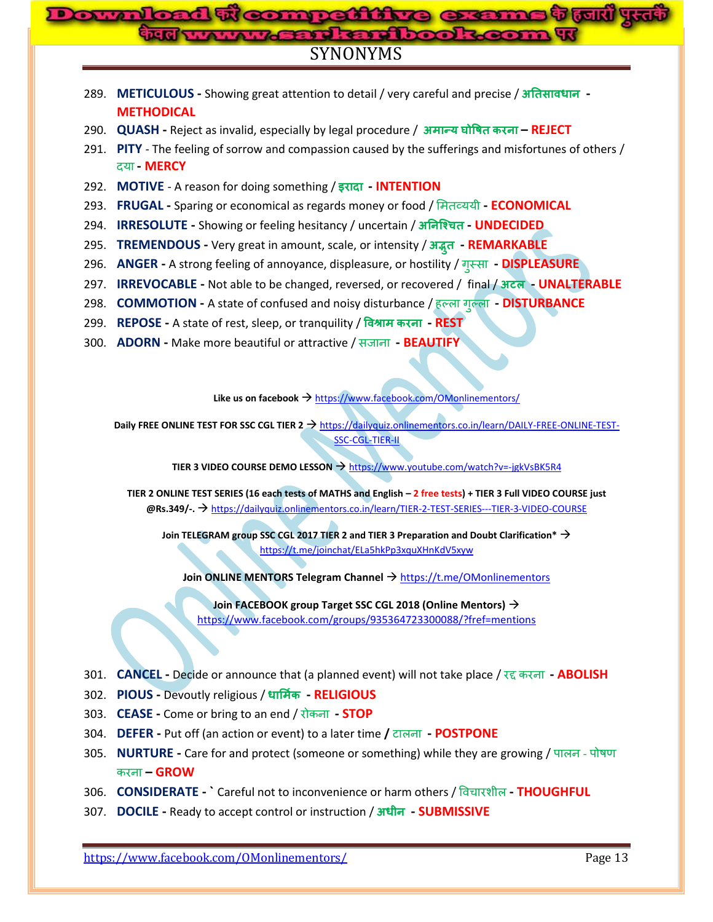# SYNONYMS

289. **METICULOUS -** Showing great attention to detail / very careful and precise / **अतिसावधान - METHODICAL**
290. **QUASH -** Reject as invalid, especially by legal procedure / **अमान्य घोषित करना – REJECT**
291. **PITY** - The feeling of sorrow and compassion caused by the sufferings and misfortunes of others / दया **- MERCY**
292. **MOTIVE** - A reason for doing something / **इरादा - INTENTION**
293. **FRUGAL -** Sparing or economical as regards money or food / मितव्ययी **- ECONOMICAL**
294. **IRRESOLUTE -** Showing or feeling hesitancy / uncertain / **अनिश्चित - UNDECIDED**
295. **TREMENDOUS -** Very great in amount, scale, or intensity / **अद्भुत - REMARKABLE**
296. **ANGER -** A strong feeling of annoyance, displeasure, or hostility / गुस्सा **- DISPLEASURE**
297. **IRREVOCABLE -** Not able to be changed, reversed, or recovered / final / **अटल - UNALTERABLE**
298. **COMMOTION -** A state of confused and noisy disturbance / हल्ला गुल्ला **- DISTURBANCE**
299. **REPOSE -** A state of rest, sleep, or tranquility / **विश्राम करना - REST**
300. **ADORN -** Make more beautiful or attractive / सजाना **- BEAUTIFY**

**Like us on facebook →** https://www.facebook.com/OMonlinementors/

**Daily FREE ONLINE TEST FOR SSC CGL TIER 2 →** https://dailyquiz.onlinementors.co.in/learn/DAILY-FREE-ONLINE-TEST-SSC-CGL-TIER-II

**TIER 3 VIDEO COURSE DEMO LESSON →** https://www.youtube.com/watch?v=-jgkVsBK5R4

**TIER 2 ONLINE TEST SERIES (16 each tests of MATHS and English – 2 free tests) + TIER 3 Full VIDEO COURSE just @Rs.349/-. →** https://dailyquiz.onlinementors.co.in/learn/TIER-2-TEST-SERIES---TIER-3-VIDEO-COURSE

**Join TELEGRAM group SSC CGL 2017 TIER 2 and TIER 3 Preparation and Doubt Clarification* →** https://t.me/joinchat/ELa5hkPp3xquXHnKdV5xyw

**Join ONLINE MENTORS Telegram Channel →** https://t.me/OMonlinementors

**Join FACEBOOK group Target SSC CGL 2018 (Online Mentors) →** https://www.facebook.com/groups/935364723300088/?fref=mentions

301. **CANCEL -** Decide or announce that (a planned event) will not take place / रद्द करना **- ABOLISH**
302. **PIOUS -** Devoutly religious / **धार्मिक - RELIGIOUS**
303. **CEASE -** Come or bring to an end / रोकना **- STOP**
304. **DEFER -** Put off (an action or event) to a later time **/** टालना **- POSTPONE**
305. **NURTURE -** Care for and protect (someone or something) while they are growing / पालन - पोषण करना **– GROW**
306. **CONSIDERATE -** ` Careful not to inconvenience or harm others / विचारशील **- THOUGHFUL**
307. **DOCILE -** Ready to accept control or instruction / **अधीन - SUBMISSIVE**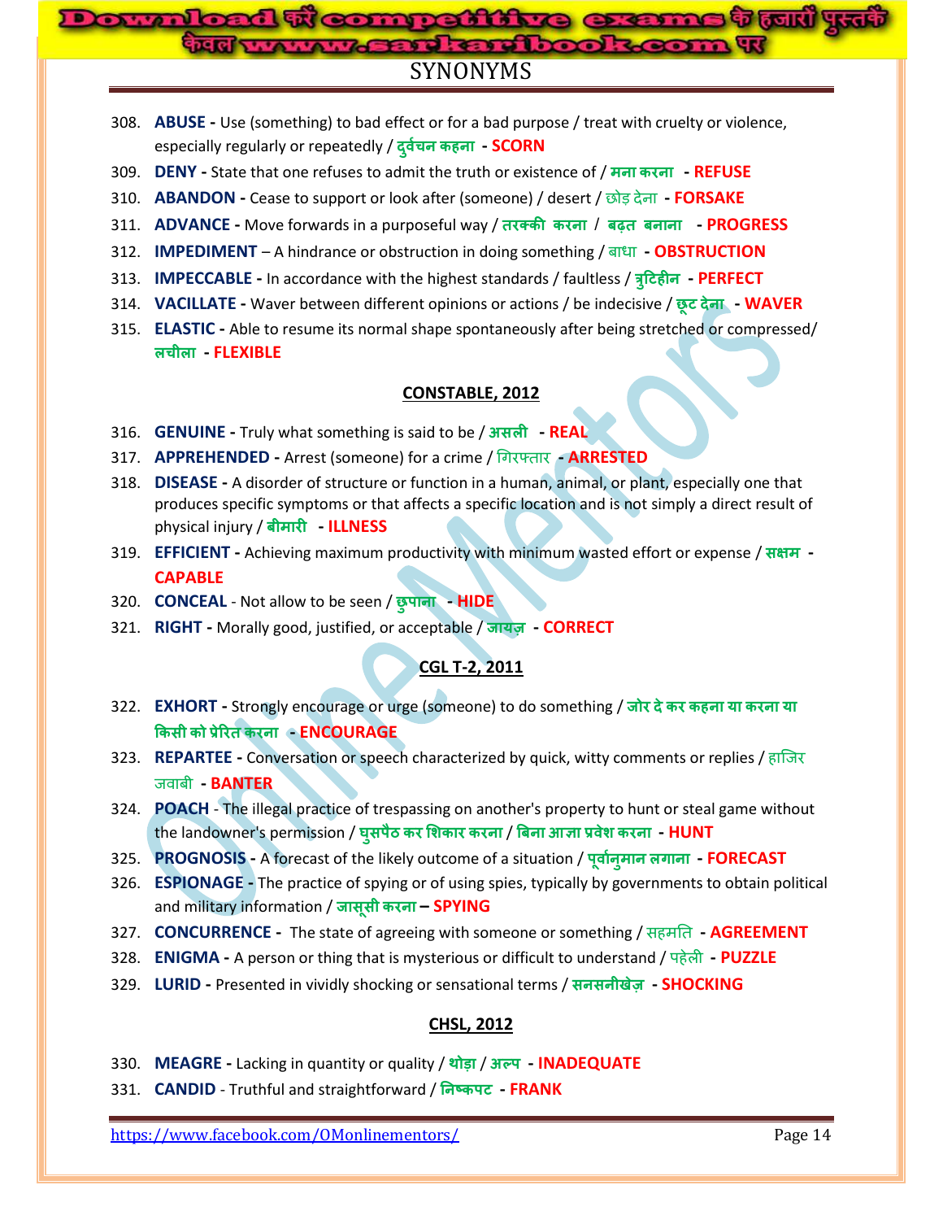## SYNONYMS

308. **ABUSE -** Use (something) to bad effect or for a bad purpose / treat with cruelty or violence, especially regularly or repeatedly / दुर्वचन कहना **- SCORN**
309. **DENY -** State that one refuses to admit the truth or existence of / मना करना **- REFUSE**
310. **ABANDON -** Cease to support or look after (someone) / desert / छोड़ देना **- FORSAKE**
311. **ADVANCE -** Move forwards in a purposeful way / तरक्की करना / बढ़त बनाना **- PROGRESS**
312. **IMPEDIMENT** – A hindrance or obstruction in doing something / बाधा **- OBSTRUCTION**
313. **IMPECCABLE -** In accordance with the highest standards / faultless / त्रुटिहीन **- PERFECT**
314. **VACILLATE -** Waver between different opinions or actions / be indecisive / छूट देना **- WAVER**
315. **ELASTIC -** Able to resume its normal shape spontaneously after being stretched or compressed/ लचीला **- FLEXIBLE**

### CONSTABLE, 2012

316. **GENUINE -** Truly what something is said to be / असली **- REAL**
317. **APPREHENDED -** Arrest (someone) for a crime / गिरफ्तार **- ARRESTED**
318. **DISEASE -** A disorder of structure or function in a human, animal, or plant, especially one that produces specific symptoms or that affects a specific location and is not simply a direct result of physical injury / बीमारी **- ILLNESS**
319. **EFFICIENT -** Achieving maximum productivity with minimum wasted effort or expense / सक्षम **- CAPABLE**
320. **CONCEAL** - Not allow to be seen / छुपाना **- HIDE**
321. **RIGHT -** Morally good, justified, or acceptable / जायज़ **- CORRECT**

### CGL T-2, 2011

322. **EXHORT -** Strongly encourage or urge (someone) to do something / जोर दे कर कहना या करना या किसी को प्रेरित करना **- ENCOURAGE**
323. **REPARTEE -** Conversation or speech characterized by quick, witty comments or replies / हाजिर जवाबी **- BANTER**
324. **POACH** - The illegal practice of trespassing on another's property to hunt or steal game without the landowner's permission / घुसपैठ कर शिकार करना / बिना आज्ञा प्रवेश करना **- HUNT**
325. **PROGNOSIS -** A forecast of the likely outcome of a situation / पूर्वानुमान लगाना **- FORECAST**
326. **ESPIONAGE -** The practice of spying or of using spies, typically by governments to obtain political and military information / जासूसी करना **– SPYING**
327. **CONCURRENCE -** The state of agreeing with someone or something / सहमति **- AGREEMENT**
328. **ENIGMA -** A person or thing that is mysterious or difficult to understand / पहेली **- PUZZLE**
329. **LURID -** Presented in vividly shocking or sensational terms / सनसनीखेज़ **- SHOCKING**

### CHSL, 2012

330. **MEAGRE -** Lacking in quantity or quality / थोड़ा / अल्प **- INADEQUATE**
331. **CANDID** - Truthful and straightforward / निष्कपट **- FRANK**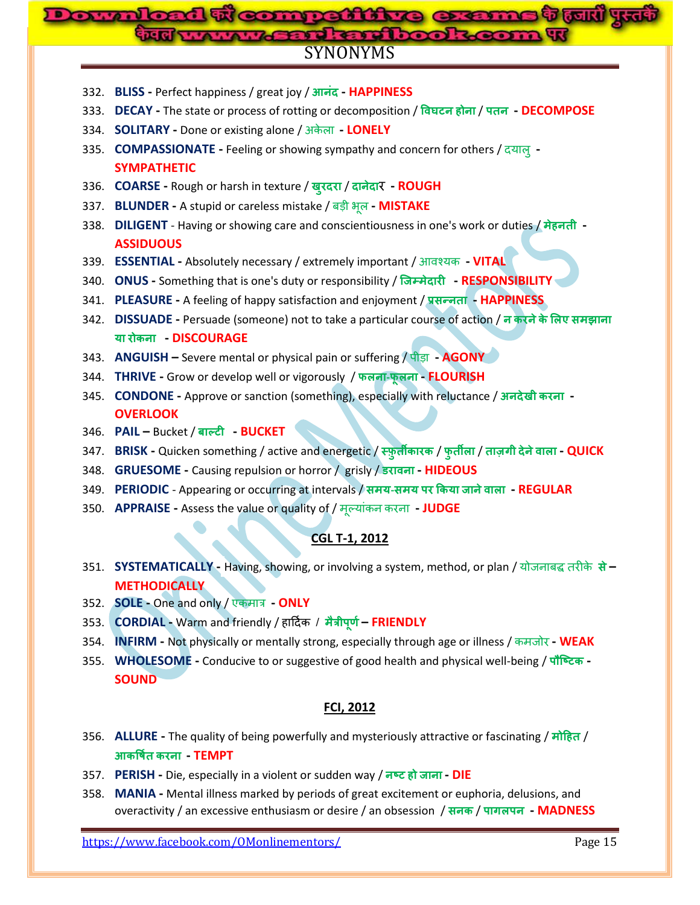## SYNONYMS

332. **BLISS -** Perfect happiness / great joy / **आनंद** - **HAPPINESS**
333. **DECAY -** The state or process of rotting or decomposition / **विघटन होना** / **पतन** - **DECOMPOSE**
334. **SOLITARY -** Done or existing alone / अकेला - **LONELY**
335. **COMPASSIONATE -** Feeling or showing sympathy and concern for others / दयालु - **SYMPATHETIC**
336. **COARSE -** Rough or harsh in texture / **खुरदरा** / **दानेदार** - **ROUGH**
337. **BLUNDER -** A stupid or careless mistake / बड़ी भूल - **MISTAKE**
338. **DILIGENT** - Having or showing care and conscientiousness in one's work or duties / **मेहनती** - **ASSIDUOUS**
339. **ESSENTIAL -** Absolutely necessary / extremely important / आवश्यक - **VITAL**
340. **ONUS -** Something that is one's duty or responsibility / **जिम्मेदारी** - **RESPONSIBILITY**
341. **PLEASURE -** A feeling of happy satisfaction and enjoyment / **प्रसन्नता** - **HAPPINESS**
342. **DISSUADE -** Persuade (someone) not to take a particular course of action / **न करने के लिए समझाना या रोकना** - **DISCOURAGE**
343. **ANGUISH –** Severe mental or physical pain or suffering / पीड़ा - **AGONY**
344. **THRIVE -** Grow or develop well or vigorously / **फलना-फूलना** - **FLOURISH**
345. **CONDONE -** Approve or sanction (something), especially with reluctance / **अनदेखी करना** - **OVERLOOK**
346. **PAIL –** Bucket / **बाल्टी** - **BUCKET**
347. **BRISK -** Quicken something / active and energetic / **स्फुर्तीकारक** / **फुर्तीला** / **ताज़गी देने वाला** - **QUICK**
348. **GRUESOME -** Causing repulsion or horror / grisly / **डरावना** - **HIDEOUS**
349. **PERIODIC** - Appearing or occurring at intervals / **समय-समय पर किया जाने वाला** - **REGULAR**
350. **APPRAISE -** Assess the value or quality of / मूल्यांकन करना - **JUDGE**

### CGL T-1, 2012

351. **SYSTEMATICALLY -** Having, showing, or involving a system, method, or plan / योजनाबद्ध तरीके **से** – **METHODICALLY**
352. **SOLE -** One and only / एकमात्र - **ONLY**
353. **CORDIAL -** Warm and friendly / हार्दिक / **मैत्रीपूर्ण** – **FRIENDLY**
354. **INFIRM -** Not physically or mentally strong, especially through age or illness / कमजोर - **WEAK**
355. **WHOLESOME -** Conducive to or suggestive of good health and physical well-being / **पौष्टिक** - **SOUND**

### FCI, 2012

356. **ALLURE -** The quality of being powerfully and mysteriously attractive or fascinating / **मोहित** / **आकर्षित करना** - **TEMPT**
357. **PERISH -** Die, especially in a violent or sudden way / **नष्ट हो जाना** - **DIE**
358. **MANIA -** Mental illness marked by periods of great excitement or euphoria, delusions, and overactivity / an excessive enthusiasm or desire / an obsession / **सनक** / **पागलपन** - **MADNESS**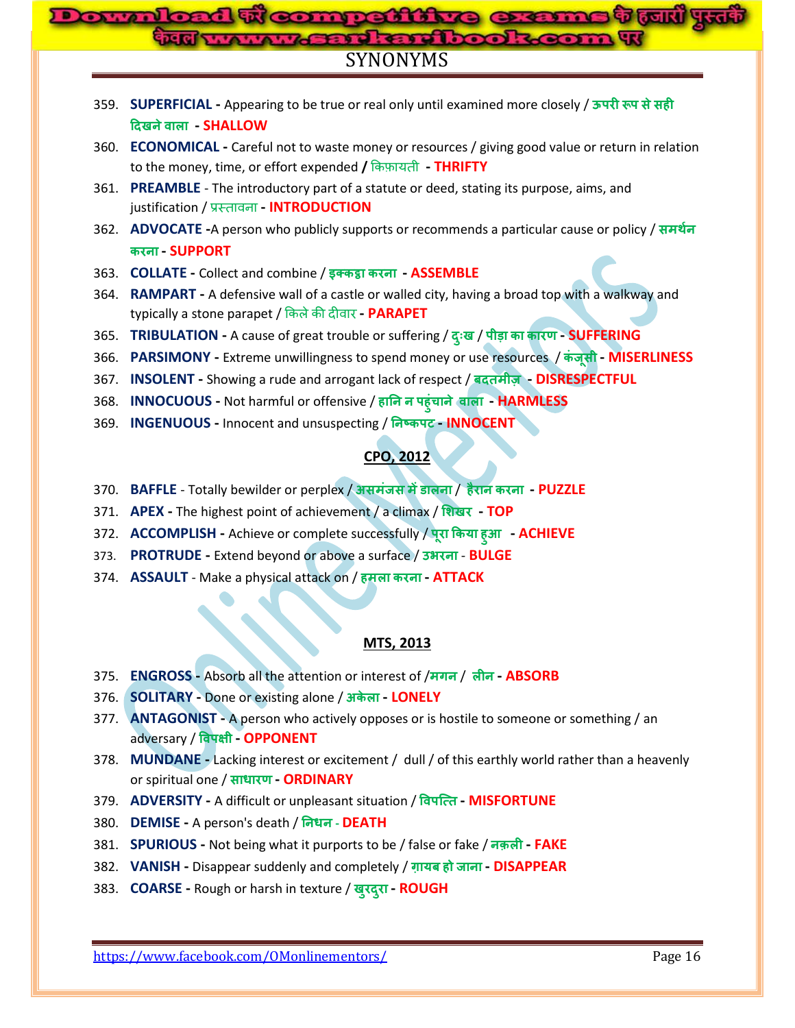# SYNONYMS

359. **SUPERFICIAL -** Appearing to be true or real only until examined more closely / **ऊपरी रूप से सही दिखने वाला** - **SHALLOW**
360. **ECONOMICAL -** Careful not to waste money or resources / giving good value or return in relation to the money, time, or effort expended **/** किफ़ायती - **THRIFTY**
361. **PREAMBLE** - The introductory part of a statute or deed, stating its purpose, aims, and justification / प्रस्तावना **- INTRODUCTION**
362. **ADVOCATE -**A person who publicly supports or recommends a particular cause or policy / **समर्थन करना - SUPPORT**
363. **COLLATE -** Collect and combine / **इक्कट्ठा करना** - **ASSEMBLE**
364. **RAMPART -** A defensive wall of a castle or walled city, having a broad top with a walkway and typically a stone parapet / किले की दीवार **- PARAPET**
365. **TRIBULATION -** A cause of great trouble or suffering / **दुःख** / **पीड़ा का कारण - SUFFERING**
366. **PARSIMONY -** Extreme unwillingness to spend money or use resources / **कंजूसी - MISERLINESS**
367. **INSOLENT -** Showing a rude and arrogant lack of respect / **बदतमीज़** - **DISRESPECTFUL**
368. **INNOCUOUS -** Not harmful or offensive / **हानि न पहुंचाने वाला** - **HARMLESS**
369. **INGENUOUS -** Innocent and unsuspecting / **निष्कपट - INNOCENT**

## CPO, 2012

370. **BAFFLE** - Totally bewilder or perplex / **असमंजस में डालना** / **हैरान करना** - **PUZZLE**
371. **APEX -** The highest point of achievement / a climax / **शिखर** - **TOP**
372. **ACCOMPLISH -** Achieve or complete successfully / **पूरा किया हुआ** - **ACHIEVE**
373. **PROTRUDE -** Extend beyond or above a surface / **उभरना** - **BULGE**
374. **ASSAULT** - Make a physical attack on / **हमला करना - ATTACK**

## MTS, 2013

375. **ENGROSS -** Absorb all the attention or interest of /**मगन** / **लीन - ABSORB**
376. **SOLITARY -** Done or existing alone / **अकेला - LONELY**
377. **ANTAGONIST -** A person who actively opposes or is hostile to someone or something / an adversary / **विपक्षी - OPPONENT**
378. **MUNDANE -** Lacking interest or excitement / dull / of this earthly world rather than a heavenly or spiritual one / **साधारण - ORDINARY**
379. **ADVERSITY -** A difficult or unpleasant situation / **विपत्ति - MISFORTUNE**
380. **DEMISE -** A person's death / **निधन** - **DEATH**
381. **SPURIOUS -** Not being what it purports to be / false or fake / **नक़ली - FAKE**
382. **VANISH -** Disappear suddenly and completely / **ग़ायब हो जाना - DISAPPEAR**
383. **COARSE -** Rough or harsh in texture / **खुरदुरा - ROUGH**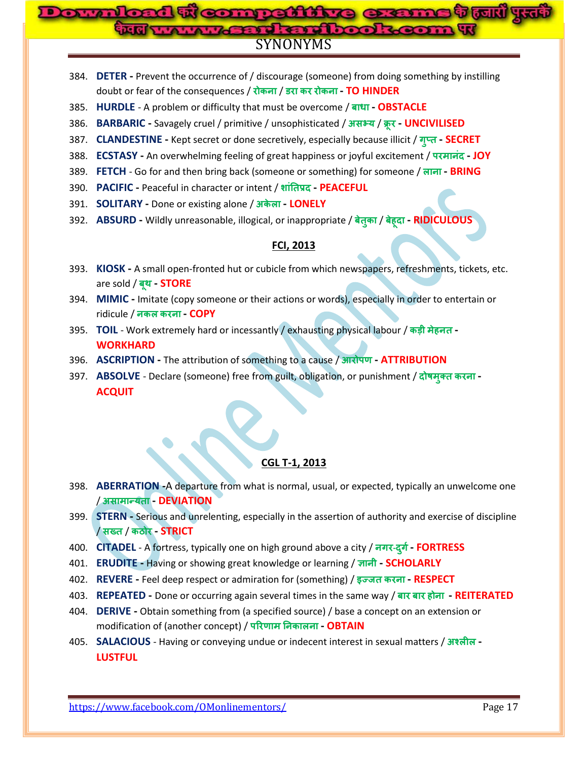384. **DETER -** Prevent the occurrence of / discourage (someone) from doing something by instilling doubt or fear of the consequences / रोकना / डरा कर रोकना **- TO HINDER**
385. **HURDLE** - A problem or difficulty that must be overcome / बाधा **- OBSTACLE**
386. **BARBARIC -** Savagely cruel / primitive / unsophisticated / असभ्य / क्रूर **- UNCIVILISED**
387. **CLANDESTINE -** Kept secret or done secretively, especially because illicit / गुप्त **- SECRET**
388. **ECSTASY -** An overwhelming feeling of great happiness or joyful excitement / परमानंद **- JOY**
389. **FETCH** - Go for and then bring back (someone or something) for someone / लाना **- BRING**
390. **PACIFIC -** Peaceful in character or intent / शांतिप्रद **- PEACEFUL**
391. **SOLITARY -** Done or existing alone / अकेला **- LONELY**
392. **ABSURD -** Wildly unreasonable, illogical, or inappropriate / बेतुका / बेहूदा **- RIDICULOUS**

**FCI, 2013**

393. **KIOSK -** A small open-fronted hut or cubicle from which newspapers, refreshments, tickets, etc. are sold / बूथ **- STORE**
394. **MIMIC -** Imitate (copy someone or their actions or words), especially in order to entertain or ridicule / नकल करना **- COPY**
395. **TOIL** - Work extremely hard or incessantly / exhausting physical labour / कड़ी मेहनत **- WORKHARD**
396. **ASCRIPTION -** The attribution of something to a cause / आरोपण **- ATTRIBUTION**
397. **ABSOLVE** - Declare (someone) free from guilt, obligation, or punishment / दोषमुक्त करना **- ACQUIT**

**CGL T-1, 2013**

398. **ABERRATION -**A departure from what is normal, usual, or expected, typically an unwelcome one / असामान्यता **- DEVIATION**
399. **STERN -** Serious and unrelenting, especially in the assertion of authority and exercise of discipline / सख्त / कठोर **- STRICT**
400. **CITADEL** - A fortress, typically one on high ground above a city / नगर-दुर्ग **- FORTRESS**
401. **ERUDITE -** Having or showing great knowledge or learning / ज्ञानी **- SCHOLARLY**
402. **REVERE -** Feel deep respect or admiration for (something) / इज्जत करना **- RESPECT**
403. **REPEATED -** Done or occurring again several times in the same way / बार बार होना **- REITERATED**
404. **DERIVE -** Obtain something from (a specified source) / base a concept on an extension or modification of (another concept) / परिणाम निकालना **- OBTAIN**
405. **SALACIOUS** - Having or conveying undue or indecent interest in sexual matters / अश्लील **- LUSTFUL**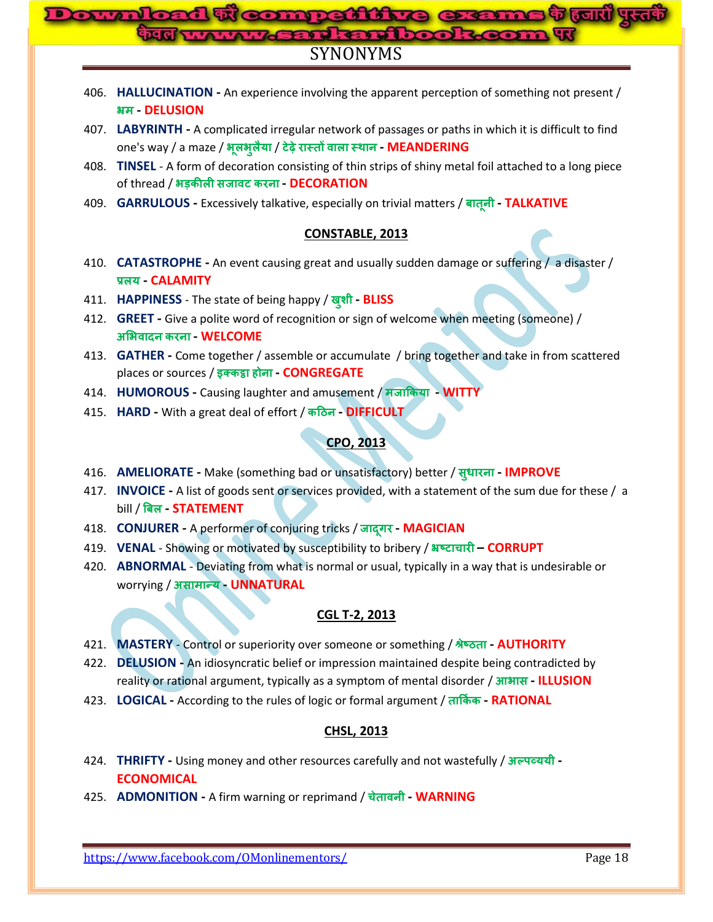# SYNONYMS

406. **HALLUCINATION -** An experience involving the apparent perception of something not present / **भ्रम - DELUSION**
407. **LABYRINTH -** A complicated irregular network of passages or paths in which it is difficult to find one's way / a maze / **भूलभुलैया / टेढ़े रास्तों वाला स्थान - MEANDERING**
408. **TINSEL** - A form of decoration consisting of thin strips of shiny metal foil attached to a long piece of thread / **भड़कीली सजावट करना - DECORATION**
409. **GARRULOUS -** Excessively talkative, especially on trivial matters / **बातूनी - TALKATIVE**

## CONSTABLE, 2013

410. **CATASTROPHE -** An event causing great and usually sudden damage or suffering / a disaster / **प्रलय - CALAMITY**
411. **HAPPINESS** - The state of being happy / **खुशी - BLISS**
412. **GREET -** Give a polite word of recognition or sign of welcome when meeting (someone) / **अभिवादन करना - WELCOME**
413. **GATHER -** Come together / assemble or accumulate / bring together and take in from scattered places or sources / **इक्कट्ठा होना - CONGREGATE**
414. **HUMOROUS -** Causing laughter and amusement / **मजाकिया - WITTY**
415. **HARD -** With a great deal of effort / **कठिन - DIFFICULT**

## CPO, 2013

416. **AMELIORATE -** Make (something bad or unsatisfactory) better / **सुधारना - IMPROVE**
417. **INVOICE -** A list of goods sent or services provided, with a statement of the sum due for these / a bill / **बिल - STATEMENT**
418. **CONJURER -** A performer of conjuring tricks / **जादूगर - MAGICIAN**
419. **VENAL** - Showing or motivated by susceptibility to bribery / **भ्रष्टाचारी – CORRUPT**
420. **ABNORMAL** - Deviating from what is normal or usual, typically in a way that is undesirable or worrying / **असामान्य - UNNATURAL**

## CGL T-2, 2013

421. **MASTERY** - Control or superiority over someone or something / **श्रेष्ठता - AUTHORITY**
422. **DELUSION -** An idiosyncratic belief or impression maintained despite being contradicted by reality or rational argument, typically as a symptom of mental disorder / **आभास - ILLUSION**
423. **LOGICAL -** According to the rules of logic or formal argument / **तार्किक - RATIONAL**

## CHSL, 2013

424. **THRIFTY -** Using money and other resources carefully and not wastefully / **अल्पव्ययी - ECONOMICAL**
425. **ADMONITION -** A firm warning or reprimand / **चेतावनी - WARNING**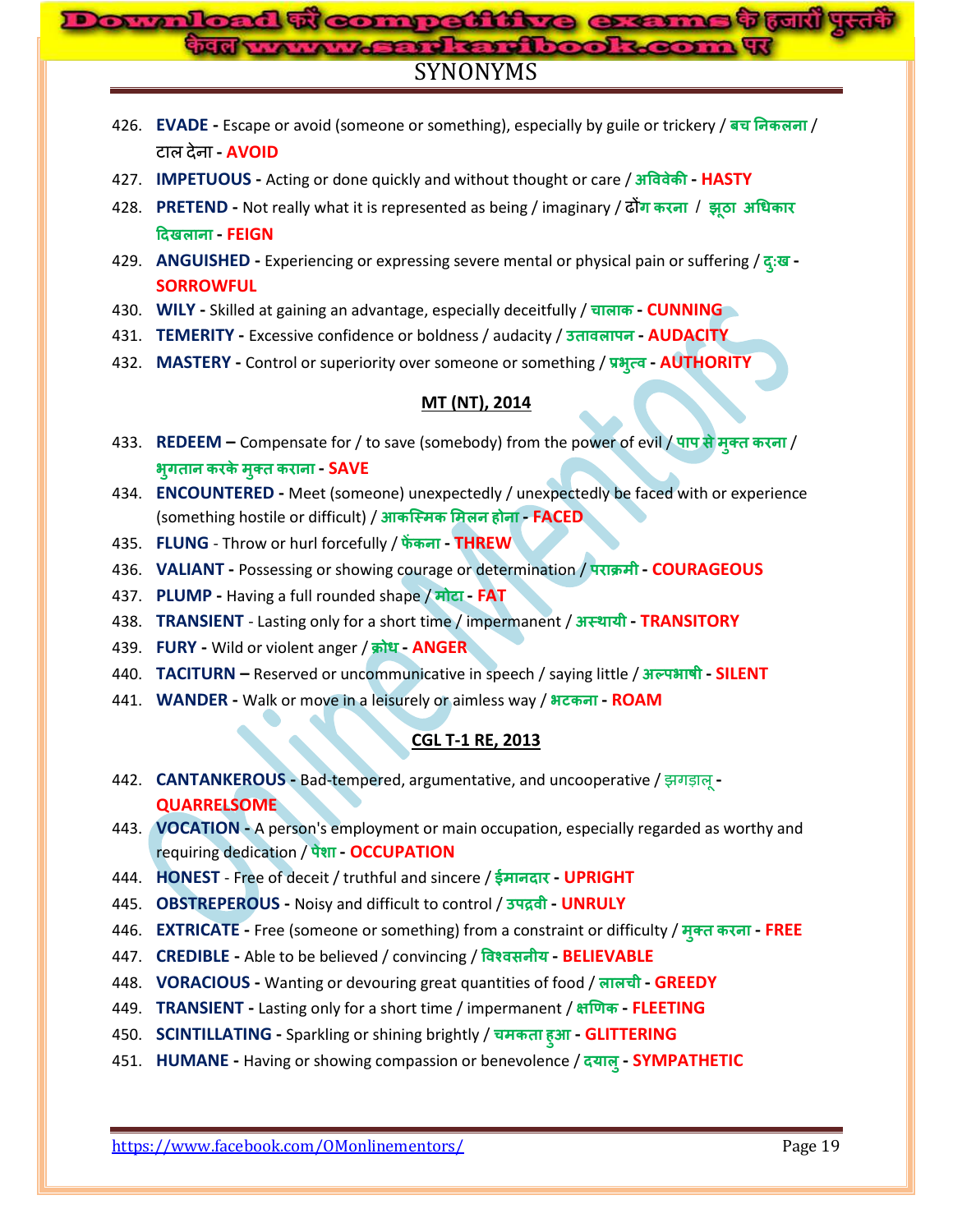## SYNONYMS

426. **EVADE -** Escape or avoid (someone or something), especially by guile or trickery / **बच निकलना** / टाल देना - **AVOID**
427. **IMPETUOUS -** Acting or done quickly and without thought or care / **अविवेकी - HASTY**
428. **PRETEND -** Not really what it is represented as being / imaginary / **ढोंग करना / झूठा अधिकार दिखलाना - FEIGN**
429. **ANGUISHED -** Experiencing or expressing severe mental or physical pain or suffering / **दु:ख - SORROWFUL**
430. **WILY -** Skilled at gaining an advantage, especially deceitfully / **चालाक - CUNNING**
431. **TEMERITY -** Excessive confidence or boldness / audacity / **उतावलापन - AUDACITY**
432. **MASTERY -** Control or superiority over someone or something / **प्रभुत्व - AUTHORITY**

### MT (NT), 2014

433. **REDEEM –** Compensate for / to save (somebody) from the power of evil / **पाप से मुक्त करना** / **भुगतान करके मुक्त कराना - SAVE**
434. **ENCOUNTERED -** Meet (someone) unexpectedly / unexpectedly be faced with or experience (something hostile or difficult) / **आकस्मिक मिलन होना - FACED**
435. **FLUNG** - Throw or hurl forcefully / **फेंकना - THREW**
436. **VALIANT -** Possessing or showing courage or determination / **पराक्रमी - COURAGEOUS**
437. **PLUMP -** Having a full rounded shape / **मोटा - FAT**
438. **TRANSIENT** - Lasting only for a short time / impermanent / **अस्थायी - TRANSITORY**
439. **FURY -** Wild or violent anger / **क्रोध - ANGER**
440. **TACITURN –** Reserved or uncommunicative in speech / saying little / **अल्पभाषी - SILENT**
441. **WANDER -** Walk or move in a leisurely or aimless way / **भटकना - ROAM**

### CGL T-1 RE, 2013

442. **CANTANKEROUS -** Bad-tempered, argumentative, and uncooperative / झगड़ालू **- QUARRELSOME**
443. **VOCATION -** A person's employment or main occupation, especially regarded as worthy and requiring dedication / **पेशा - OCCUPATION**
444. **HONEST** - Free of deceit / truthful and sincere / **ईमानदार - UPRIGHT**
445. **OBSTREPEROUS -** Noisy and difficult to control / **उपद्रवी - UNRULY**
446. **EXTRICATE -** Free (someone or something) from a constraint or difficulty / **मुक्त करना - FREE**
447. **CREDIBLE -** Able to be believed / convincing / **विश्वसनीय - BELIEVABLE**
448. **VORACIOUS -** Wanting or devouring great quantities of food / **लालची - GREEDY**
449. **TRANSIENT -** Lasting only for a short time / impermanent / **क्षणिक - FLEETING**
450. **SCINTILLATING -** Sparkling or shining brightly / **चमकता हुआ - GLITTERING**
451. **HUMANE -** Having or showing compassion or benevolence / **दयालु - SYMPATHETIC**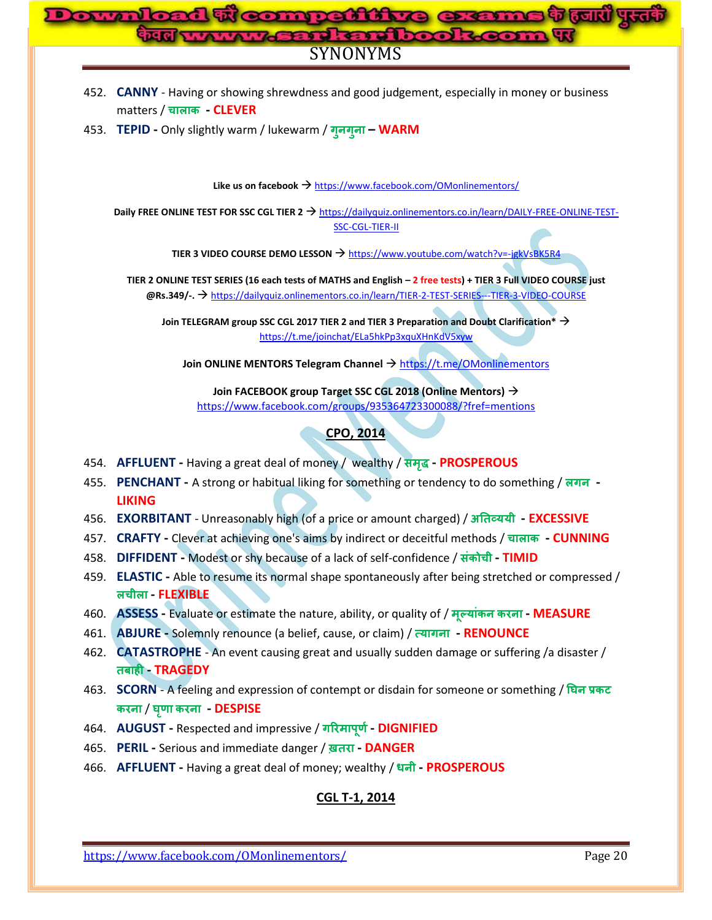452. **CANNY** - Having or showing shrewdness and good judgement, especially in money or business matters / चालाक - **CLEVER**

453. **TEPID** - Only slightly warm / lukewarm / गुनगुना – **WARM**

**Like us on facebook →** https://www.facebook.com/OMonlinementors/

**Daily FREE ONLINE TEST FOR SSC CGL TIER 2 →** https://dailyquiz.onlinementors.co.in/learn/DAILY-FREE-ONLINE-TEST-SSC-CGL-TIER-II

**TIER 3 VIDEO COURSE DEMO LESSON →** https://www.youtube.com/watch?v=-jgkVsBK5R4

**TIER 2 ONLINE TEST SERIES (16 each tests of MATHS and English – 2 free tests) + TIER 3 Full VIDEO COURSE just @Rs.349/-. →** https://dailyquiz.onlinementors.co.in/learn/TIER-2-TEST-SERIES---TIER-3-VIDEO-COURSE

**Join TELEGRAM group SSC CGL 2017 TIER 2 and TIER 3 Preparation and Doubt Clarification* →** https://t.me/joinchat/ELa5hkPp3xquXHnKdV5xyw

**Join ONLINE MENTORS Telegram Channel →** https://t.me/OMonlinementors

**Join FACEBOOK group Target SSC CGL 2018 (Online Mentors) →** https://www.facebook.com/groups/935364723300088/?fref=mentions

## CPO, 2014

454. **AFFLUENT** - Having a great deal of money / wealthy / समृद्ध - **PROSPEROUS**

455. **PENCHANT** - A strong or habitual liking for something or tendency to do something / लगन - **LIKING**

456. **EXORBITANT** - Unreasonably high (of a price or amount charged) / अतिव्ययी - **EXCESSIVE**

457. **CRAFTY** - Clever at achieving one's aims by indirect or deceitful methods / चालाक - **CUNNING**

458. **DIFFIDENT** - Modest or shy because of a lack of self-confidence / संकोची - **TIMID**

459. **ELASTIC** - Able to resume its normal shape spontaneously after being stretched or compressed / लचीला - **FLEXIBLE**

460. **ASSESS** - Evaluate or estimate the nature, ability, or quality of / मूल्यांकन करना - **MEASURE**

461. **ABJURE** - Solemnly renounce (a belief, cause, or claim) / त्यागना - **RENOUNCE**

462. **CATASTROPHE** - An event causing great and usually sudden damage or suffering /a disaster / तबाही - **TRAGEDY**

463. **SCORN** - A feeling and expression of contempt or disdain for someone or something / घिन प्रकट करना / घृणा करना - **DESPISE**

464. **AUGUST** - Respected and impressive / गरिमापूर्ण - **DIGNIFIED**

465. **PERIL** - Serious and immediate danger / ख़तरा - **DANGER**

466. **AFFLUENT** - Having a great deal of money; wealthy / धनी - **PROSPEROUS**

## CGL T-1, 2014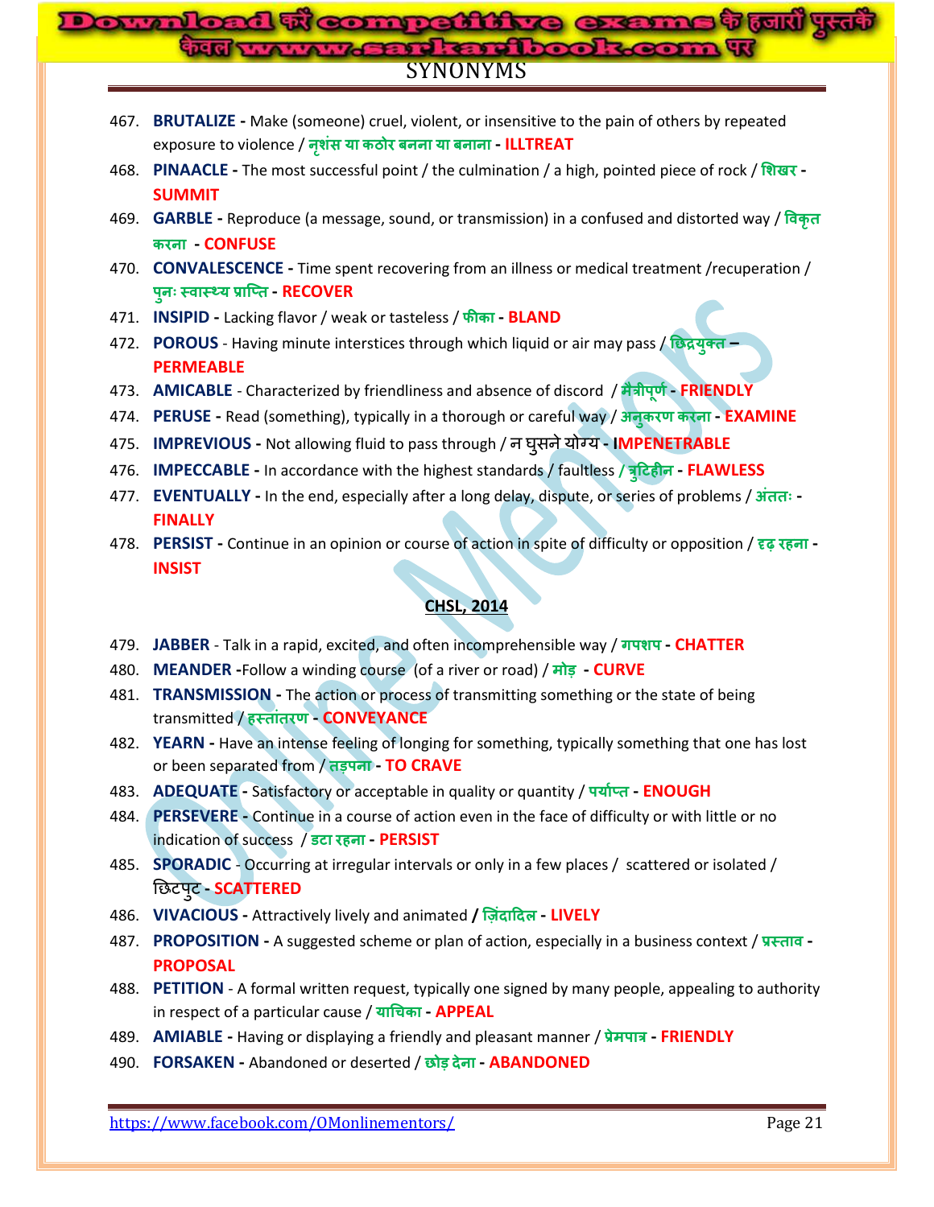467. **BRUTALIZE -** Make (someone) cruel, violent, or insensitive to the pain of others by repeated exposure to violence / **नृशंस या कठोर बनना या बनाना - ILLTREAT**
468. **PINAACLE -** The most successful point / the culmination / a high, pointed piece of rock / **शिखर - SUMMIT**
469. **GARBLE -** Reproduce (a message, sound, or transmission) in a confused and distorted way / **विकृत करना - CONFUSE**
470. **CONVALESCENCE -** Time spent recovering from an illness or medical treatment /recuperation / **पुनः स्वास्थ्य प्राप्ति - RECOVER**
471. **INSIPID -** Lacking flavor / weak or tasteless / **फीका - BLAND**
472. **POROUS** - Having minute interstices through which liquid or air may pass / **छिद्रयुक्त – PERMEABLE**
473. **AMICABLE** - Characterized by friendliness and absence of discord / **मैत्रीपूर्ण - FRIENDLY**
474. **PERUSE -** Read (something), typically in a thorough or careful way / **अनुकरण करना - EXAMINE**
475. **IMPREVIOUS -** Not allowing fluid to pass through / न घुसने योग्य - **IMPENETRABLE**
476. **IMPECCABLE -** In accordance with the highest standards / faultless / **त्रुटिहीन - FLAWLESS**
477. **EVENTUALLY -** In the end, especially after a long delay, dispute, or series of problems / **अंततः - FINALLY**
478. **PERSIST -** Continue in an opinion or course of action in spite of difficulty or opposition / **दृढ़ रहना - INSIST**

## CHSL, 2014

479. **JABBER** - Talk in a rapid, excited, and often incomprehensible way / **गपशप - CHATTER**
480. **MEANDER -**Follow a winding course (of a river or road) / **मोड़ - CURVE**
481. **TRANSMISSION -** The action or process of transmitting something or the state of being transmitted / **हस्तांतरण - CONVEYANCE**
482. **YEARN -** Have an intense feeling of longing for something, typically something that one has lost or been separated from / **तड़पना - TO CRAVE**
483. **ADEQUATE -** Satisfactory or acceptable in quality or quantity / **पर्याप्त - ENOUGH**
484. **PERSEVERE -** Continue in a course of action even in the face of difficulty or with little or no indication of success / **डटा रहना - PERSIST**
485. **SPORADIC** - Occurring at irregular intervals or only in a few places / scattered or isolated / छिटपुट **- SCATTERED**
486. **VIVACIOUS -** Attractively lively and animated **/ ज़िंदादिल - LIVELY**
487. **PROPOSITION -** A suggested scheme or plan of action, especially in a business context / **प्रस्ताव - PROPOSAL**
488. **PETITION** - A formal written request, typically one signed by many people, appealing to authority in respect of a particular cause / **याचिका - APPEAL**
489. **AMIABLE -** Having or displaying a friendly and pleasant manner / **प्रेमपात्र - FRIENDLY**
490. **FORSAKEN -** Abandoned or deserted / **छोड़ देना - ABANDONED**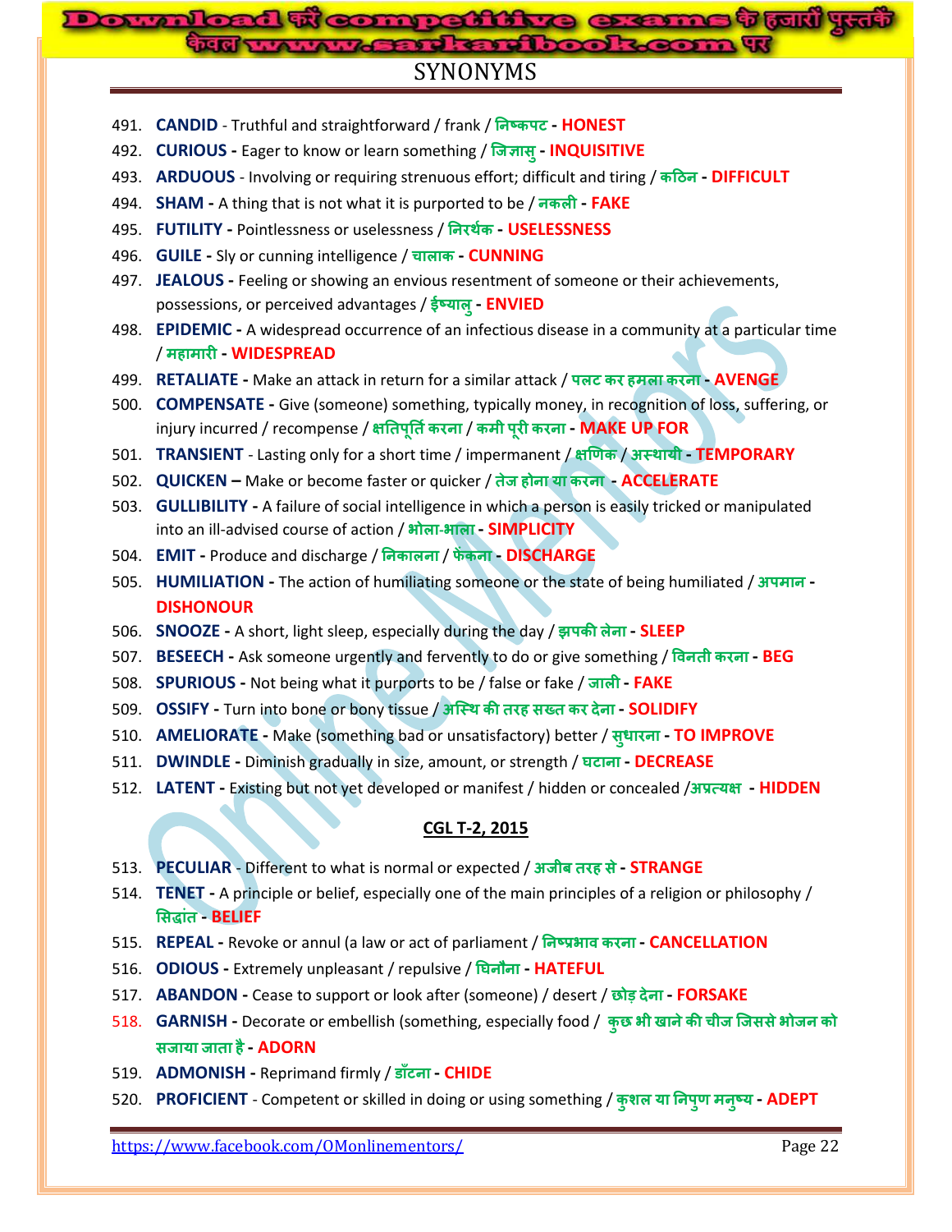# SYNONYMS

491. **CANDID** - Truthful and straightforward / frank / निष्कपट - **HONEST**
492. **CURIOUS** - Eager to know or learn something / जिज्ञासु - **INQUISITIVE**
493. **ARDUOUS** - Involving or requiring strenuous effort; difficult and tiring / कठिन - **DIFFICULT**
494. **SHAM** - A thing that is not what it is purported to be / नकली - **FAKE**
495. **FUTILITY** - Pointlessness or uselessness / निरर्थक - **USELESSNESS**
496. **GUILE** - Sly or cunning intelligence / चालाक - **CUNNING**
497. **JEALOUS** - Feeling or showing an envious resentment of someone or their achievements, possessions, or perceived advantages / ईष्यालु - **ENVIED**
498. **EPIDEMIC** - A widespread occurrence of an infectious disease in a community at a particular time / महामारी - **WIDESPREAD**
499. **RETALIATE** - Make an attack in return for a similar attack / पलट कर हमला करना - **AVENGE**
500. **COMPENSATE** - Give (someone) something, typically money, in recognition of loss, suffering, or injury incurred / recompense / क्षतिपूर्ति करना / कमी पूरी करना - **MAKE UP FOR**
501. **TRANSIENT** - Lasting only for a short time / impermanent / क्षणिक / अस्थायी - **TEMPORARY**
502. **QUICKEN** – Make or become faster or quicker / तेज होना या करना - **ACCELERATE**
503. **GULLIBILITY** - A failure of social intelligence in which a person is easily tricked or manipulated into an ill-advised course of action / भोला-भाला - **SIMPLICITY**
504. **EMIT** - Produce and discharge / निकालना / फेंकना - **DISCHARGE**
505. **HUMILIATION** - The action of humiliating someone or the state of being humiliated / अपमान - **DISHONOUR**
506. **SNOOZE** - A short, light sleep, especially during the day / झपकी लेना - **SLEEP**
507. **BESEECH** - Ask someone urgently and fervently to do or give something / विनती करना - **BEG**
508. **SPURIOUS** - Not being what it purports to be / false or fake / जाली - **FAKE**
509. **OSSIFY** - Turn into bone or bony tissue / अस्थि की तरह सख्त कर देना - **SOLIDIFY**
510. **AMELIORATE** - Make (something bad or unsatisfactory) better / सुधारना - **TO IMPROVE**
511. **DWINDLE** - Diminish gradually in size, amount, or strength / घटाना - **DECREASE**
512. **LATENT** - Existing but not yet developed or manifest / hidden or concealed /अप्रत्यक्ष - **HIDDEN**

## CGL T-2, 2015

513. **PECULIAR** - Different to what is normal or expected / अजीब तरह से - **STRANGE**
514. **TENET** - A principle or belief, especially one of the main principles of a religion or philosophy / सिद्धांत - **BELIEF**
515. **REPEAL** - Revoke or annul (a law or act of parliament / निष्प्रभाव करना - **CANCELLATION**
516. **ODIOUS** - Extremely unpleasant / repulsive / घिनौना - **HATEFUL**
517. **ABANDON** - Cease to support or look after (someone) / desert / छोड़ देना - **FORSAKE**
518. **GARNISH** - Decorate or embellish (something, especially food / कुछ भी खाने की चीज जिससे भोजन को सजाया जाता है - **ADORN**
519. **ADMONISH** - Reprimand firmly / डाँटना - **CHIDE**
520. **PROFICIENT** - Competent or skilled in doing or using something / कुशल या निपुण मनुष्य - **ADEPT**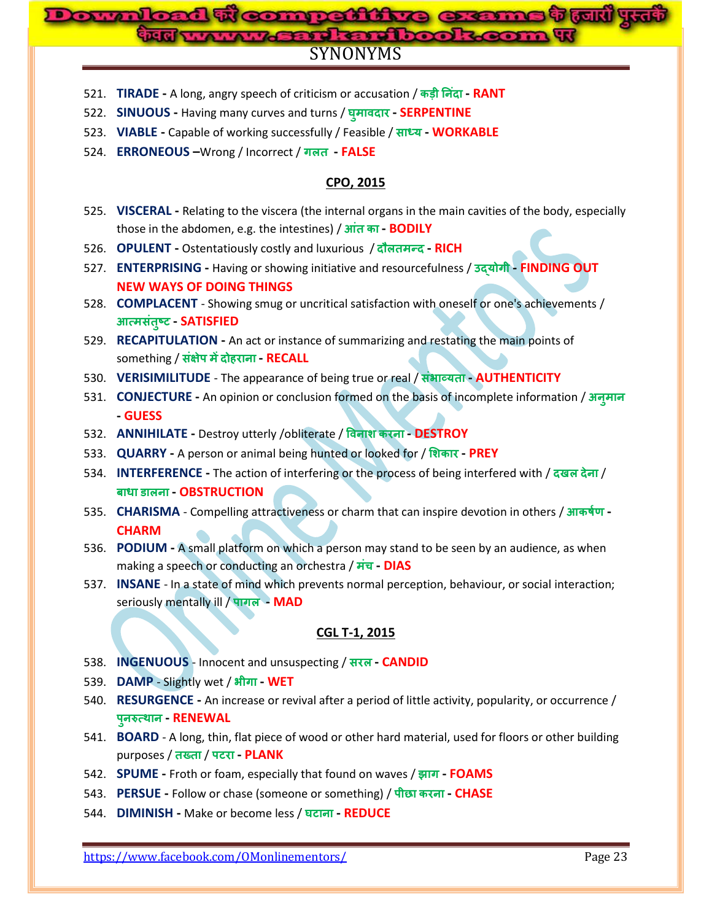# SYNONYMS

521. **TIRADE -** A long, angry speech of criticism or accusation / **कड़ी निंदा - RANT**
522. **SINUOUS -** Having many curves and turns / **घुमावदार - SERPENTINE**
523. **VIABLE -** Capable of working successfully / Feasible / **साध्य - WORKABLE**
524. **ERRONEOUS –**Wrong / Incorrect / **गलत - FALSE**

## CPO, 2015

525. **VISCERAL -** Relating to the viscera (the internal organs in the main cavities of the body, especially those in the abdomen, e.g. the intestines) / **आंत का - BODILY**
526. **OPULENT -** Ostentatiously costly and luxurious / **दौलतमन्द - RICH**
527. **ENTERPRISING -** Having or showing initiative and resourcefulness / **उद्योगी - FINDING OUT NEW WAYS OF DOING THINGS**
528. **COMPLACENT** - Showing smug or uncritical satisfaction with oneself or one's achievements / **आत्मसंतुष्ट - SATISFIED**
529. **RECAPITULATION -** An act or instance of summarizing and restating the main points of something / **संक्षेप में दोहराना - RECALL**
530. **VERISIMILITUDE** - The appearance of being true or real / **संभाव्यता - AUTHENTICITY**
531. **CONJECTURE -** An opinion or conclusion formed on the basis of incomplete information / **अनुमान - GUESS**
532. **ANNIHILATE -** Destroy utterly /obliterate / **विनाश करना - DESTROY**
533. **QUARRY -** A person or animal being hunted or looked for / **शिकार - PREY**
534. **INTERFERENCE -** The action of interfering or the process of being interfered with / **दखल देना** / **बाधा डालना - OBSTRUCTION**
535. **CHARISMA** - Compelling attractiveness or charm that can inspire devotion in others / **आकर्षण - CHARM**
536. **PODIUM -** A small platform on which a person may stand to be seen by an audience, as when making a speech or conducting an orchestra / **मंच - DIAS**
537. **INSANE** - In a state of mind which prevents normal perception, behaviour, or social interaction; seriously mentally ill / **पागल - MAD**

## CGL T-1, 2015

538. **INGENUOUS** - Innocent and unsuspecting / **सरल - CANDID**
539. **DAMP** - Slightly wet / **भीगा - WET**
540. **RESURGENCE -** An increase or revival after a period of little activity, popularity, or occurrence / **पुनरुत्थान - RENEWAL**
541. **BOARD** - A long, thin, flat piece of wood or other hard material, used for floors or other building purposes / **तख्ता** / **पटरा - PLANK**
542. **SPUME -** Froth or foam, especially that found on waves / **झाग - FOAMS**
543. **PERSUE -** Follow or chase (someone or something) / **पीछा करना - CHASE**
544. **DIMINISH -** Make or become less / **घटाना - REDUCE**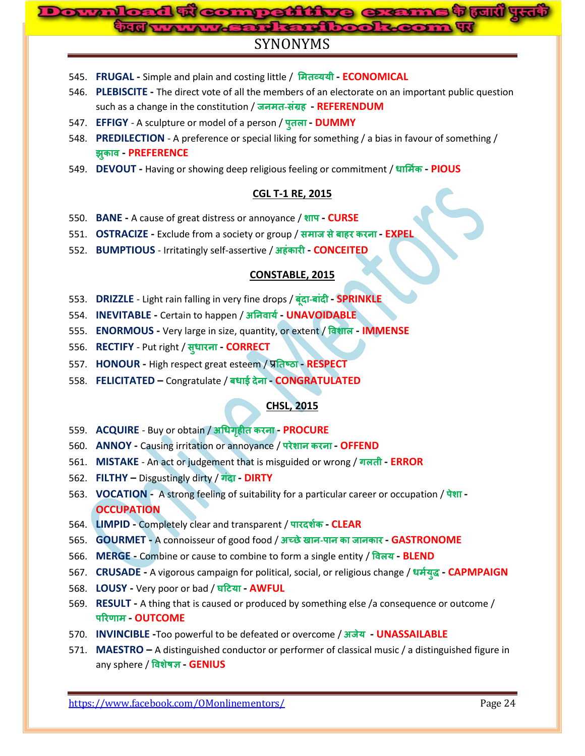# SYNONYMS

545. **FRUGAL -** Simple and plain and costing little / **मितव्ययी - ECONOMICAL**
546. **PLEBISCITE -** The direct vote of all the members of an electorate on an important public question such as a change in the constitution / **जनमत-संग्रह - REFERENDUM**
547. **EFFIGY** - A sculpture or model of a person / **पुतला - DUMMY**
548. **PREDILECTION** - A preference or special liking for something / a bias in favour of something / **झुकाव - PREFERENCE**
549. **DEVOUT -** Having or showing deep religious feeling or commitment / **धार्मिक - PIOUS**

## CGL T-1 RE, 2015

550. **BANE -** A cause of great distress or annoyance / **शाप - CURSE**
551. **OSTRACIZE -** Exclude from a society or group / **समाज से बाहर करना - EXPEL**
552. **BUMPTIOUS** - Irritatingly self-assertive / **अहंकारी - CONCEITED**

## CONSTABLE, 2015

553. **DRIZZLE** - Light rain falling in very fine drops / **बूंदा-बांदी - SPRINKLE**
554. **INEVITABLE -** Certain to happen / **अनिवार्य - UNAVOIDABLE**
555. **ENORMOUS -** Very large in size, quantity, or extent / **विशाल - IMMENSE**
556. **RECTIFY** - Put right / **सुधारना - CORRECT**
557. **HONOUR -** High respect great esteem / **प्रतिष्ठा - RESPECT**
558. **FELICITATED –** Congratulate / **बधाई देना - CONGRATULATED**

## CHSL, 2015

559. **ACQUIRE** - Buy or obtain / **अधिगृहीत करना - PROCURE**
560. **ANNOY -** Causing irritation or annoyance / **परेशान करना - OFFEND**
561. **MISTAKE** - An act or judgement that is misguided or wrong / **गलती - ERROR**
562. **FILTHY –** Disgustingly dirty / **गंदा - DIRTY**
563. **VOCATION -** A strong feeling of suitability for a particular career or occupation / **पेशा - OCCUPATION**
564. **LIMPID -** Completely clear and transparent / **पारदर्शक - CLEAR**
565. **GOURMET -** A connoisseur of good food / **अच्छे खान-पान का जानकार - GASTRONOME**
566. **MERGE -** Combine or cause to combine to form a single entity / **विलय - BLEND**
567. **CRUSADE -** A vigorous campaign for political, social, or religious change / **धर्मयुद्ध - CAPMPAIGN**
568. **LOUSY -** Very poor or bad / **घटिया - AWFUL**
569. **RESULT -** A thing that is caused or produced by something else /a consequence or outcome / **परिणाम - OUTCOME**
570. **INVINCIBLE -**Too powerful to be defeated or overcome / **अजेय - UNASSAILABLE**
571. **MAESTRO –** A distinguished conductor or performer of classical music / a distinguished figure in any sphere / **विशेषज्ञ - GENIUS**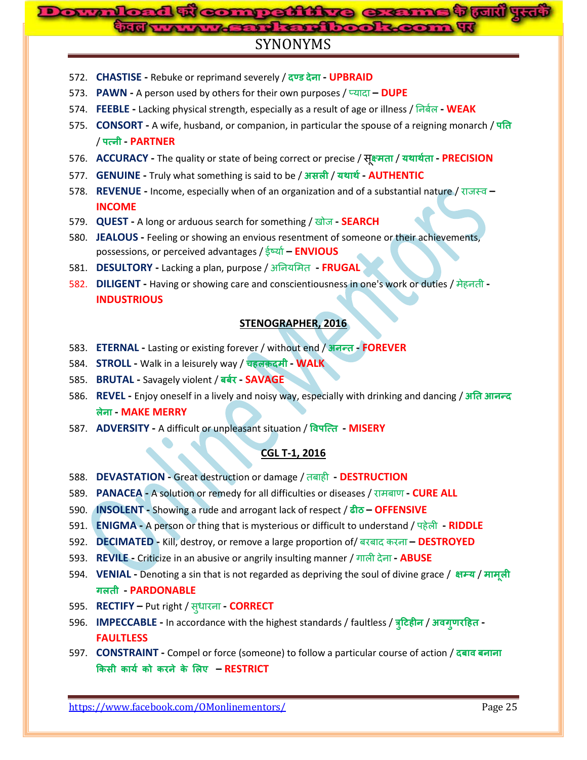# SYNONYMS

572. **CHASTISE -** Rebuke or reprimand severely / **दण्ड देना - UPBRAID**
573. **PAWN -** A person used by others for their own purposes / प्यादा **– DUPE**
574. **FEEBLE -** Lacking physical strength, especially as a result of age or illness / निर्बल **- WEAK**
575. **CONSORT -** A wife, husband, or companion, in particular the spouse of a reigning monarch / **पति / पत्नी - PARTNER**
576. **ACCURACY -** The quality or state of being correct or precise / **सूक्ष्मता / यथार्थता - PRECISION**
577. **GENUINE -** Truly what something is said to be / **असली / यथार्थ - AUTHENTIC**
578. **REVENUE -** Income, especially when of an organization and of a substantial nature / राजस्व **– INCOME**
579. **QUEST -** A long or arduous search for something / खोज **- SEARCH**
580. **JEALOUS -** Feeling or showing an envious resentment of someone or their achievements, possessions, or perceived advantages / ईर्ष्या **– ENVIOUS**
581. **DESULTORY -** Lacking a plan, purpose / अनियमित **- FRUGAL**
582. **DILIGENT -** Having or showing care and conscientiousness in one's work or duties / मेहनती **- INDUSTRIOUS**

**STENOGRAPHER, 2016**

583. **ETERNAL -** Lasting or existing forever / without end / **अनन्त - FOREVER**
584. **STROLL -** Walk in a leisurely way / **चहलक़दमी - WALK**
585. **BRUTAL -** Savagely violent / **बर्बर - SAVAGE**
586. **REVEL -** Enjoy oneself in a lively and noisy way, especially with drinking and dancing / **अति आनन्द लेना - MAKE MERRY**
587. **ADVERSITY -** A difficult or unpleasant situation / **विपत्ति - MISERY**

**CGL T-1, 2016**

588. **DEVASTATION -** Great destruction or damage / तबाही **- DESTRUCTION**
589. **PANACEA -** A solution or remedy for all difficulties or diseases / रामबाण **- CURE ALL**
590. **INSOLENT -** Showing a rude and arrogant lack of respect / **ढीठ – OFFENSIVE**
591. **ENIGMA -** A person or thing that is mysterious or difficult to understand / पहेली **- RIDDLE**
592. **DECIMATED -** Kill, destroy, or remove a large proportion of/ बरबाद करना **– DESTROYED**
593. **REVILE -** Criticize in an abusive or angrily insulting manner / गाली देना **- ABUSE**
594. **VENIAL -** Denoting a sin that is not regarded as depriving the soul of divine grace / **क्षम्य / मामूली गलती - PARDONABLE**
595. **RECTIFY –** Put right / सुधारना **- CORRECT**
596. **IMPECCABLE -** In accordance with the highest standards / faultless / **त्रुटिहीन / अवगुणरहित - FAULTLESS**
597. **CONSTRAINT -** Compel or force (someone) to follow a particular course of action / **दबाव बनाना किसी कार्य को करने के लिए – RESTRICT**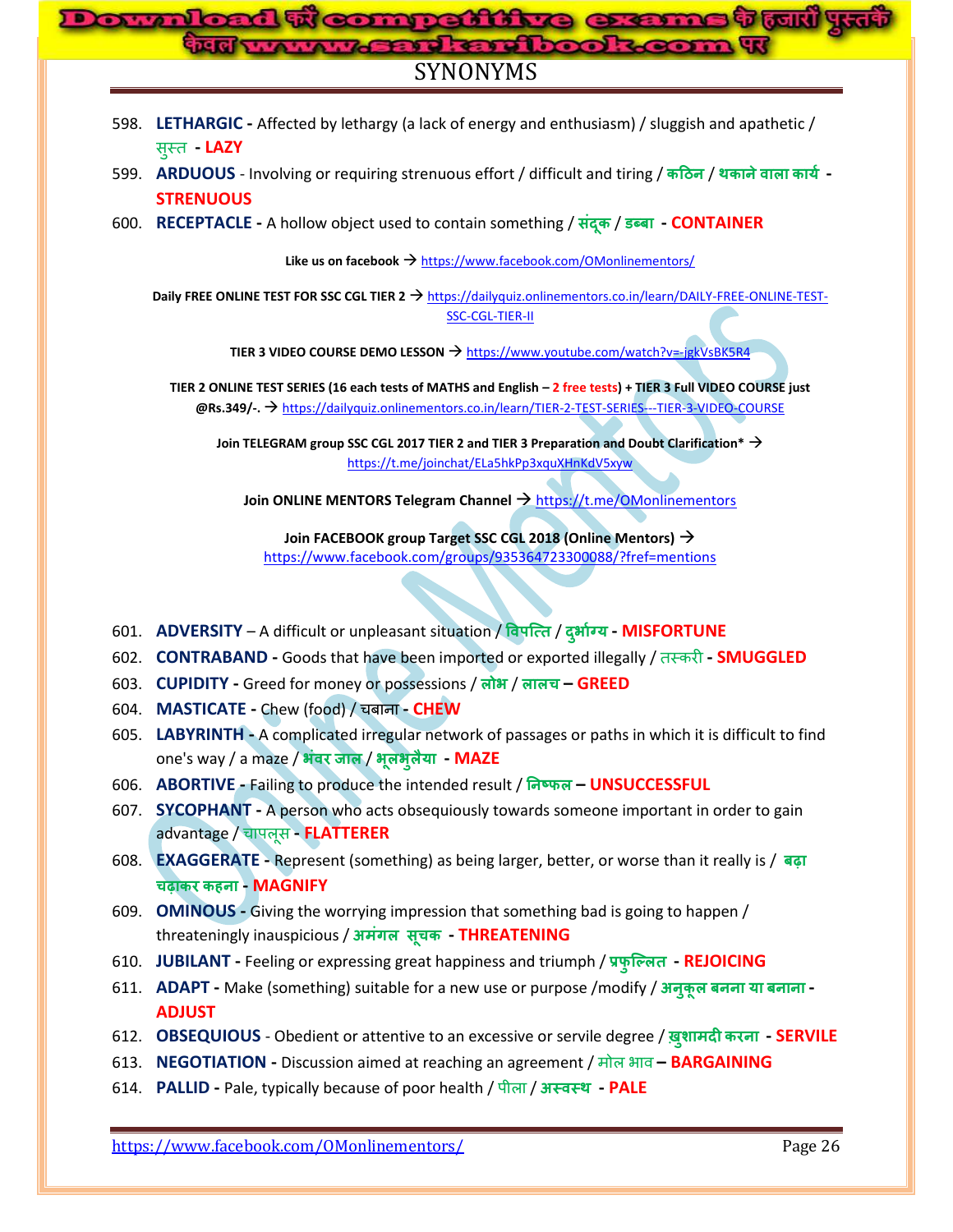598. **LETHARGIC -** Affected by lethargy (a lack of energy and enthusiasm) / sluggish and apathetic / सुस्त **- LAZY**
599. **ARDUOUS** - Involving or requiring strenuous effort / difficult and tiring / **कठिन / थकाने वाला कार्य - STRENUOUS**
600. **RECEPTACLE -** A hollow object used to contain something / **संदूक / डब्बा - CONTAINER**

**Like us on facebook →** https://www.facebook.com/OMonlinementors/

**Daily FREE ONLINE TEST FOR SSC CGL TIER 2 →** https://dailyquiz.onlinementors.co.in/learn/DAILY-FREE-ONLINE-TEST-SSC-CGL-TIER-II

**TIER 3 VIDEO COURSE DEMO LESSON →** https://www.youtube.com/watch?v=-jgkVsBK5R4

**TIER 2 ONLINE TEST SERIES (16 each tests of MATHS and English – 2 free tests) + TIER 3 Full VIDEO COURSE just @Rs.349/-. →** https://dailyquiz.onlinementors.co.in/learn/TIER-2-TEST-SERIES---TIER-3-VIDEO-COURSE

**Join TELEGRAM group SSC CGL 2017 TIER 2 and TIER 3 Preparation and Doubt Clarification* →** https://t.me/joinchat/ELa5hkPp3xquXHnKdV5xyw

**Join ONLINE MENTORS Telegram Channel →** https://t.me/OMonlinementors

**Join FACEBOOK group Target SSC CGL 2018 (Online Mentors) →** https://www.facebook.com/groups/935364723300088/?fref=mentions

601. **ADVERSITY** – A difficult or unpleasant situation / **विपत्ति / दुर्भाग्य - MISFORTUNE**
602. **CONTRABAND -** Goods that have been imported or exported illegally / तस्करी **- SMUGGLED**
603. **CUPIDITY -** Greed for money or possessions / **लोभ / लालच – GREED**
604. **MASTICATE -** Chew (food) / चबाना **- CHEW**
605. **LABYRINTH -** A complicated irregular network of passages or paths in which it is difficult to find one's way / a maze / **भंवर जाल / भूलभुलैया - MAZE**
606. **ABORTIVE -** Failing to produce the intended result / **निष्फल – UNSUCCESSFUL**
607. **SYCOPHANT -** A person who acts obsequiously towards someone important in order to gain advantage / चापलूस **- FLATTERER**
608. **EXAGGERATE -** Represent (something) as being larger, better, or worse than it really is / **बढ़ा चढ़ाकर कहना - MAGNIFY**
609. **OMINOUS -** Giving the worrying impression that something bad is going to happen / threateningly inauspicious / **अमंगल सूचक - THREATENING**
610. **JUBILANT -** Feeling or expressing great happiness and triumph / **प्रफुल्लित - REJOICING**
611. **ADAPT -** Make (something) suitable for a new use or purpose /modify / **अनुकूल बनना या बनाना - ADJUST**
612. **OBSEQUIOUS** - Obedient or attentive to an excessive or servile degree / **ख़ुशामदी करना - SERVILE**
613. **NEGOTIATION -** Discussion aimed at reaching an agreement / मोल भाव **– BARGAINING**
614. **PALLID -** Pale, typically because of poor health / पीला / **अस्वस्थ - PALE**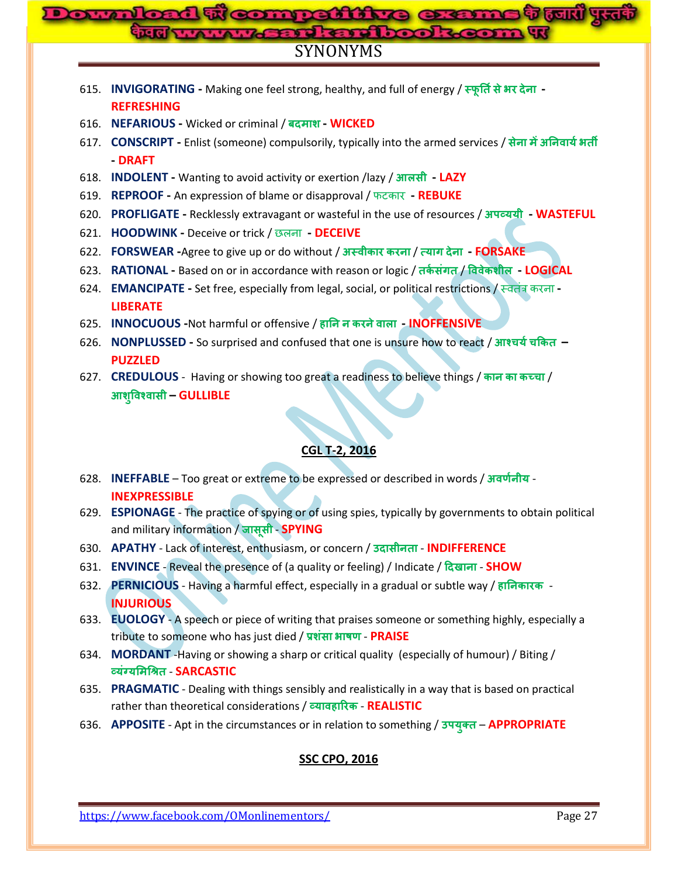# SYNONYMS

615. **INVIGORATING -** Making one feel strong, healthy, and full of energy / **स्फूर्ति से भर देना** - **REFRESHING**
616. **NEFARIOUS -** Wicked or criminal / **बदमाश** - **WICKED**
617. **CONSCRIPT -** Enlist (someone) compulsorily, typically into the armed services / **सेना में अनिवार्य भर्ती** - **DRAFT**
618. **INDOLENT -** Wanting to avoid activity or exertion /lazy / **आलसी** - **LAZY**
619. **REPROOF -** An expression of blame or disapproval / फटकार - **REBUKE**
620. **PROFLIGATE -** Recklessly extravagant or wasteful in the use of resources / **अपव्ययी** - **WASTEFUL**
621. **HOODWINK -** Deceive or trick / छलना - **DECEIVE**
622. **FORSWEAR -**Agree to give up or do without / **अस्वीकार करना** / **त्याग देना** - **FORSAKE**
623. **RATIONAL -** Based on or in accordance with reason or logic / **तर्कसंगत** / **विवेकशील** - **LOGICAL**
624. **EMANCIPATE -** Set free, especially from legal, social, or political restrictions / स्वतंत्र करना - **LIBERATE**
625. **INNOCUOUS -**Not harmful or offensive / **हानि न करने वाला** - **INOFFENSIVE**
626. **NONPLUSSED -** So surprised and confused that one is unsure how to react / **आश्चर्य चकित** – **PUZZLED**
627. **CREDULOUS** - Having or showing too great a readiness to believe things / **कान का कच्चा** / **आशुविश्वासी** – **GULLIBLE**

## CGL T-2, 2016

628. **INEFFABLE** – Too great or extreme to be expressed or described in words / **अवर्णनीय** - **INEXPRESSIBLE**
629. **ESPIONAGE** - The practice of spying or of using spies, typically by governments to obtain political and military information / **जासूसी** - **SPYING**
630. **APATHY** - Lack of interest, enthusiasm, or concern / **उदासीनता** - **INDIFFERENCE**
631. **ENVINCE** - Reveal the presence of (a quality or feeling) / Indicate / **दिखाना** - **SHOW**
632. **PERNICIOUS** - Having a harmful effect, especially in a gradual or subtle way / **हानिकारक** - **INJURIOUS**
633. **EUOLOGY** - A speech or piece of writing that praises someone or something highly, especially a tribute to someone who has just died / **प्रशंसा भाषण** - **PRAISE**
634. **MORDANT** -Having or showing a sharp or critical quality (especially of humour) / Biting / **व्यंग्यमिश्रित** - **SARCASTIC**
635. **PRAGMATIC** - Dealing with things sensibly and realistically in a way that is based on practical rather than theoretical considerations / **व्यावहारिक** - **REALISTIC**
636. **APPOSITE** - Apt in the circumstances or in relation to something / **उपयुक्त** – **APPROPRIATE**

## SSC CPO, 2016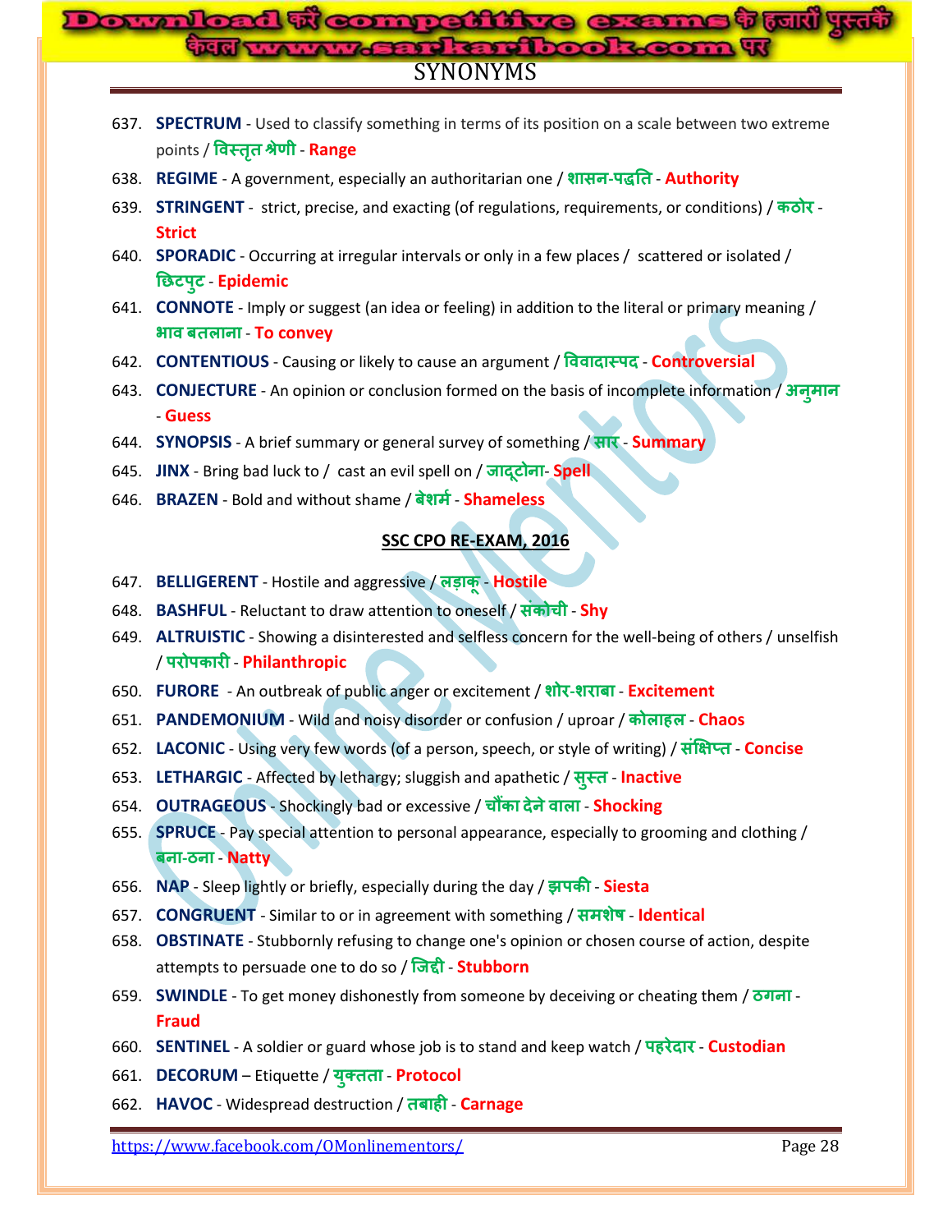# SYNONYMS

637. **SPECTRUM** - Used to classify something in terms of its position on a scale between two extreme points / **विस्तृत श्रेणी** - **Range**
638. **REGIME** - A government, especially an authoritarian one / **शासन-पद्धति** - **Authority**
639. **STRINGENT** - strict, precise, and exacting (of regulations, requirements, or conditions) / **कठोर** - **Strict**
640. **SPORADIC** - Occurring at irregular intervals or only in a few places / scattered or isolated / **छिटपुट** - **Epidemic**
641. **CONNOTE** - Imply or suggest (an idea or feeling) in addition to the literal or primary meaning / **भाव बतलाना** - **To convey**
642. **CONTENTIOUS** - Causing or likely to cause an argument / **विवादास्पद** - **Controversial**
643. **CONJECTURE** - An opinion or conclusion formed on the basis of incomplete information / **अनुमान** - **Guess**
644. **SYNOPSIS** - A brief summary or general survey of something / **सार** - **Summary**
645. **JINX** - Bring bad luck to / cast an evil spell on / **जादूटोना**- **Spell**
646. **BRAZEN** - Bold and without shame / **बेशर्म** - **Shameless**

## SSC CPO RE-EXAM, 2016

647. **BELLIGERENT** - Hostile and aggressive / **लड़ाकू** - **Hostile**
648. **BASHFUL** - Reluctant to draw attention to oneself / **संकोची** - **Shy**
649. **ALTRUISTIC** - Showing a disinterested and selfless concern for the well-being of others / unselfish / **परोपकारी** - **Philanthropic**
650. **FURORE** - An outbreak of public anger or excitement / **शोर-शराबा** - **Excitement**
651. **PANDEMONIUM** - Wild and noisy disorder or confusion / uproar / **कोलाहल** - **Chaos**
652. **LACONIC** - Using very few words (of a person, speech, or style of writing) / **संक्षिप्त** - **Concise**
653. **LETHARGIC** - Affected by lethargy; sluggish and apathetic / **सुस्त** - **Inactive**
654. **OUTRAGEOUS** - Shockingly bad or excessive / **चौंका देने वाला** - **Shocking**
655. **SPRUCE** - Pay special attention to personal appearance, especially to grooming and clothing / **बना-ठना** - **Natty**
656. **NAP** - Sleep lightly or briefly, especially during the day / **झपकी** - **Siesta**
657. **CONGRUENT** - Similar to or in agreement with something / **समशेष** - **Identical**
658. **OBSTINATE** - Stubbornly refusing to change one's opinion or chosen course of action, despite attempts to persuade one to do so / **जिद्दी** - **Stubborn**
659. **SWINDLE** - To get money dishonestly from someone by deceiving or cheating them / **ठगना** - **Fraud**
660. **SENTINEL** - A soldier or guard whose job is to stand and keep watch / **पहरेदार** - **Custodian**
661. **DECORUM** – Etiquette / **युक्तता** - **Protocol**
662. **HAVOC** - Widespread destruction / **तबाही** - **Carnage**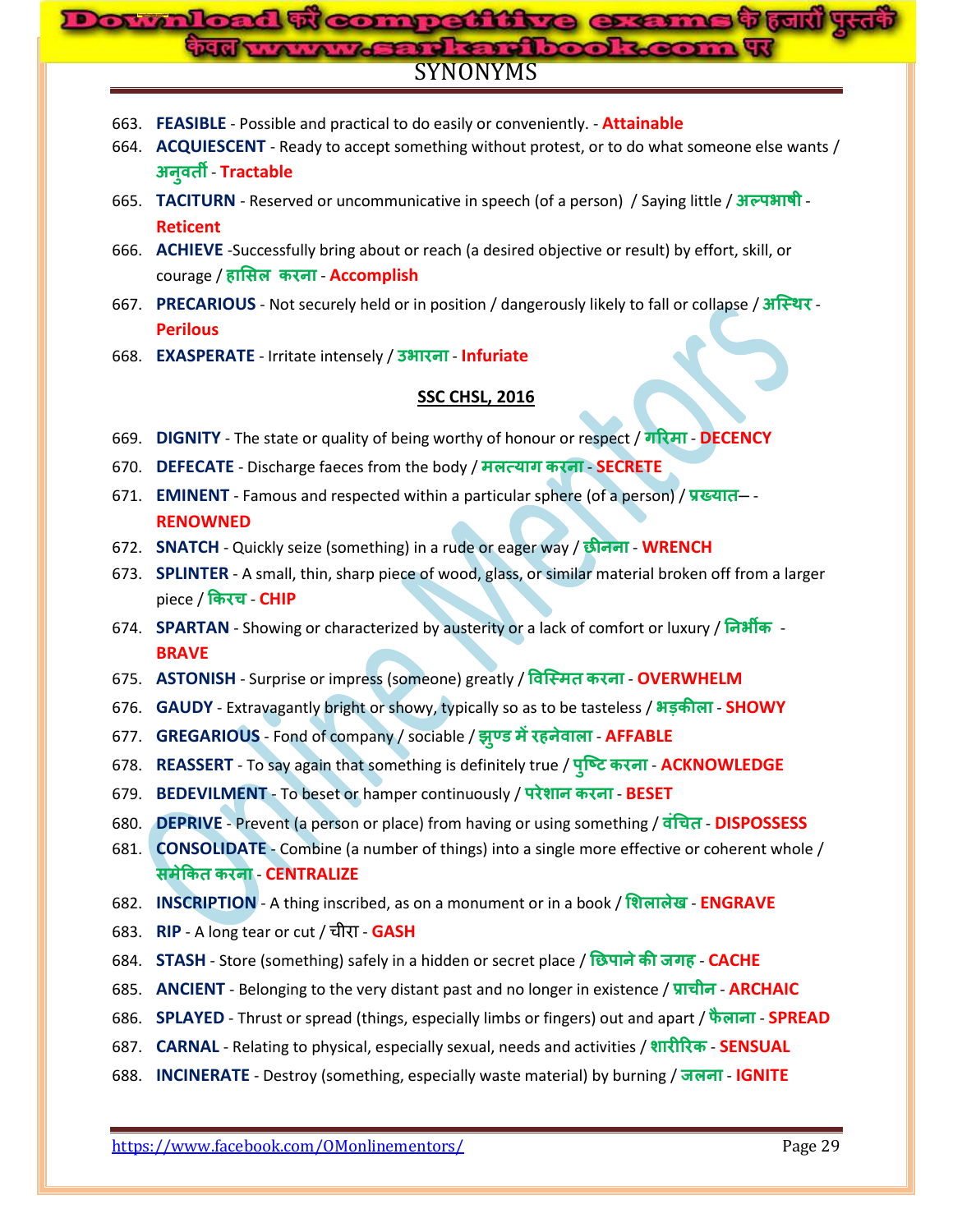# SYNONYMS

663. **FEASIBLE** - Possible and practical to do easily or conveniently. - **Attainable**
664. **ACQUIESCENT** - Ready to accept something without protest, or to do what someone else wants / **अनुवर्ती** - **Tractable**
665. **TACITURN** - Reserved or uncommunicative in speech (of a person) / Saying little / **अल्पभाषी** - **Reticent**
666. **ACHIEVE** -Successfully bring about or reach (a desired objective or result) by effort, skill, or courage / **हासिल करना** - **Accomplish**
667. **PRECARIOUS** - Not securely held or in position / dangerously likely to fall or collapse / **अस्थिर** - **Perilous**
668. **EXASPERATE** - Irritate intensely / **उभारना** - **Infuriate**

## SSC CHSL, 2016

669. **DIGNITY** - The state or quality of being worthy of honour or respect / **गरिमा** - **DECENCY**
670. **DEFECATE** - Discharge faeces from the body / **मलत्याग करना** - **SECRETE**
671. **EMINENT** - Famous and respected within a particular sphere (of a person) / **प्रख्यात**– - **RENOWNED**
672. **SNATCH** - Quickly seize (something) in a rude or eager way / **छीनना** - **WRENCH**
673. **SPLINTER** - A small, thin, sharp piece of wood, glass, or similar material broken off from a larger piece / **किरच** - **CHIP**
674. **SPARTAN** - Showing or characterized by austerity or a lack of comfort or luxury / **निर्भीक** - **BRAVE**
675. **ASTONISH** - Surprise or impress (someone) greatly / **विस्मित करना** - **OVERWHELM**
676. **GAUDY** - Extravagantly bright or showy, typically so as to be tasteless / **भड़कीला** - **SHOWY**
677. **GREGARIOUS** - Fond of company / sociable / **झुण्ड में रहनेवाला** - **AFFABLE**
678. **REASSERT** - To say again that something is definitely true / **पुष्टि करना** - **ACKNOWLEDGE**
679. **BEDEVILMENT** - To beset or hamper continuously / **परेशान करना** - **BESET**
680. **DEPRIVE** - Prevent (a person or place) from having or using something / **वंचित** - **DISPOSSESS**
681. **CONSOLIDATE** - Combine (a number of things) into a single more effective or coherent whole / **समेकित करना** - **CENTRALIZE**
682. **INSCRIPTION** - A thing inscribed, as on a monument or in a book / **शिलालेख** - **ENGRAVE**
683. **RIP** - A long tear or cut / चीरा - **GASH**
684. **STASH** - Store (something) safely in a hidden or secret place / **छिपाने की जगह** - **CACHE**
685. **ANCIENT** - Belonging to the very distant past and no longer in existence / **प्राचीन** - **ARCHAIC**
686. **SPLAYED** - Thrust or spread (things, especially limbs or fingers) out and apart / **फैलाना** - **SPREAD**
687. **CARNAL** - Relating to physical, especially sexual, needs and activities / **शारीरिक** - **SENSUAL**
688. **INCINERATE** - Destroy (something, especially waste material) by burning / **जलना** - **IGNITE**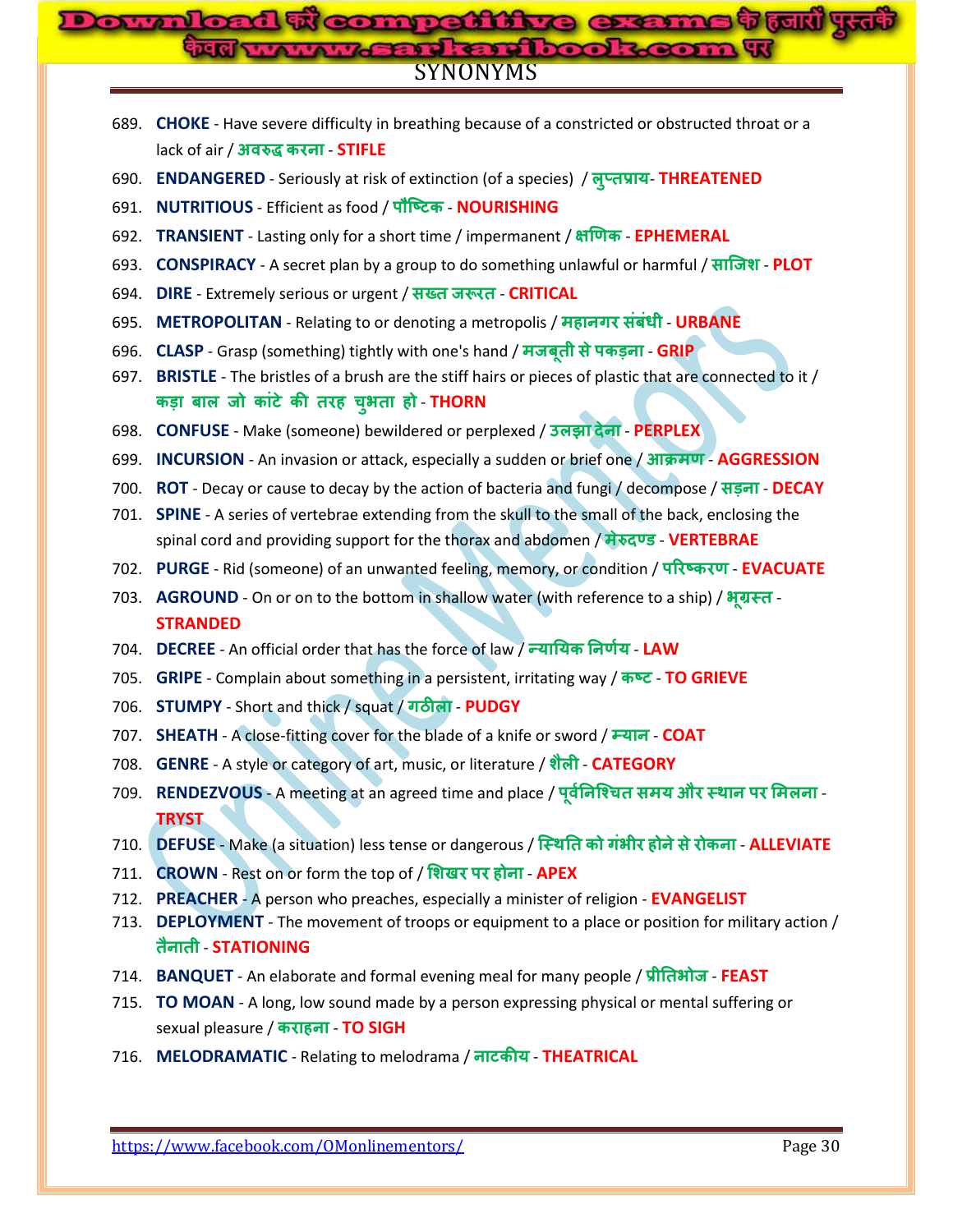# SYNONYMS

689. **CHOKE** - Have severe difficulty in breathing because of a constricted or obstructed throat or a lack of air / **अवरुद्ध करना** - **STIFLE**
690. **ENDANGERED** - Seriously at risk of extinction (of a species) / **लुप्तप्राय**- **THREATENED**
691. **NUTRITIOUS** - Efficient as food / **पौष्टिक** - **NOURISHING**
692. **TRANSIENT** - Lasting only for a short time / impermanent / **क्षणिक** - **EPHEMERAL**
693. **CONSPIRACY** - A secret plan by a group to do something unlawful or harmful / **साजिश** - **PLOT**
694. **DIRE** - Extremely serious or urgent / **सख्त जरूरत** - **CRITICAL**
695. **METROPOLITAN** - Relating to or denoting a metropolis / **महानगर संबंधी** - **URBANE**
696. **CLASP** - Grasp (something) tightly with one's hand / **मजबूती से पकड़ना** - **GRIP**
697. **BRISTLE** - The bristles of a brush are the stiff hairs or pieces of plastic that are connected to it / **कड़ा बाल जो कांटे की तरह चुभता हो** - **THORN**
698. **CONFUSE** - Make (someone) bewildered or perplexed / **उलझा देना** - **PERPLEX**
699. **INCURSION** - An invasion or attack, especially a sudden or brief one / **आक्रमण** - **AGGRESSION**
700. **ROT** - Decay or cause to decay by the action of bacteria and fungi / decompose / **सड़ना** - **DECAY**
701. **SPINE** - A series of vertebrae extending from the skull to the small of the back, enclosing the spinal cord and providing support for the thorax and abdomen / **मेरुदण्ड** - **VERTEBRAE**
702. **PURGE** - Rid (someone) of an unwanted feeling, memory, or condition / **परिष्करण** - **EVACUATE**
703. **AGROUND** - On or on to the bottom in shallow water (with reference to a ship) / **भूग्रस्त** - **STRANDED**
704. **DECREE** - An official order that has the force of law / **न्यायिक निर्णय** - **LAW**
705. **GRIPE** - Complain about something in a persistent, irritating way / **कष्ट** - **TO GRIEVE**
706. **STUMPY** - Short and thick / squat / **गठीला** - **PUDGY**
707. **SHEATH** - A close-fitting cover for the blade of a knife or sword / **म्यान** - **COAT**
708. **GENRE** - A style or category of art, music, or literature / **शैली** - **CATEGORY**
709. **RENDEZVOUS** - A meeting at an agreed time and place / **पूर्वनिश्चित समय और स्थान पर मिलना** - **TRYST**
710. **DEFUSE** - Make (a situation) less tense or dangerous / **स्थिति को गंभीर होने से रोकना** - **ALLEVIATE**
711. **CROWN** - Rest on or form the top of / **शिखर पर होना** - **APEX**
712. **PREACHER** - A person who preaches, especially a minister of religion - **EVANGELIST**
713. **DEPLOYMENT** - The movement of troops or equipment to a place or position for military action / **तैनाती** - **STATIONING**
714. **BANQUET** - An elaborate and formal evening meal for many people / **प्रीतिभोज** - **FEAST**
715. **TO MOAN** - A long, low sound made by a person expressing physical or mental suffering or sexual pleasure / **कराहना** - **TO SIGH**
716. **MELODRAMATIC** - Relating to melodrama / **नाटकीय** - **THEATRICAL**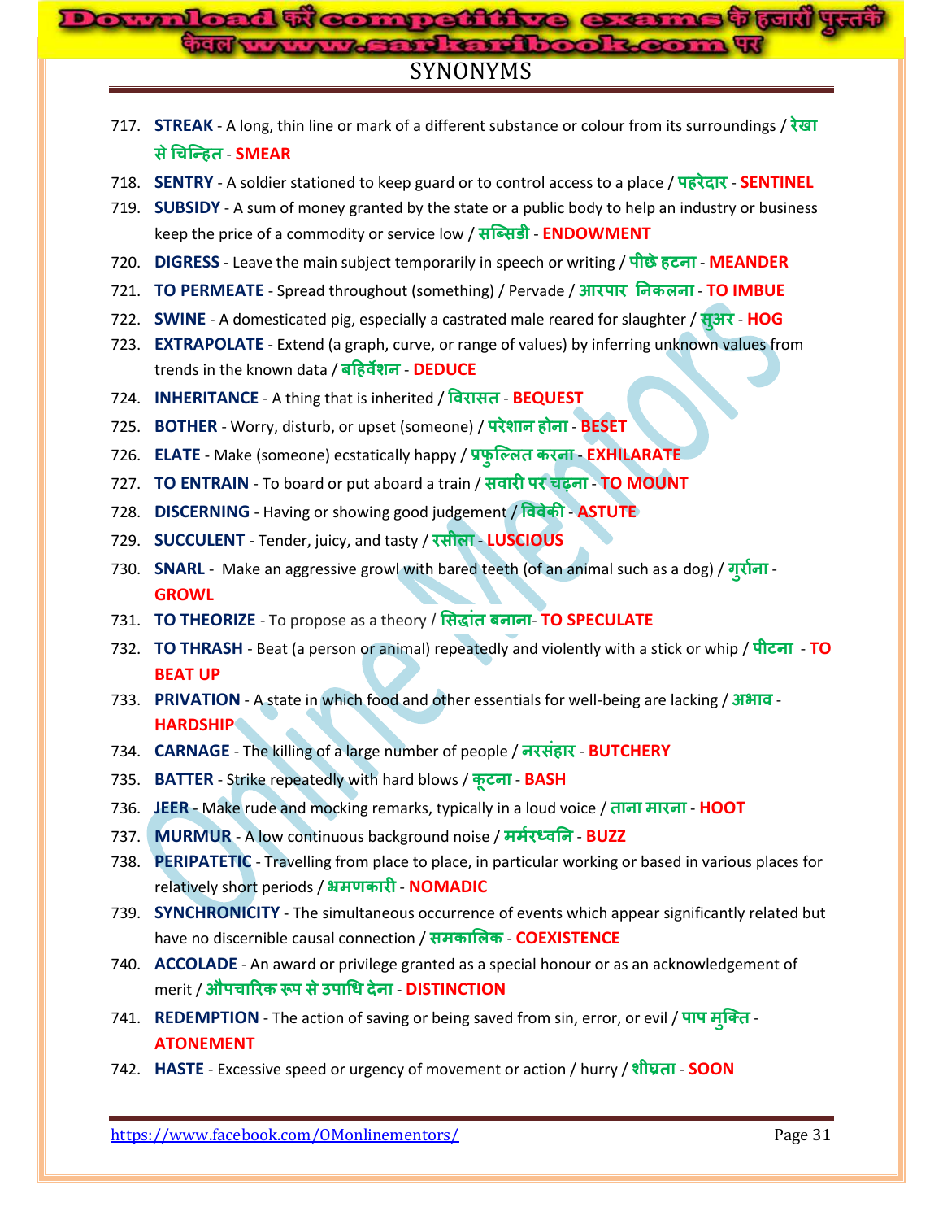# SYNONYMS

717. **STREAK** - A long, thin line or mark of a different substance or colour from its surroundings / **रेखा से चिन्हित** - **SMEAR**
718. **SENTRY** - A soldier stationed to keep guard or to control access to a place / **पहरेदार** - **SENTINEL**
719. **SUBSIDY** - A sum of money granted by the state or a public body to help an industry or business keep the price of a commodity or service low / **सब्सिडी** - **ENDOWMENT**
720. **DIGRESS** - Leave the main subject temporarily in speech or writing / **पीछे हटना** - **MEANDER**
721. **TO PERMEATE** - Spread throughout (something) / Pervade / **आरपार निकलना** - **TO IMBUE**
722. **SWINE** - A domesticated pig, especially a castrated male reared for slaughter / **सुअर** - **HOG**
723. **EXTRAPOLATE** - Extend (a graph, curve, or range of values) by inferring unknown values from trends in the known data / **बहिर्वेशन** - **DEDUCE**
724. **INHERITANCE** - A thing that is inherited / **विरासत** - **BEQUEST**
725. **BOTHER** - Worry, disturb, or upset (someone) / **परेशान होना** - **BESET**
726. **ELATE** - Make (someone) ecstatically happy / **प्रफुल्लित करना** - **EXHILARATE**
727. **TO ENTRAIN** - To board or put aboard a train / **सवारी पर चढ़ना** - **TO MOUNT**
728. **DISCERNING** - Having or showing good judgement / **विवेकी** - **ASTUTE**
729. **SUCCULENT** - Tender, juicy, and tasty / **रसीला** - **LUSCIOUS**
730. **SNARL** - Make an aggressive growl with bared teeth (of an animal such as a dog) / **गुर्राना** - **GROWL**
731. **TO THEORIZE** - To propose as a theory / **सिद्धांत बनाना**- **TO SPECULATE**
732. **TO THRASH** - Beat (a person or animal) repeatedly and violently with a stick or whip / **पीटना** - **TO BEAT UP**
733. **PRIVATION** - A state in which food and other essentials for well-being are lacking / **अभाव** - **HARDSHIP**
734. **CARNAGE** - The killing of a large number of people / **नरसंहार** - **BUTCHERY**
735. **BATTER** - Strike repeatedly with hard blows / **कूटना** - **BASH**
736. **JEER** - Make rude and mocking remarks, typically in a loud voice / **ताना मारना** - **HOOT**
737. **MURMUR** - A low continuous background noise / **मर्मरध्वनि** - **BUZZ**
738. **PERIPATETIC** - Travelling from place to place, in particular working or based in various places for relatively short periods / **भ्रमणकारी** - **NOMADIC**
739. **SYNCHRONICITY** - The simultaneous occurrence of events which appear significantly related but have no discernible causal connection / **समकालिक** - **COEXISTENCE**
740. **ACCOLADE** - An award or privilege granted as a special honour or as an acknowledgement of merit / **औपचारिक रूप से उपाधि देना** - **DISTINCTION**
741. **REDEMPTION** - The action of saving or being saved from sin, error, or evil / **पाप मुक्ति** - **ATONEMENT**
742. **HASTE** - Excessive speed or urgency of movement or action / hurry / **शीघ्रता** - **SOON**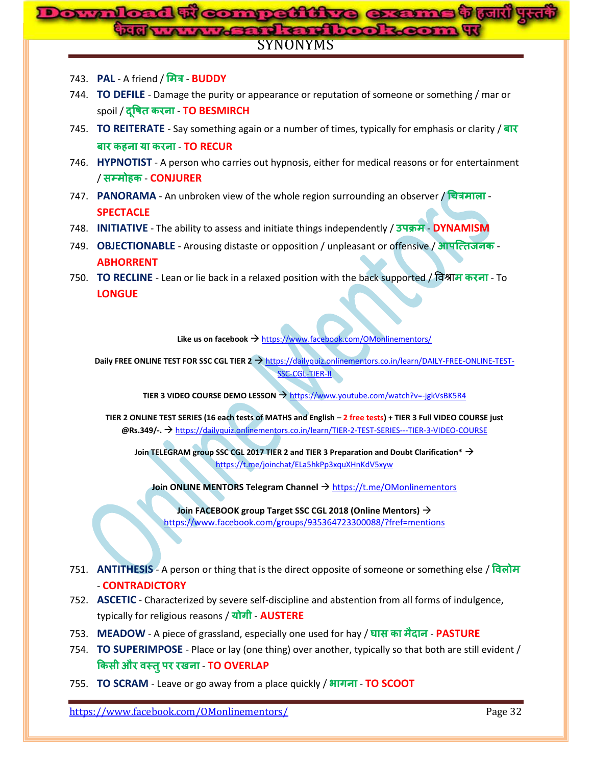743. **PAL** - A friend / **मित्र** - **BUDDY**
744. **TO DEFILE** - Damage the purity or appearance or reputation of someone or something / mar or spoil / **दूषित करना** - **TO BESMIRCH**
745. **TO REITERATE** - Say something again or a number of times, typically for emphasis or clarity / **बार बार कहना या करना** - **TO RECUR**
746. **HYPNOTIST** - A person who carries out hypnosis, either for medical reasons or for entertainment / **सम्मोहक** - **CONJURER**
747. **PANORAMA** - An unbroken view of the whole region surrounding an observer / **चित्रमाला** - **SPECTACLE**
748. **INITIATIVE** - The ability to assess and initiate things independently / **उपक्रम** - **DYNAMISM**
749. **OBJECTIONABLE** - Arousing distaste or opposition / unpleasant or offensive / **आपत्तिजनक** - **ABHORRENT**
750. **TO RECLINE** - Lean or lie back in a relaxed position with the back supported / **विश्राम करना** - To **LONGUE**

**Like us on facebook** → https://www.facebook.com/OMonlinementors/

**Daily FREE ONLINE TEST FOR SSC CGL TIER 2** → https://dailyquiz.onlinementors.co.in/learn/DAILY-FREE-ONLINE-TEST-SSC-CGL-TIER-II

**TIER 3 VIDEO COURSE DEMO LESSON** → https://www.youtube.com/watch?v=-jgkVsBK5R4

**TIER 2 ONLINE TEST SERIES (16 each tests of MATHS and English – 2 free tests) + TIER 3 Full VIDEO COURSE just @Rs.349/-.** → https://dailyquiz.onlinementors.co.in/learn/TIER-2-TEST-SERIES---TIER-3-VIDEO-COURSE

**Join TELEGRAM group SSC CGL 2017 TIER 2 and TIER 3 Preparation and Doubt Clarification*** → https://t.me/joinchat/ELa5hkPp3xquXHnKdV5xyw

**Join ONLINE MENTORS Telegram Channel** → https://t.me/OMonlinementors

**Join FACEBOOK group Target SSC CGL 2018 (Online Mentors)** → https://www.facebook.com/groups/935364723300088/?fref=mentions

751. **ANTITHESIS** - A person or thing that is the direct opposite of someone or something else / **विलोम** - **CONTRADICTORY**
752. **ASCETIC** - Characterized by severe self-discipline and abstention from all forms of indulgence, typically for religious reasons / **योगी** - **AUSTERE**
753. **MEADOW** - A piece of grassland, especially one used for hay / **घास का मैदान** - **PASTURE**
754. **TO SUPERIMPOSE** - Place or lay (one thing) over another, typically so that both are still evident / **किसी और वस्तु पर रखना** - **TO OVERLAP**
755. **TO SCRAM** - Leave or go away from a place quickly / **भागना** - **TO SCOOT**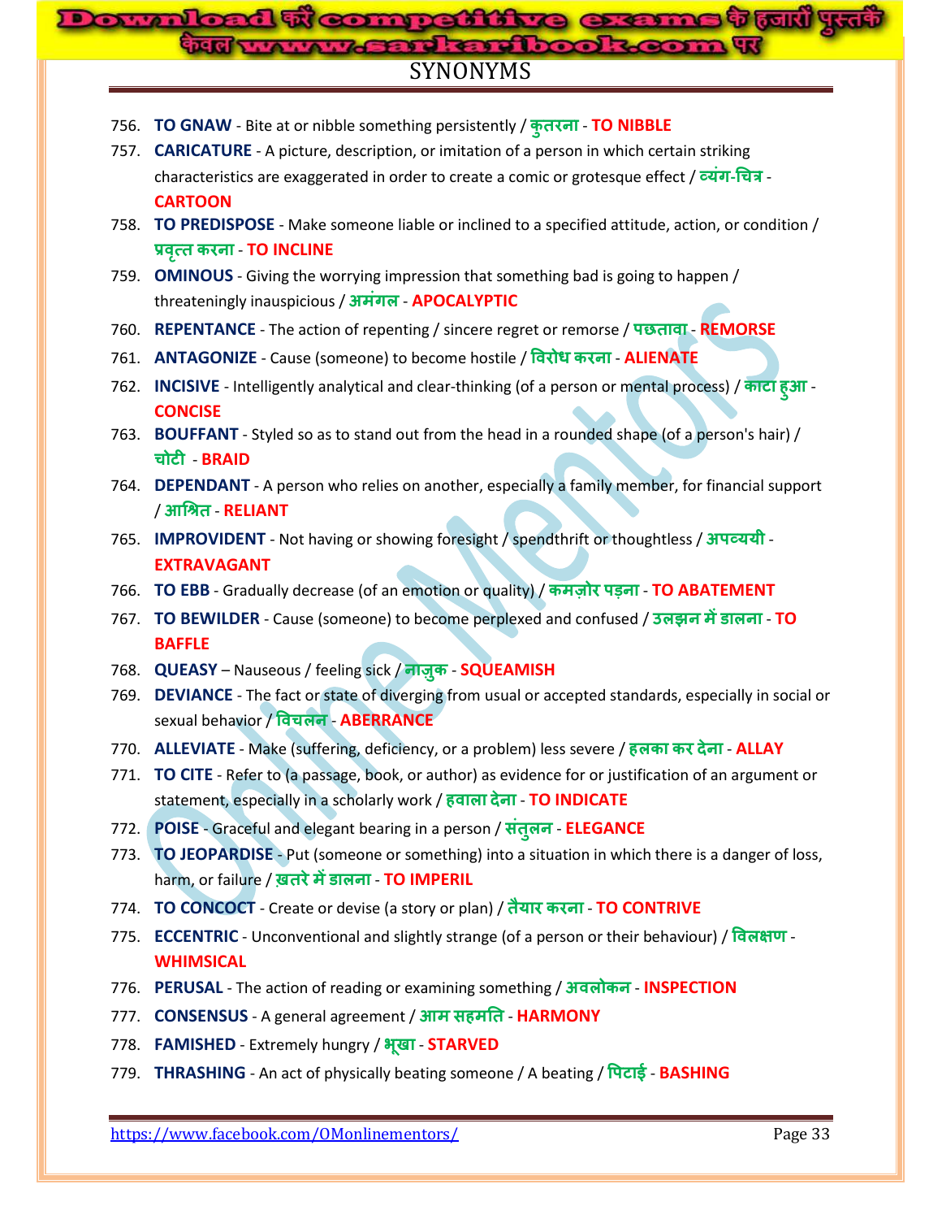# SYNONYMS

756. **TO GNAW** - Bite at or nibble something persistently / **कुतरना** - **TO NIBBLE**
757. **CARICATURE** - A picture, description, or imitation of a person in which certain striking characteristics are exaggerated in order to create a comic or grotesque effect / **व्यंग-चित्र** - **CARTOON**
758. **TO PREDISPOSE** - Make someone liable or inclined to a specified attitude, action, or condition / **प्रवृत्त करना** - **TO INCLINE**
759. **OMINOUS** - Giving the worrying impression that something bad is going to happen / threateningly inauspicious / **अमंगल** - **APOCALYPTIC**
760. **REPENTANCE** - The action of repenting / sincere regret or remorse / **पछतावा** - **REMORSE**
761. **ANTAGONIZE** - Cause (someone) to become hostile / **विरोध करना** - **ALIENATE**
762. **INCISIVE** - Intelligently analytical and clear-thinking (of a person or mental process) / **काटा हुआ** - **CONCISE**
763. **BOUFFANT** - Styled so as to stand out from the head in a rounded shape (of a person's hair) / **चोटी** - **BRAID**
764. **DEPENDANT** - A person who relies on another, especially a family member, for financial support / **आश्रित** - **RELIANT**
765. **IMPROVIDENT** - Not having or showing foresight / spendthrift or thoughtless / **अपव्ययी** - **EXTRAVAGANT**
766. **TO EBB** - Gradually decrease (of an emotion or quality) / **कमज़ोर पड़ना** - **TO ABATEMENT**
767. **TO BEWILDER** - Cause (someone) to become perplexed and confused / **उलझन में डालना** - **TO BAFFLE**
768. **QUEASY** – Nauseous / feeling sick / **नाज़ुक** - **SQUEAMISH**
769. **DEVIANCE** - The fact or state of diverging from usual or accepted standards, especially in social or sexual behavior / **विचलन** - **ABERRANCE**
770. **ALLEVIATE** - Make (suffering, deficiency, or a problem) less severe / **हलका कर देना** - **ALLAY**
771. **TO CITE** - Refer to (a passage, book, or author) as evidence for or justification of an argument or statement, especially in a scholarly work / **हवाला देना** - **TO INDICATE**
772. **POISE** - Graceful and elegant bearing in a person / **संतुलन** - **ELEGANCE**
773. **TO JEOPARDISE** - Put (someone or something) into a situation in which there is a danger of loss, harm, or failure / **ख़तरे में डालना** - **TO IMPERIL**
774. **TO CONCOCT** - Create or devise (a story or plan) / **तैयार करना** - **TO CONTRIVE**
775. **ECCENTRIC** - Unconventional and slightly strange (of a person or their behaviour) / **विलक्षण** - **WHIMSICAL**
776. **PERUSAL** - The action of reading or examining something / **अवलोकन** - **INSPECTION**
777. **CONSENSUS** - A general agreement / **आम सहमति** - **HARMONY**
778. **FAMISHED** - Extremely hungry / **भूखा** - **STARVED**
779. **THRASHING** - An act of physically beating someone / A beating / **पिटाई** - **BASHING**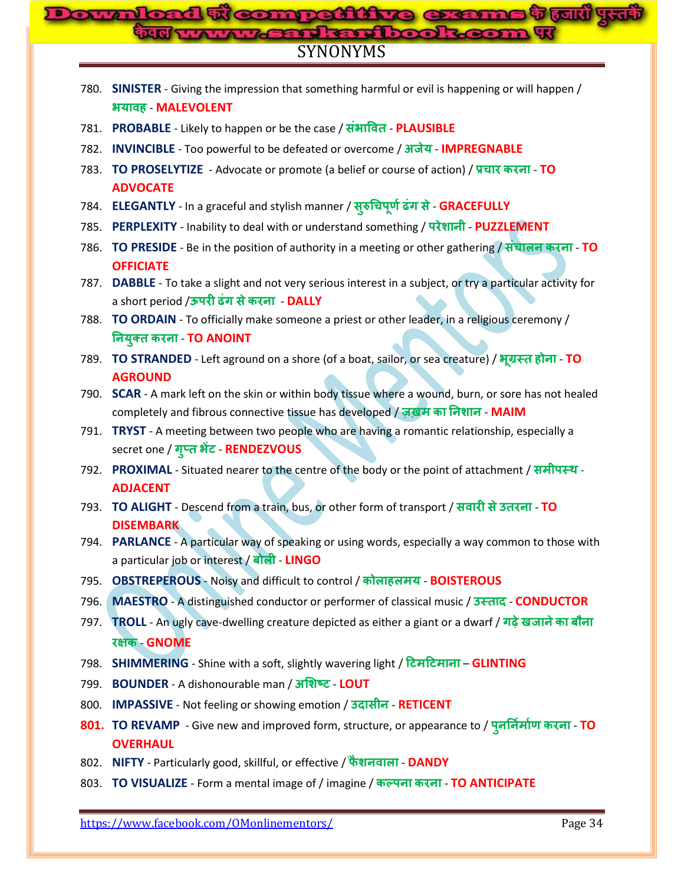# SYNONYMS

780. **SINISTER** - Giving the impression that something harmful or evil is happening or will happen / **भयावह** - **MALEVOLENT**
781. **PROBABLE** - Likely to happen or be the case / **संभावित** - **PLAUSIBLE**
782. **INVINCIBLE** - Too powerful to be defeated or overcome / **अजेय** - **IMPREGNABLE**
783. **TO PROSELYTIZE** - Advocate or promote (a belief or course of action) / **प्रचार करना** - **TO ADVOCATE**
784. **ELEGANTLY** - In a graceful and stylish manner / **सुरुचिपूर्ण ढंग से** - **GRACEFULLY**
785. **PERPLEXITY** - Inability to deal with or understand something / **परेशानी** - **PUZZLEMENT**
786. **TO PRESIDE** - Be in the position of authority in a meeting or other gathering / **संचालन करना** - **TO OFFICIATE**
787. **DABBLE** - To take a slight and not very serious interest in a subject, or try a particular activity for a short period /**ऊपरी ढंग से करना** - **DALLY**
788. **TO ORDAIN** - To officially make someone a priest or other leader, in a religious ceremony / **नियुक्त करना** - **TO ANOINT**
789. **TO STRANDED** - Left aground on a shore (of a boat, sailor, or sea creature) / **भूग्रस्त होना** - **TO AGROUND**
790. **SCAR** - A mark left on the skin or within body tissue where a wound, burn, or sore has not healed completely and fibrous connective tissue has developed / **ज़ख़्म का निशान** - **MAIM**
791. **TRYST** - A meeting between two people who are having a romantic relationship, especially a secret one / **गुप्त भेंट** - **RENDEZVOUS**
792. **PROXIMAL** - Situated nearer to the centre of the body or the point of attachment / **समीपस्थ** - **ADJACENT**
793. **TO ALIGHT** - Descend from a train, bus, or other form of transport / **सवारी से उतरना** - **TO DISEMBARK**
794. **PARLANCE** - A particular way of speaking or using words, especially a way common to those with a particular job or interest / **बोली** - **LINGO**
795. **OBSTREPEROUS** - Noisy and difficult to control / **कोलाहलमय** - **BOISTEROUS**
796. **MAESTRO** - A distinguished conductor or performer of classical music / **उस्ताद** - **CONDUCTOR**
797. **TROLL** - An ugly cave-dwelling creature depicted as either a giant or a dwarf / **गढ़े खजाने का बौना रक्षक** - **GNOME**
798. **SHIMMERING** - Shine with a soft, slightly wavering light / **टिमटिमाना** – **GLINTING**
799. **BOUNDER** - A dishonourable man / **अशिष्ट** - **LOUT**
800. **IMPASSIVE** - Not feeling or showing emotion / **उदासीन** - **RETICENT**
801. **TO REVAMP** - Give new and improved form, structure, or appearance to / **पुनर्निर्माण करना** - **TO OVERHAUL**
802. **NIFTY** - Particularly good, skillful, or effective / **फैशनवाला** - **DANDY**
803. **TO VISUALIZE** - Form a mental image of / imagine / **कल्पना करना** - **TO ANTICIPATE**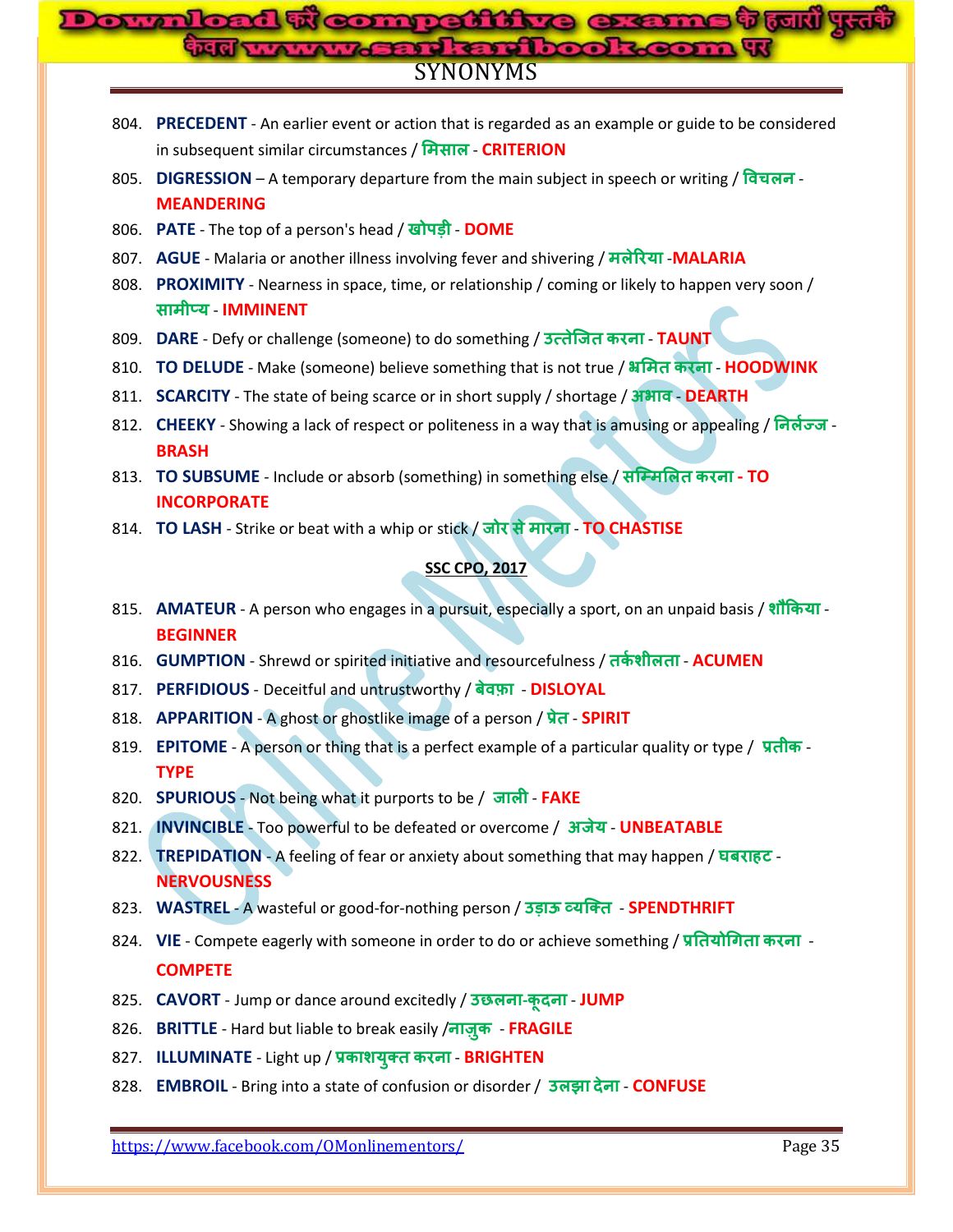804. **PRECEDENT** - An earlier event or action that is regarded as an example or guide to be considered in subsequent similar circumstances / **मिसाल** - **CRITERION**
805. **DIGRESSION** – A temporary departure from the main subject in speech or writing / **विचलन** - **MEANDERING**
806. **PATE** - The top of a person's head / **खोपड़ी** - **DOME**
807. **AGUE** - Malaria or another illness involving fever and shivering / **मलेरिया** -**MALARIA**
808. **PROXIMITY** - Nearness in space, time, or relationship / coming or likely to happen very soon / **सामीप्य** - **IMMINENT**
809. **DARE** - Defy or challenge (someone) to do something / **उत्तेजित करना** - **TAUNT**
810. **TO DELUDE** - Make (someone) believe something that is not true / **भ्रमित करना** - **HOODWINK**
811. **SCARCITY** - The state of being scarce or in short supply / shortage / **अभाव** - **DEARTH**
812. **CHEEKY** - Showing a lack of respect or politeness in a way that is amusing or appealing / **निर्लज्ज** - **BRASH**
813. **TO SUBSUME** - Include or absorb (something) in something else / **सम्मिलित करना** - **TO INCORPORATE**
814. **TO LASH** - Strike or beat with a whip or stick / **जोर से मारना** - **TO CHASTISE**

**SSC CPO, 2017**

815. **AMATEUR** - A person who engages in a pursuit, especially a sport, on an unpaid basis / **शौकिया** - **BEGINNER**
816. **GUMPTION** - Shrewd or spirited initiative and resourcefulness / **तर्कशीलता** - **ACUMEN**
817. **PERFIDIOUS** - Deceitful and untrustworthy / **बेवफ़ा** - **DISLOYAL**
818. **APPARITION** - A ghost or ghostlike image of a person / **प्रेत** - **SPIRIT**
819. **EPITOME** - A person or thing that is a perfect example of a particular quality or type / **प्रतीक** - **TYPE**
820. **SPURIOUS** - Not being what it purports to be / **जाली** - **FAKE**
821. **INVINCIBLE** - Too powerful to be defeated or overcome / **अजेय** - **UNBEATABLE**
822. **TREPIDATION** - A feeling of fear or anxiety about something that may happen / **घबराहट** - **NERVOUSNESS**
823. **WASTREL** - A wasteful or good-for-nothing person / **उड़ाऊ व्यक्ति** - **SPENDTHRIFT**
824. **VIE** - Compete eagerly with someone in order to do or achieve something / **प्रतियोगिता करना** - **COMPETE**
825. **CAVORT** - Jump or dance around excitedly / **उछलना-कूदना** - **JUMP**
826. **BRITTLE** - Hard but liable to break easily /**नाज़ुक** - **FRAGILE**
827. **ILLUMINATE** - Light up / **प्रकाशयुक्त करना** - **BRIGHTEN**
828. **EMBROIL** - Bring into a state of confusion or disorder / **उलझा देना** - **CONFUSE**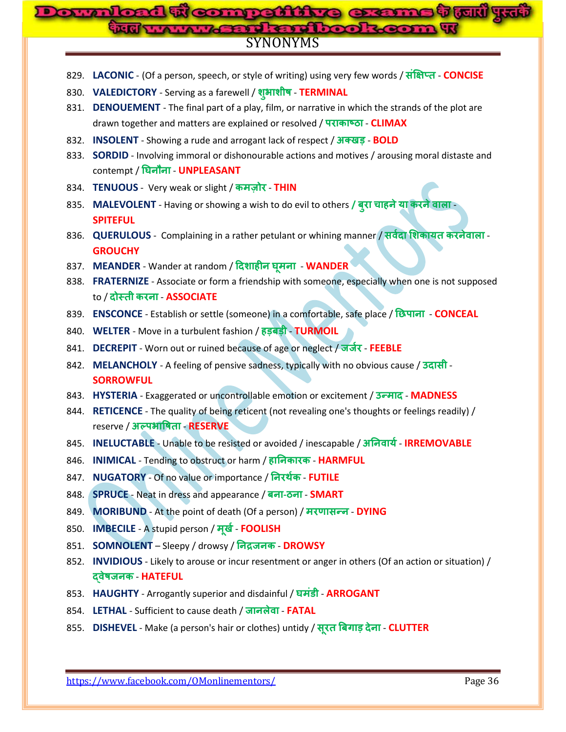# SYNONYMS

829. **LACONIC** - (Of a person, speech, or style of writing) using very few words / **संक्षिप्त** - **CONCISE**
830. **VALEDICTORY** - Serving as a farewell / **शुभाशीष** - **TERMINAL**
831. **DENOUEMENT** - The final part of a play, film, or narrative in which the strands of the plot are drawn together and matters are explained or resolved / **पराकाष्ठा** - **CLIMAX**
832. **INSOLENT** - Showing a rude and arrogant lack of respect / **अक्खड़** - **BOLD**
833. **SORDID** - Involving immoral or dishonourable actions and motives / arousing moral distaste and contempt / **घिनौना** - **UNPLEASANT**
834. **TENUOUS** - Very weak or slight / **कमज़ोर** - **THIN**
835. **MALEVOLENT** - Having or showing a wish to do evil to others / **बुरा चाहने या करने वाला** - **SPITEFUL**
836. **QUERULOUS** - Complaining in a rather petulant or whining manner / **सर्वदा शिकायत करनेवाला** - **GROUCHY**
837. **MEANDER** - Wander at random / **दिशाहीन घूमना** - **WANDER**
838. **FRATERNIZE** - Associate or form a friendship with someone, especially when one is not supposed to / **दोस्ती करना** - **ASSOCIATE**
839. **ENSCONCE** - Establish or settle (someone) in a comfortable, safe place / **छिपाना** - **CONCEAL**
840. **WELTER** - Move in a turbulent fashion / **हड़बड़ी** - **TURMOIL**
841. **DECREPIT** - Worn out or ruined because of age or neglect / **जर्जर** - **FEEBLE**
842. **MELANCHOLY** - A feeling of pensive sadness, typically with no obvious cause / **उदासी** - **SORROWFUL**
843. **HYSTERIA** - Exaggerated or uncontrollable emotion or excitement / **उन्माद** - **MADNESS**
844. **RETICENCE** - The quality of being reticent (not revealing one's thoughts or feelings readily) / reserve / **अल्पभाषिता** - **RESERVE**
845. **INELUCTABLE** - Unable to be resisted or avoided / inescapable / **अनिवार्य** - **IRREMOVABLE**
846. **INIMICAL** - Tending to obstruct or harm / **हानिकारक** - **HARMFUL**
847. **NUGATORY** - Of no value or importance / **निरर्थक** - **FUTILE**
848. **SPRUCE** - Neat in dress and appearance / **बना-ठना** - **SMART**
849. **MORIBUND** - At the point of death (Of a person) / **मरणासन्न** - **DYING**
850. **IMBECILE** - A stupid person / **मूर्ख** - **FOOLISH**
851. **SOMNOLENT** – Sleepy / drowsy / **निद्रजनक** - **DROWSY**
852. **INVIDIOUS** - Likely to arouse or incur resentment or anger in others (Of an action or situation) / **द्वेषजनक** - **HATEFUL**
853. **HAUGHTY** - Arrogantly superior and disdainful / **घमंडी** - **ARROGANT**
854. **LETHAL** - Sufficient to cause death / **जानलेवा** - **FATAL**
855. **DISHEVEL** - Make (a person's hair or clothes) untidy / **सूरत बिगाड़ देना** - **CLUTTER**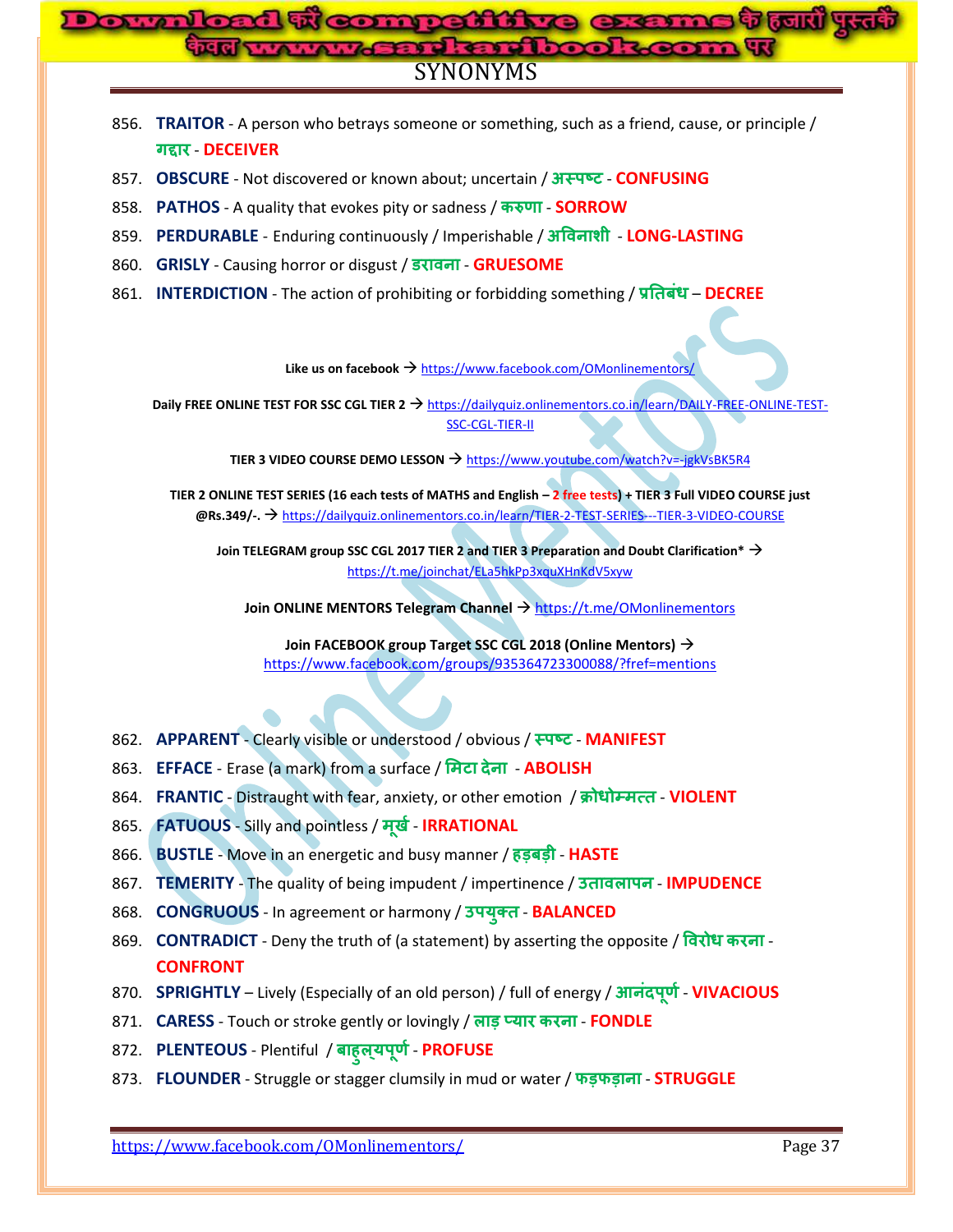# SYNONYMS

856. **TRAITOR** - A person who betrays someone or something, such as a friend, cause, or principle / **गद्दार** - **DECEIVER**
857. **OBSCURE** - Not discovered or known about; uncertain / **अस्पष्ट** - **CONFUSING**
858. **PATHOS** - A quality that evokes pity or sadness / **करुणा** - **SORROW**
859. **PERDURABLE** - Enduring continuously / Imperishable / **अविनाशी** - **LONG-LASTING**
860. **GRISLY** - Causing horror or disgust / **डरावना** - **GRUESOME**
861. **INTERDICTION** - The action of prohibiting or forbidding something / **प्रतिबंध** – **DECREE**

**Like us on facebook →** https://www.facebook.com/OMonlinementors/

**Daily FREE ONLINE TEST FOR SSC CGL TIER 2 →** https://dailyquiz.onlinementors.co.in/learn/DAILY-FREE-ONLINE-TEST-SSC-CGL-TIER-II

**TIER 3 VIDEO COURSE DEMO LESSON →** https://www.youtube.com/watch?v=-jgkVsBK5R4

**TIER 2 ONLINE TEST SERIES (16 each tests of MATHS and English – 2 free tests) + TIER 3 Full VIDEO COURSE just @Rs.349/-. →** https://dailyquiz.onlinementors.co.in/learn/TIER-2-TEST-SERIES---TIER-3-VIDEO-COURSE

**Join TELEGRAM group SSC CGL 2017 TIER 2 and TIER 3 Preparation and Doubt Clarification* →** https://t.me/joinchat/ELa5hkPp3xquXHnKdV5xyw

**Join ONLINE MENTORS Telegram Channel →** https://t.me/OMonlinementors

**Join FACEBOOK group Target SSC CGL 2018 (Online Mentors) →** https://www.facebook.com/groups/935364723300088/?fref=mentions

862. **APPARENT** - Clearly visible or understood / obvious / **स्पष्ट** - **MANIFEST**
863. **EFFACE** - Erase (a mark) from a surface / **मिटा देना** - **ABOLISH**
864. **FRANTIC** - Distraught with fear, anxiety, or other emotion / **क्रोधोम्मत्त** - **VIOLENT**
865. **FATUOUS** - Silly and pointless / **मूर्ख** - **IRRATIONAL**
866. **BUSTLE** - Move in an energetic and busy manner / **हड़बड़ी** - **HASTE**
867. **TEMERITY** - The quality of being impudent / impertinence / **उतावलापन** - **IMPUDENCE**
868. **CONGRUOUS** - In agreement or harmony / **उपयुक्त** - **BALANCED**
869. **CONTRADICT** - Deny the truth of (a statement) by asserting the opposite / **विरोध करना** - **CONFRONT**
870. **SPRIGHTLY** – Lively (Especially of an old person) / full of energy / **आनंदपूर्ण** - **VIVACIOUS**
871. **CARESS** - Touch or stroke gently or lovingly / **लाड़ प्यार करना** - **FONDLE**
872. **PLENTEOUS** - Plentiful / **बाहुल्यपूर्ण** - **PROFUSE**
873. **FLOUNDER** - Struggle or stagger clumsily in mud or water / **फड़फड़ाना** - **STRUGGLE**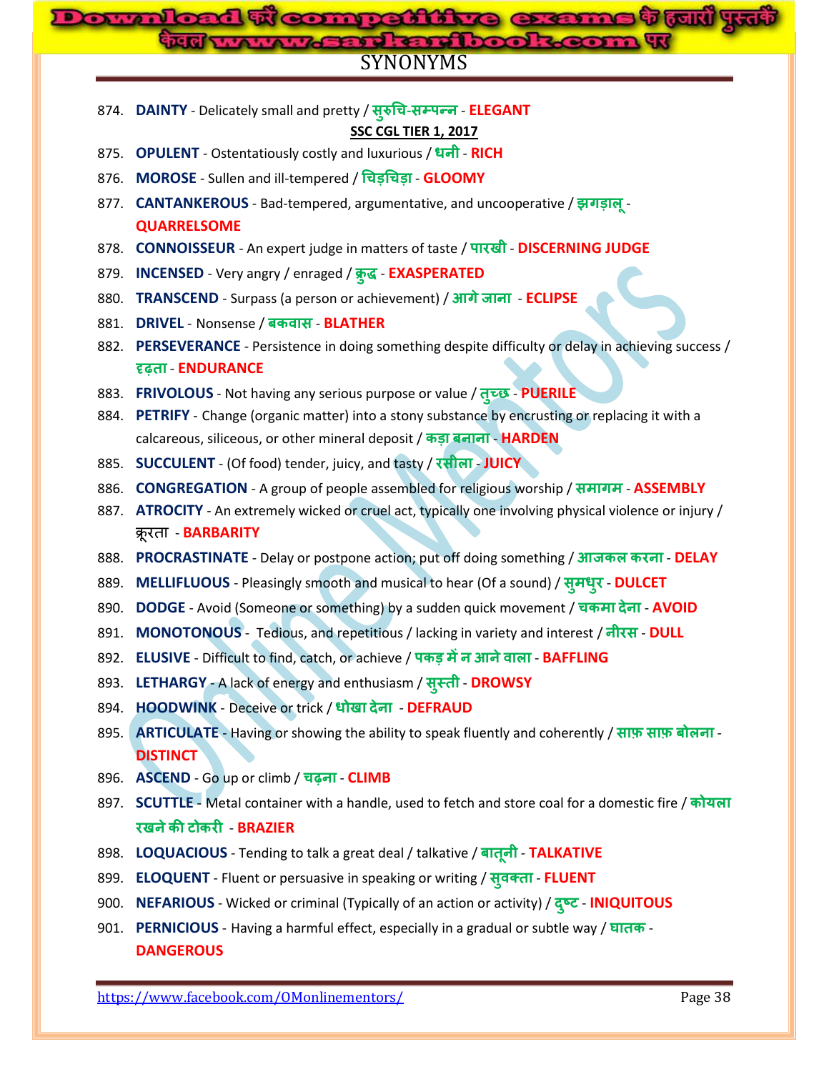## SYNONYMS

874. **DAINTY** - Delicately small and pretty / **सुरुचि-सम्पन्न** - **ELEGANT**

**SSC CGL TIER 1, 2017**

875. **OPULENT** - Ostentatiously costly and luxurious / **धनी** - **RICH**
876. **MOROSE** - Sullen and ill-tempered / **चिड़चिड़ा** - **GLOOMY**
877. **CANTANKEROUS** - Bad-tempered, argumentative, and uncooperative / **झगड़ालू** - **QUARRELSOME**
878. **CONNOISSEUR** - An expert judge in matters of taste / **पारखी** - **DISCERNING JUDGE**
879. **INCENSED** - Very angry / enraged / **क्रुद्ध** - **EXASPERATED**
880. **TRANSCEND** - Surpass (a person or achievement) / **आगे जाना** - **ECLIPSE**
881. **DRIVEL** - Nonsense / **बकवास** - **BLATHER**
882. **PERSEVERANCE** - Persistence in doing something despite difficulty or delay in achieving success / **दृढ़ता** - **ENDURANCE**
883. **FRIVOLOUS** - Not having any serious purpose or value / **तुच्छ** - **PUERILE**
884. **PETRIFY** - Change (organic matter) into a stony substance by encrusting or replacing it with a calcareous, siliceous, or other mineral deposit / **कड़ा बनाना** - **HARDEN**
885. **SUCCULENT** - (Of food) tender, juicy, and tasty / **रसीला** - **JUICY**
886. **CONGREGATION** - A group of people assembled for religious worship / **समागम** - **ASSEMBLY**
887. **ATROCITY** - An extremely wicked or cruel act, typically one involving physical violence or injury / क्रूरता - **BARBARITY**
888. **PROCRASTINATE** - Delay or postpone action; put off doing something / **आजकल करना** - **DELAY**
889. **MELLIFLUOUS** - Pleasingly smooth and musical to hear (Of a sound) / **सुमधुर** - **DULCET**
890. **DODGE** - Avoid (Someone or something) by a sudden quick movement / **चकमा देना** - **AVOID**
891. **MONOTONOUS** - Tedious, and repetitious / lacking in variety and interest / **नीरस** - **DULL**
892. **ELUSIVE** - Difficult to find, catch, or achieve / **पकड़ में न आने वाला** - **BAFFLING**
893. **LETHARGY** - A lack of energy and enthusiasm / **सुस्ती** - **DROWSY**
894. **HOODWINK** - Deceive or trick / **धोखा देना** - **DEFRAUD**
895. **ARTICULATE** - Having or showing the ability to speak fluently and coherently / **साफ़ साफ़ बोलना** - **DISTINCT**
896. **ASCEND** - Go up or climb / **चढ़ना** - **CLIMB**
897. **SCUTTLE** - Metal container with a handle, used to fetch and store coal for a domestic fire / **कोयला रखने की टोकरी** - **BRAZIER**
898. **LOQUACIOUS** - Tending to talk a great deal / talkative / **बातूनी** - **TALKATIVE**
899. **ELOQUENT** - Fluent or persuasive in speaking or writing / **सुवक्ता** - **FLUENT**
900. **NEFARIOUS** - Wicked or criminal (Typically of an action or activity) / **दुष्ट** - **INIQUITOUS**
901. **PERNICIOUS** - Having a harmful effect, especially in a gradual or subtle way / **घातक** - **DANGEROUS**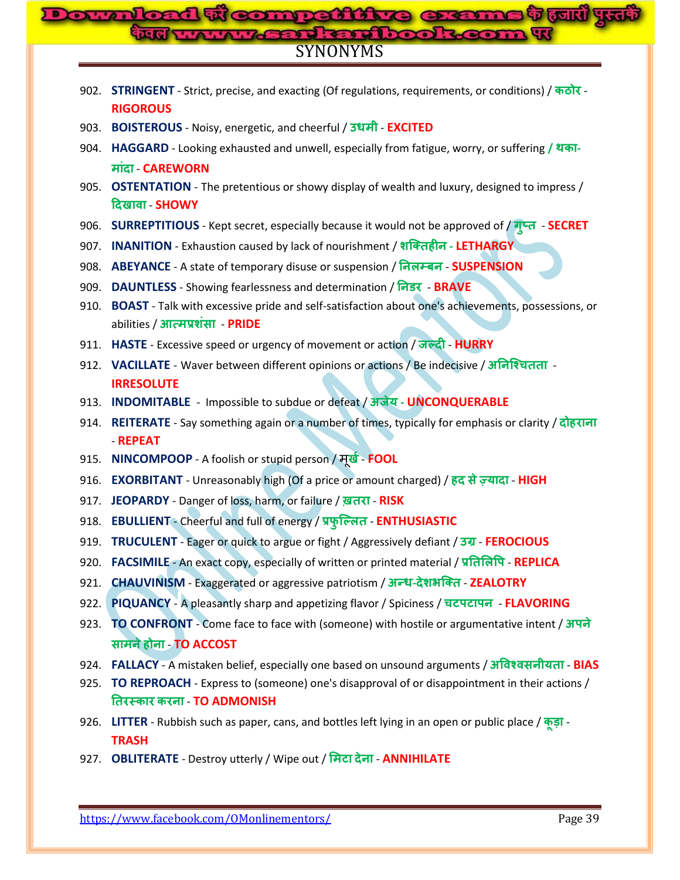# SYNONYMS

902. **STRINGENT** - Strict, precise, and exacting (Of regulations, requirements, or conditions) / **कठोर** - **RIGOROUS**
903. **BOISTEROUS** - Noisy, energetic, and cheerful / **उधमी** - **EXCITED**
904. **HAGGARD** - Looking exhausted and unwell, especially from fatigue, worry, or suffering **/ थका-मांदा** - **CAREWORN**
905. **OSTENTATION** - The pretentious or showy display of wealth and luxury, designed to impress / **दिखावा** - **SHOWY**
906. **SURREPTITIOUS** - Kept secret, especially because it would not be approved of / **गुप्त** - **SECRET**
907. **INANITION** - Exhaustion caused by lack of nourishment / **शक्तिहीन** - **LETHARGY**
908. **ABEYANCE** - A state of temporary disuse or suspension / **निलम्बन** - **SUSPENSION**
909. **DAUNTLESS** - Showing fearlessness and determination / **निडर** - **BRAVE**
910. **BOAST** - Talk with excessive pride and self-satisfaction about one's achievements, possessions, or abilities / **आत्मप्रशंसा** - **PRIDE**
911. **HASTE** - Excessive speed or urgency of movement or action / **जल्दी** - **HURRY**
912. **VACILLATE** - Waver between different opinions or actions / Be indecisive / **अनिश्चितता** - **IRRESOLUTE**
913. **INDOMITABLE** - Impossible to subdue or defeat / **अजेय** - **UNCONQUERABLE**
914. **REITERATE** - Say something again or a number of times, typically for emphasis or clarity / **दोहराना** - **REPEAT**
915. **NINCOMPOOP** - A foolish or stupid person / **मूर्ख** - **FOOL**
916. **EXORBITANT** - Unreasonably high (Of a price or amount charged) / **हद से ज़्यादा** - **HIGH**
917. **JEOPARDY** - Danger of loss, harm, or failure / **ख़तरा** - **RISK**
918. **EBULLIENT** - Cheerful and full of energy / **प्रफुल्लित** - **ENTHUSIASTIC**
919. **TRUCULENT** - Eager or quick to argue or fight / Aggressively defiant / **उग्र** - **FEROCIOUS**
920. **FACSIMILE** - An exact copy, especially of written or printed material / **प्रतिलिपि** - **REPLICA**
921. **CHAUVINISM** - Exaggerated or aggressive patriotism / **अन्ध-देशभक्ति** - **ZEALOTRY**
922. **PIQUANCY** - A pleasantly sharp and appetizing flavor / Spiciness / **चटपटापन** - **FLAVORING**
923. **TO CONFRONT** - Come face to face with (someone) with hostile or argumentative intent / **अपने सामने होना** - **TO ACCOST**
924. **FALLACY** - A mistaken belief, especially one based on unsound arguments / **अविश्वसनीयता** - **BIAS**
925. **TO REPROACH** - Express to (someone) one's disapproval of or disappointment in their actions / **तिरस्कार करना** - **TO ADMONISH**
926. **LITTER** - Rubbish such as paper, cans, and bottles left lying in an open or public place / **कूड़ा** - **TRASH**
927. **OBLITERATE** - Destroy utterly / Wipe out / **मिटा देना** - **ANNIHILATE**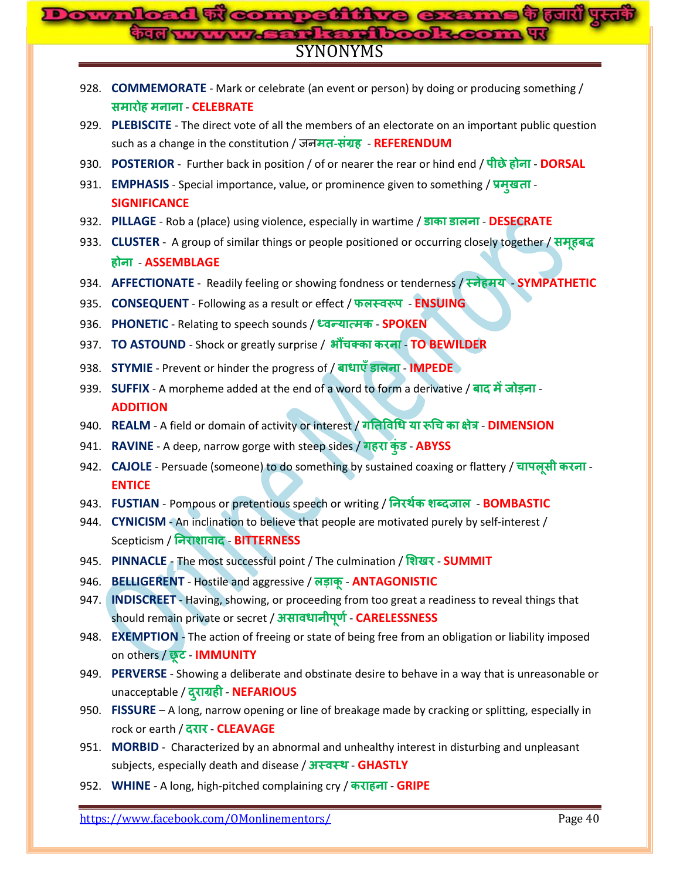# SYNONYMS

928. **COMMEMORATE** - Mark or celebrate (an event or person) by doing or producing something / **समारोह मनाना** - **CELEBRATE**
929. **PLEBISCITE** - The direct vote of all the members of an electorate on an important public question such as a change in the constitution / जन**मत-संग्रह** - **REFERENDUM**
930. **POSTERIOR** - Further back in position / of or nearer the rear or hind end / **पीछे होना** - **DORSAL**
931. **EMPHASIS** - Special importance, value, or prominence given to something / **प्रमुखता** - **SIGNIFICANCE**
932. **PILLAGE** - Rob a (place) using violence, especially in wartime / **डाका डालना** - **DESECRATE**
933. **CLUSTER** - A group of similar things or people positioned or occurring closely together / **समूहबद्ध होना** - **ASSEMBLAGE**
934. **AFFECTIONATE** - Readily feeling or showing fondness or tenderness / **स्नेहमय** - **SYMPATHETIC**
935. **CONSEQUENT** - Following as a result or effect / **फलस्वरूप** - **ENSUING**
936. **PHONETIC** - Relating to speech sounds / **ध्वन्यात्मक** - **SPOKEN**
937. **TO ASTOUND** - Shock or greatly surprise / **भौंचक्का करना** - **TO BEWILDER**
938. **STYMIE** - Prevent or hinder the progress of / **बाधाएँ डालना** - **IMPEDE**
939. **SUFFIX** - A morpheme added at the end of a word to form a derivative / **बाद में जोड़ना** - **ADDITION**
940. **REALM** - A field or domain of activity or interest / **गतिविधि या रुचि का क्षेत्र** - **DIMENSION**
941. **RAVINE** - A deep, narrow gorge with steep sides / **गहरा कुंड** - **ABYSS**
942. **CAJOLE** - Persuade (someone) to do something by sustained coaxing or flattery / **चापलूसी करना** - **ENTICE**
943. **FUSTIAN** - Pompous or pretentious speech or writing / **निरर्थक शब्दजाल** - **BOMBASTIC**
944. **CYNICISM** - An inclination to believe that people are motivated purely by self-interest / Scepticism / **निराशावाद** - **BITTERNESS**
945. **PINNACLE** - The most successful point / The culmination / **शिखर** - **SUMMIT**
946. **BELLIGERENT** - Hostile and aggressive / **लड़ाकू** - **ANTAGONISTIC**
947. **INDISCREET** - Having, showing, or proceeding from too great a readiness to reveal things that should remain private or secret / **असावधानीपूर्ण** - **CARELESSNESS**
948. **EXEMPTION** - The action of freeing or state of being free from an obligation or liability imposed on others / **छूट** - **IMMUNITY**
949. **PERVERSE** - Showing a deliberate and obstinate desire to behave in a way that is unreasonable or unacceptable / **दुराग्रही** - **NEFARIOUS**
950. **FISSURE** – A long, narrow opening or line of breakage made by cracking or splitting, especially in rock or earth / **दरार** - **CLEAVAGE**
951. **MORBID** - Characterized by an abnormal and unhealthy interest in disturbing and unpleasant subjects, especially death and disease / **अस्वस्थ** - **GHASTLY**
952. **WHINE** - A long, high-pitched complaining cry / **कराहना** - **GRIPE**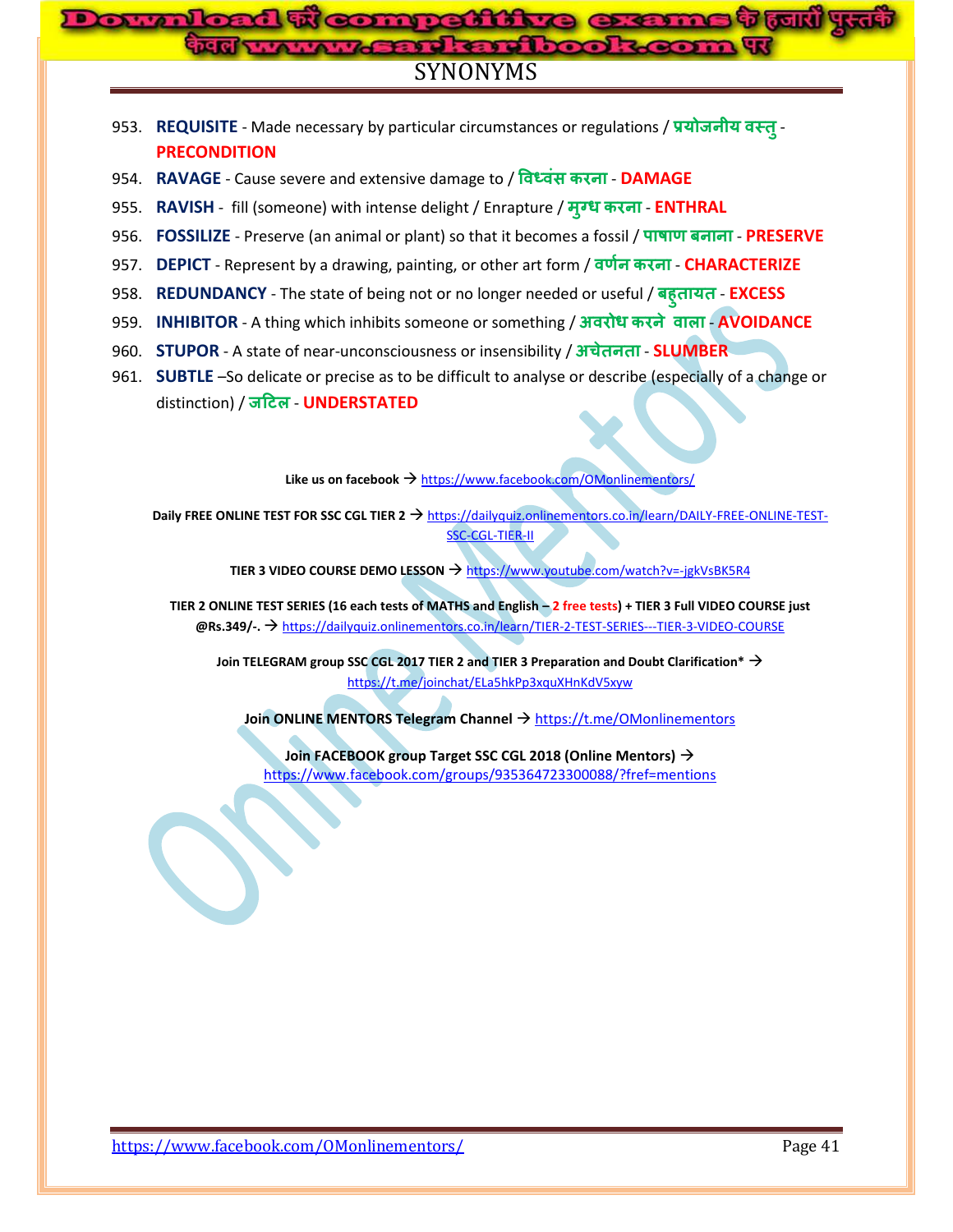# SYNONYMS

953. **REQUISITE** - Made necessary by particular circumstances or regulations / **प्रयोजनीय वस्तु** - **PRECONDITION**
954. **RAVAGE** - Cause severe and extensive damage to / **विध्वंस करना** - **DAMAGE**
955. **RAVISH** - fill (someone) with intense delight / Enrapture / **मुग्ध करना** - **ENTHRAL**
956. **FOSSILIZE** - Preserve (an animal or plant) so that it becomes a fossil / **पाषाण बनाना** - **PRESERVE**
957. **DEPICT** - Represent by a drawing, painting, or other art form / **वर्णन करना** - **CHARACTERIZE**
958. **REDUNDANCY** - The state of being not or no longer needed or useful / **बहुतायत** - **EXCESS**
959. **INHIBITOR** - A thing which inhibits someone or something / **अवरोध करने वाला** - **AVOIDANCE**
960. **STUPOR** - A state of near-unconsciousness or insensibility / **अचेतनता** - **SLUMBER**
961. **SUBTLE** –So delicate or precise as to be difficult to analyse or describe (especially of a change or distinction) / **जटिल** - **UNDERSTATED**

**Like us on facebook →** https://www.facebook.com/OMonlinementors/

**Daily FREE ONLINE TEST FOR SSC CGL TIER 2 →** https://dailyquiz.onlinementors.co.in/learn/DAILY-FREE-ONLINE-TEST-SSC-CGL-TIER-II

**TIER 3 VIDEO COURSE DEMO LESSON →** https://www.youtube.com/watch?v=-jgkVsBK5R4

**TIER 2 ONLINE TEST SERIES (16 each tests of MATHS and English – 2 free tests) + TIER 3 Full VIDEO COURSE just @Rs.349/-. →** https://dailyquiz.onlinementors.co.in/learn/TIER-2-TEST-SERIES---TIER-3-VIDEO-COURSE

**Join TELEGRAM group SSC CGL 2017 TIER 2 and TIER 3 Preparation and Doubt Clarification* →** https://t.me/joinchat/ELa5hkPp3xquXHnKdV5xyw

**Join ONLINE MENTORS Telegram Channel →** https://t.me/OMonlinementors

**Join FACEBOOK group Target SSC CGL 2018 (Online Mentors) →** https://www.facebook.com/groups/935364723300088/?fref=mentions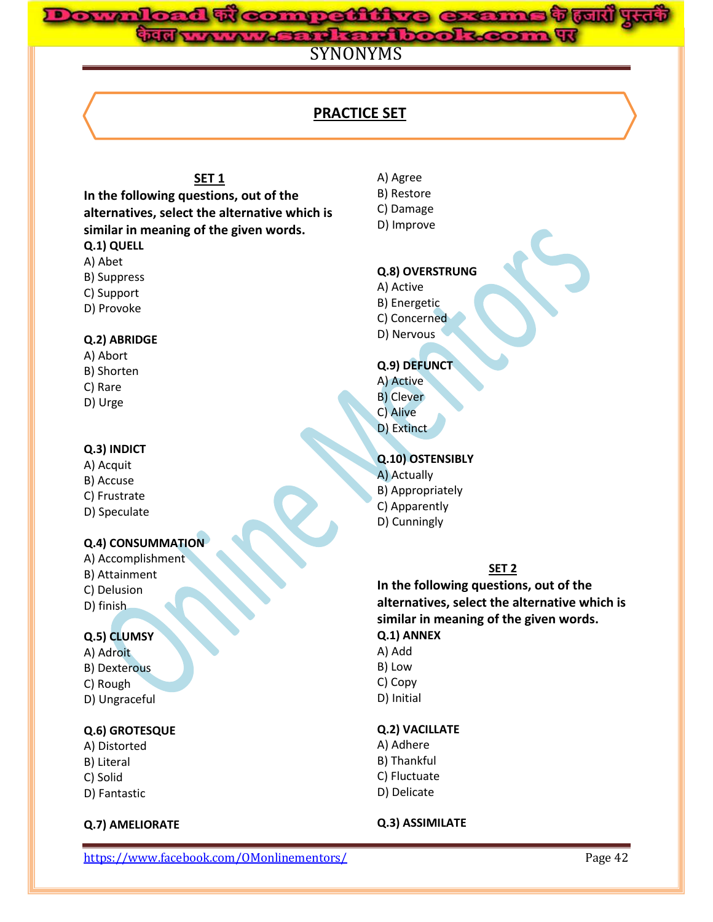SYNONYMS

## PRACTICE SET

### SET 1

**In the following questions, out of the alternatives, select the alternative which is similar in meaning of the given words.**

**Q.1) QUELL**
A) Abet
B) Suppress
C) Support
D) Provoke

**Q.2) ABRIDGE**
A) Abort
B) Shorten
C) Rare
D) Urge

**Q.3) INDICT**
A) Acquit
B) Accuse
C) Frustrate
D) Speculate

**Q.4) CONSUMMATION**
A) Accomplishment
B) Attainment
C) Delusion
D) finish

**Q.5) CLUMSY**
A) Adroit
B) Dexterous
C) Rough
D) Ungraceful

**Q.6) GROTESQUE**
A) Distorted
B) Literal
C) Solid
D) Fantastic

**Q.7) AMELIORATE**
A) Agree
B) Restore
C) Damage
D) Improve

**Q.8) OVERSTRUNG**
A) Active
B) Energetic
C) Concerned
D) Nervous

**Q.9) DEFUNCT**
A) Active
B) Clever
C) Alive
D) Extinct

**Q.10) OSTENSIBLY**
A) Actually
B) Appropriately
C) Apparently
D) Cunningly

### SET 2

**In the following questions, out of the alternatives, select the alternative which is similar in meaning of the given words.**

**Q.1) ANNEX**
A) Add
B) Low
C) Copy
D) Initial

**Q.2) VACILLATE**
A) Adhere
B) Thankful
C) Fluctuate
D) Delicate

**Q.3) ASSIMILATE**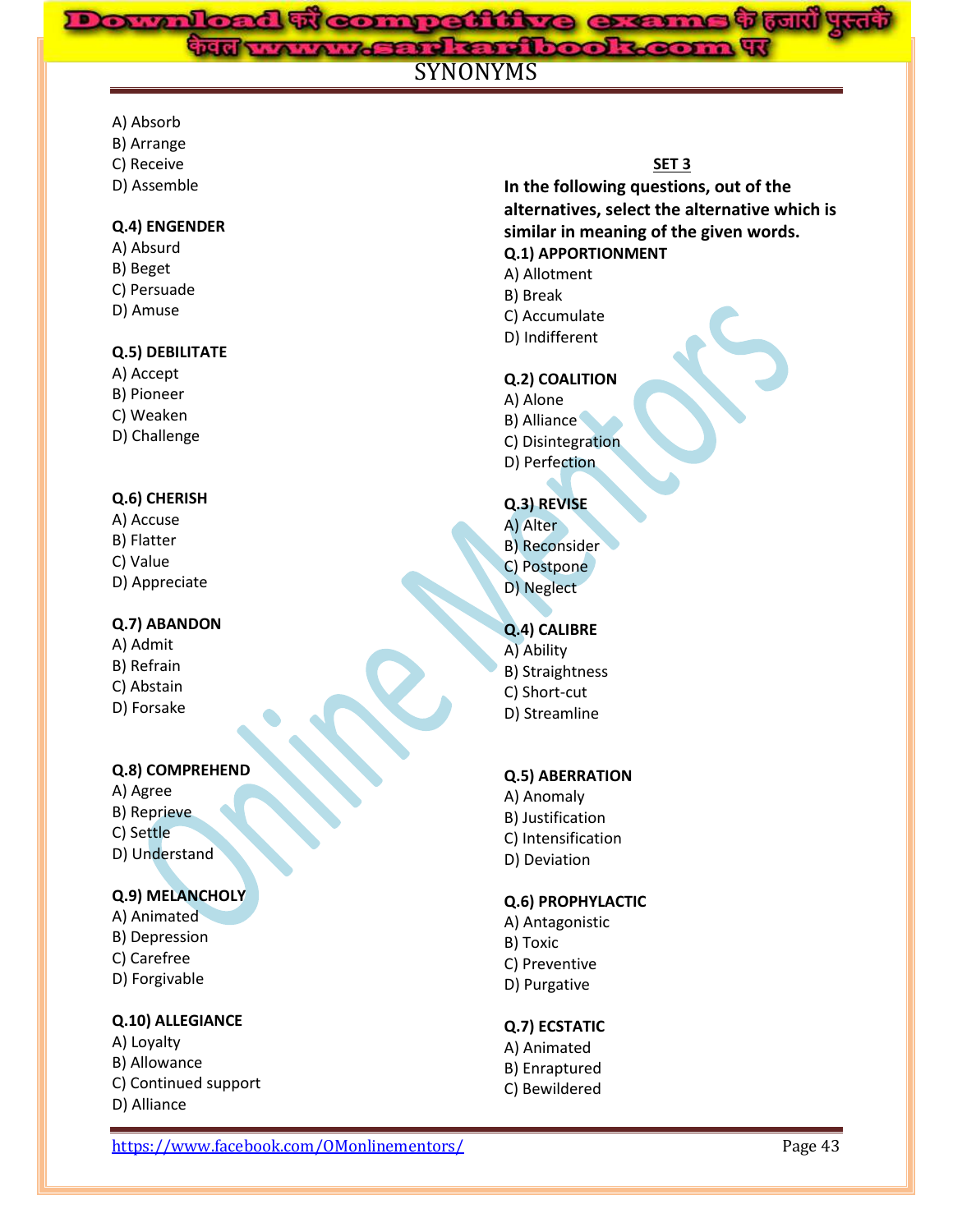A) Absorb
B) Arrange
C) Receive
D) Assemble

**Q.4) ENGENDER**
A) Absurd
B) Beget
C) Persuade
D) Amuse

**Q.5) DEBILITATE**
A) Accept
B) Pioneer
C) Weaken
D) Challenge

**Q.6) CHERISH**
A) Accuse
B) Flatter
C) Value
D) Appreciate

**Q.7) ABANDON**
A) Admit
B) Refrain
C) Abstain
D) Forsake

**Q.8) COMPREHEND**
A) Agree
B) Reprieve
C) Settle
D) Understand

**Q.9) MELANCHOLY**
A) Animated
B) Depression
C) Carefree
D) Forgivable

**Q.10) ALLEGIANCE**
A) Loyalty
B) Allowance
C) Continued support
D) Alliance

## SET 3

**In the following questions, out of the alternatives, select the alternative which is similar in meaning of the given words.**

**Q.1) APPORTIONMENT**
A) Allotment
B) Break
C) Accumulate
D) Indifferent

**Q.2) COALITION**
A) Alone
B) Alliance
C) Disintegration
D) Perfection

**Q.3) REVISE**
A) Alter
B) Reconsider
C) Postpone
D) Neglect

**Q.4) CALIBRE**
A) Ability
B) Straightness
C) Short-cut
D) Streamline

**Q.5) ABERRATION**
A) Anomaly
B) Justification
C) Intensification
D) Deviation

**Q.6) PROPHYLACTIC**
A) Antagonistic
B) Toxic
C) Preventive
D) Purgative

**Q.7) ECSTATIC**
A) Animated
B) Enraptured
C) Bewildered

https://www.facebook.com/OMonlinementors/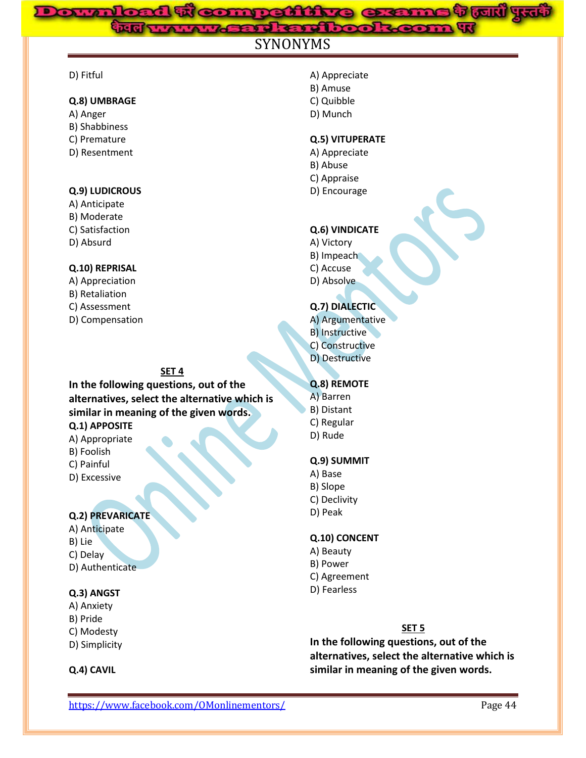D) Fitful

**Q.8) UMBRAGE**
A) Anger
B) Shabbiness
C) Premature
D) Resentment

**Q.9) LUDICROUS**
A) Anticipate
B) Moderate
C) Satisfaction
D) Absurd

**Q.10) REPRISAL**
A) Appreciation
B) Retaliation
C) Assessment
D) Compensation

**SET 4**

**In the following questions, out of the alternatives, select the alternative which is similar in meaning of the given words.**

**Q.1) APPOSITE**
A) Appropriate
B) Foolish
C) Painful
D) Excessive

**Q.2) PREVARICATE**
A) Anticipate
B) Lie
C) Delay
D) Authenticate

**Q.3) ANGST**
A) Anxiety
B) Pride
C) Modesty
D) Simplicity

**Q.4) CAVIL**
A) Appreciate
B) Amuse
C) Quibble
D) Munch

**Q.5) VITUPERATE**
A) Appreciate
B) Abuse
C) Appraise
D) Encourage

**Q.6) VINDICATE**
A) Victory
B) Impeach
C) Accuse
D) Absolve

**Q.7) DIALECTIC**
A) Argumentative
B) Instructive
C) Constructive
D) Destructive

**Q.8) REMOTE**
A) Barren
B) Distant
C) Regular
D) Rude

**Q.9) SUMMIT**
A) Base
B) Slope
C) Declivity
D) Peak

**Q.10) CONCENT**
A) Beauty
B) Power
C) Agreement
D) Fearless

**SET 5**

**In the following questions, out of the alternatives, select the alternative which is similar in meaning of the given words.**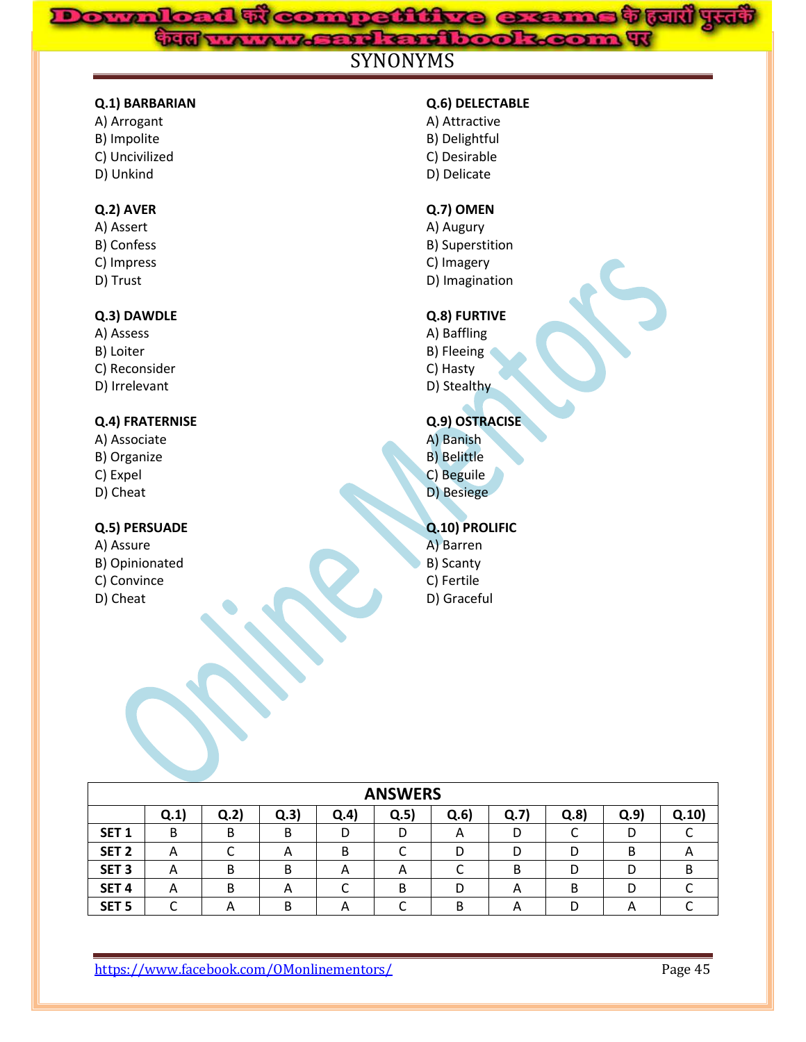# SYNONYMS

**Q.1) BARBARIAN**
A) Arrogant
B) Impolite
C) Uncivilized
D) Unkind

**Q.2) AVER**
A) Assert
B) Confess
C) Impress
D) Trust

**Q.3) DAWDLE**
A) Assess
B) Loiter
C) Reconsider
D) Irrelevant

**Q.4) FRATERNISE**
A) Associate
B) Organize
C) Expel
D) Cheat

**Q.5) PERSUADE**
A) Assure
B) Opinionated
C) Convince
D) Cheat

**Q.6) DELECTABLE**
A) Attractive
B) Delightful
C) Desirable
D) Delicate

**Q.7) OMEN**
A) Augury
B) Superstition
C) Imagery
D) Imagination

**Q.8) FURTIVE**
A) Baffling
B) Fleeing
C) Hasty
D) Stealthy

**Q.9) OSTRACISE**
A) Banish
B) Belittle
C) Beguile
D) Besiege

**Q.10) PROLIFIC**
A) Barren
B) Scanty
C) Fertile
D) Graceful

| ANSWERS | | | | | | | | | | |
|---|---|---|---|---|---|---|---|---|---|---|
| | Q.1) | Q.2) | Q.3) | Q.4) | Q.5) | Q.6) | Q.7) | Q.8) | Q.9) | Q.10) |
| SET 1 | B | B | B | D | D | A | D | C | D | C |
| SET 2 | A | C | A | B | C | D | D | D | B | A |
| SET 3 | A | B | B | A | A | C | B | D | D | B |
| SET 4 | A | B | A | C | B | D | A | B | D | C |
| SET 5 | C | A | B | A | C | B | A | D | A | C |